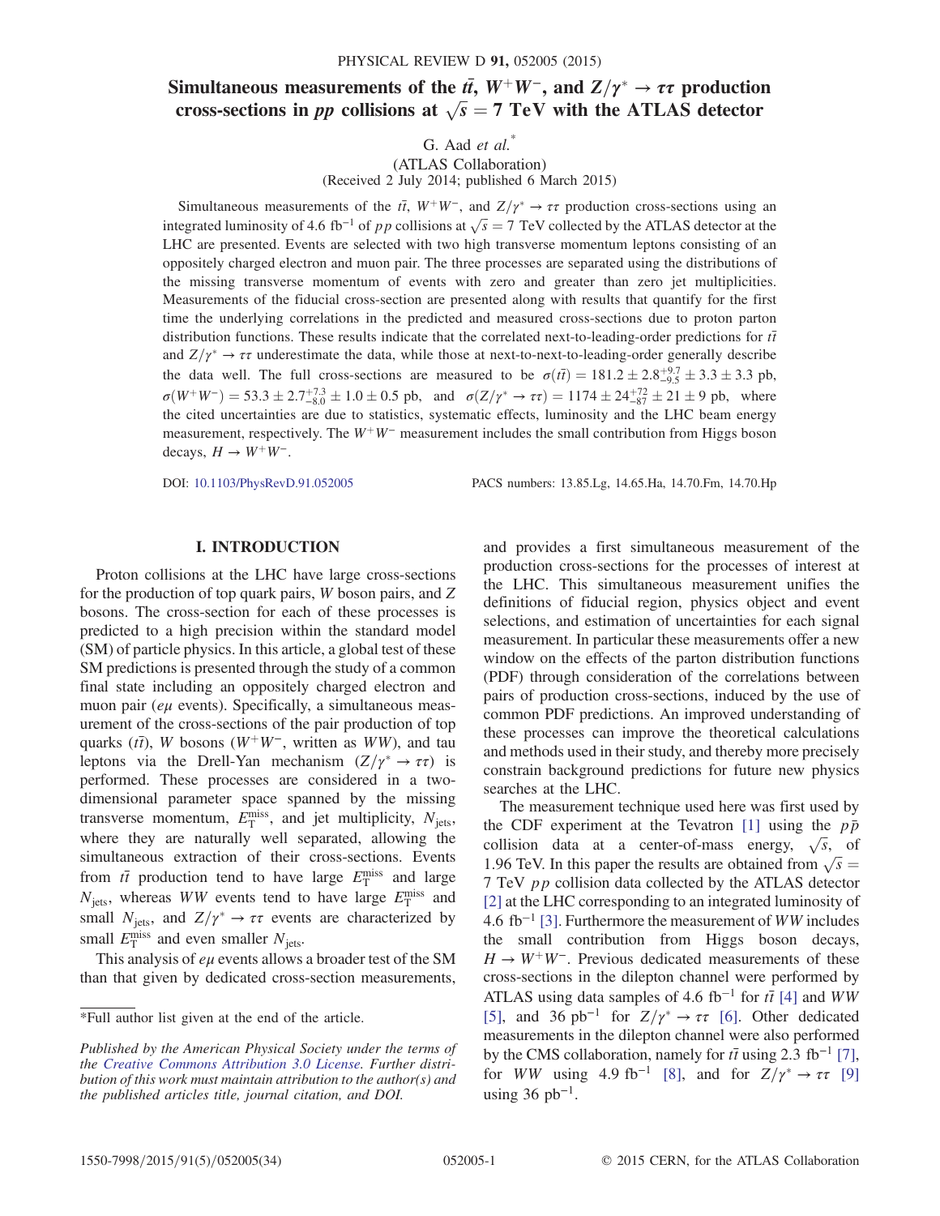# Simultaneous measurements of the $t\bar{t}$, $W^+W^-$, and $Z/\gamma^* \to \tau\tau$ production cross-sections in $pp$ collisions at $\sqrt{s} = 7$ TeV with the ATLAS detector

G. Aad *et al.**

(ATLAS Collaboration)

(Received 2 July 2014; published 6 March 2015)

Simultaneous measurements of the $t\bar{t}$, $W^+W^-$, and $Z/\gamma^* \to \tau\tau$ production cross-sections using an integrated luminosity of 4.6 fb$^{-1}$ of $pp$ collisions at $\sqrt{s} = 7$ TeV collected by the ATLAS detector at the LHC are presented. Events are selected with two high transverse momentum leptons consisting of an oppositely charged electron and muon pair. The three processes are separated using the distributions of the missing transverse momentum of events with zero and greater than zero jet multiplicities. Measurements of the fiducial cross-section are presented along with results that quantify for the first time the underlying correlations in the predicted and measured cross-sections due to proton parton distribution functions. These results indicate that the correlated next-to-leading-order predictions for $t\bar{t}$ and $Z/\gamma^* \to \tau\tau$ underestimate the data, while those at next-to-next-to-leading-order generally describe the data well. The full cross-sections are measured to be $\sigma(t\bar{t}) = 181.2 \pm 2.8^{+9.7}_{-9.5} \pm 3.3 \pm 3.3$ pb, $\sigma(W^+W^-) = 53.3 \pm 2.7^{+7.3}_{-8.0} \pm 1.0 \pm 0.5$ pb, and $\sigma(Z/\gamma^* \to \tau\tau) = 1174 \pm 24^{+72}_{-87} \pm 21 \pm 9$ pb, where the cited uncertainties are due to statistics, systematic effects, luminosity and the LHC beam energy measurement, respectively. The $W^+W^-$ measurement includes the small contribution from Higgs boson decays, $H \to W^+W^-$.

DOI: 10.1103/PhysRevD.91.052005 PACS numbers: 13.85.Lg, 14.65.Ha, 14.70.Fm, 14.70.Hp

## I. INTRODUCTION

Proton collisions at the LHC have large cross-sections for the production of top quark pairs, $W$ boson pairs, and $Z$ bosons. The cross-section for each of these processes is predicted to a high precision within the standard model (SM) of particle physics. In this article, a global test of these SM predictions is presented through the study of a common final state including an oppositely charged electron and muon pair ($e\mu$ events). Specifically, a simultaneous measurement of the cross-sections of the pair production of top quarks ($t\bar{t}$), $W$ bosons ($W^+W^-$, written as $WW$), and tau leptons via the Drell-Yan mechanism ($Z/\gamma^* \to \tau\tau$) is performed. These processes are considered in a two-dimensional parameter space spanned by the missing transverse momentum, $E_T^{\text{miss}}$, and jet multiplicity, $N_{\text{jets}}$, where they are naturally well separated, allowing the simultaneous extraction of their cross-sections. Events from $t\bar{t}$ production tend to have large $E_T^{\text{miss}}$ and large $N_{\text{jets}}$, whereas $WW$ events tend to have large $E_T^{\text{miss}}$ and small $N_{\text{jets}}$, and $Z/\gamma^* \to \tau\tau$ events are characterized by small $E_T^{\text{miss}}$ and even smaller $N_{\text{jets}}$.

This analysis of $e\mu$ events allows a broader test of the SM than that given by dedicated cross-section measurements, and provides a first simultaneous measurement of the production cross-sections for the processes of interest at the LHC. This simultaneous measurement unifies the definitions of fiducial region, physics object and event selections, and estimation of uncertainties for each signal measurement. In particular these measurements offer a new window on the effects of the parton distribution functions (PDF) through consideration of the correlations between pairs of production cross-sections, induced by the use of common PDF predictions. An improved understanding of these processes can improve the theoretical calculations and methods used in their study, and thereby more precisely constrain background predictions for future new physics searches at the LHC.

The measurement technique used here was first used by the CDF experiment at the Tevatron [1] using the $p\bar{p}$ collision data at a center-of-mass energy, $\sqrt{s}$, of 1.96 TeV. In this paper the results are obtained from $\sqrt{s} = 7$ TeV $pp$ collision data collected by the ATLAS detector [2] at the LHC corresponding to an integrated luminosity of 4.6 fb$^{-1}$ [3]. Furthermore the measurement of $WW$ includes the small contribution from Higgs boson decays, $H \to W^+W^-$. Previous dedicated measurements of these cross-sections in the dilepton channel were performed by ATLAS using data samples of 4.6 fb$^{-1}$ for $t\bar{t}$ [4] and $WW$ [5], and 36 pb$^{-1}$ for $Z/\gamma^* \to \tau\tau$ [6]. Other dedicated measurements in the dilepton channel were also performed by the CMS collaboration, namely for $t\bar{t}$ using 2.3 fb$^{-1}$ [7], for $WW$ using 4.9 fb$^{-1}$ [8], and for $Z/\gamma^* \to \tau\tau$ [9] using 36 pb$^{-1}$.

*Full author list given at the end of the article.

*Published by the American Physical Society under the terms of the Creative Commons Attribution 3.0 License. Further distribution of this work must maintain attribution to the author(s) and the published articles title, journal citation, and DOI.*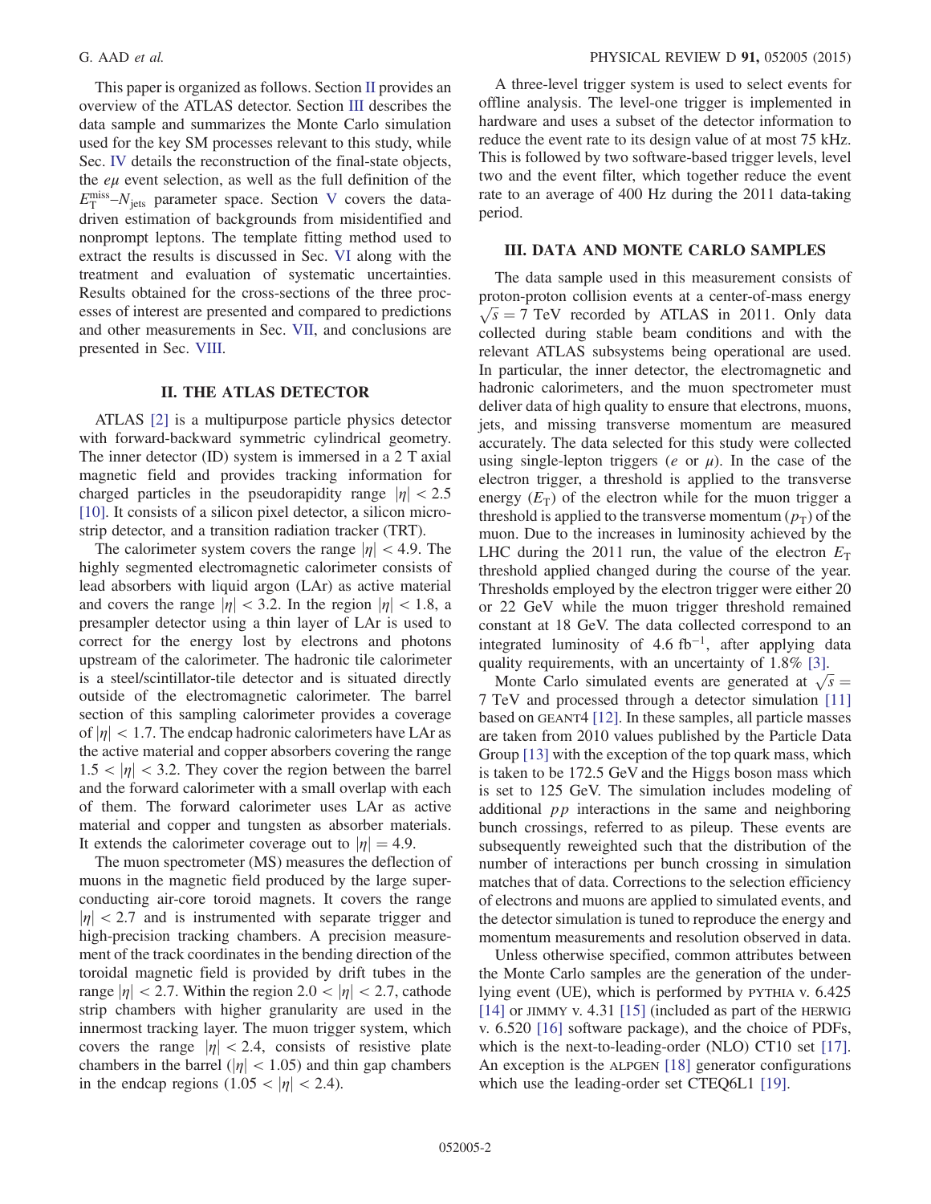This paper is organized as follows. Section II provides an overview of the ATLAS detector. Section III describes the data sample and summarizes the Monte Carlo simulation used for the key SM processes relevant to this study, while Sec. IV details the reconstruction of the final-state objects, the $e\mu$ event selection, as well as the full definition of the $E_{\mathrm{T}}^{\mathrm{miss}}$–$N_{\mathrm{jets}}$ parameter space. Section V covers the data-driven estimation of backgrounds from misidentified and nonprompt leptons. The template fitting method used to extract the results is discussed in Sec. VI along with the treatment and evaluation of systematic uncertainties. Results obtained for the cross-sections of the three processes of interest are presented and compared to predictions and other measurements in Sec. VII, and conclusions are presented in Sec. VIII.

## II. THE ATLAS DETECTOR

ATLAS [2] is a multipurpose particle physics detector with forward-backward symmetric cylindrical geometry. The inner detector (ID) system is immersed in a 2 T axial magnetic field and provides tracking information for charged particles in the pseudorapidity range $|\eta| < 2.5$ [10]. It consists of a silicon pixel detector, a silicon microstrip detector, and a transition radiation tracker (TRT).

The calorimeter system covers the range $|\eta| < 4.9$. The highly segmented electromagnetic calorimeter consists of lead absorbers with liquid argon (LAr) as active material and covers the range $|\eta| < 3.2$. In the region $|\eta| < 1.8$, a presampler detector using a thin layer of LAr is used to correct for the energy lost by electrons and photons upstream of the calorimeter. The hadronic tile calorimeter is a steel/scintillator-tile detector and is situated directly outside of the electromagnetic calorimeter. The barrel section of this sampling calorimeter provides a coverage of $|\eta| < 1.7$. The endcap hadronic calorimeters have LAr as the active material and copper absorbers covering the range $1.5 < |\eta| < 3.2$. They cover the region between the barrel and the forward calorimeter with a small overlap with each of them. The forward calorimeter uses LAr as active material and copper and tungsten as absorber materials. It extends the calorimeter coverage out to $|\eta| = 4.9$.

The muon spectrometer (MS) measures the deflection of muons in the magnetic field produced by the large superconducting air-core toroid magnets. It covers the range $|\eta| < 2.7$ and is instrumented with separate trigger and high-precision tracking chambers. A precision measurement of the track coordinates in the bending direction of the toroidal magnetic field is provided by drift tubes in the range $|\eta| < 2.7$. Within the region $2.0 < |\eta| < 2.7$, cathode strip chambers with higher granularity are used in the innermost tracking layer. The muon trigger system, which covers the range $|\eta| < 2.4$, consists of resistive plate chambers in the barrel ($|\eta| < 1.05$) and thin gap chambers in the endcap regions ($1.05 < |\eta| < 2.4$).

A three-level trigger system is used to select events for offline analysis. The level-one trigger is implemented in hardware and uses a subset of the detector information to reduce the event rate to its design value of at most 75 kHz. This is followed by two software-based trigger levels, level two and the event filter, which together reduce the event rate to an average of 400 Hz during the 2011 data-taking period.

## III. DATA AND MONTE CARLO SAMPLES

The data sample used in this measurement consists of proton-proton collision events at a center-of-mass energy $\sqrt{s} = 7$ TeV recorded by ATLAS in 2011. Only data collected during stable beam conditions and with the relevant ATLAS subsystems being operational are used. In particular, the inner detector, the electromagnetic and hadronic calorimeters, and the muon spectrometer must deliver data of high quality to ensure that electrons, muons, jets, and missing transverse momentum are measured accurately. The data selected for this study were collected using single-lepton triggers ($e$ or $\mu$). In the case of the electron trigger, a threshold is applied to the transverse energy ($E_{\mathrm{T}}$) of the electron while for the muon trigger a threshold is applied to the transverse momentum ($p_{\mathrm{T}}$) of the muon. Due to the increases in luminosity achieved by the LHC during the 2011 run, the value of the electron $E_{\mathrm{T}}$ threshold applied changed during the course of the year. Thresholds employed by the electron trigger were either 20 or 22 GeV while the muon trigger threshold remained constant at 18 GeV. The data collected correspond to an integrated luminosity of 4.6 fb$^{-1}$, after applying data quality requirements, with an uncertainty of 1.8% [3].

Monte Carlo simulated events are generated at $\sqrt{s} = 7$ TeV and processed through a detector simulation [11] based on GEANT4 [12]. In these samples, all particle masses are taken from 2010 values published by the Particle Data Group [13] with the exception of the top quark mass, which is taken to be 172.5 GeV and the Higgs boson mass which is set to 125 GeV. The simulation includes modeling of additional $pp$ interactions in the same and neighboring bunch crossings, referred to as pileup. These events are subsequently reweighted such that the distribution of the number of interactions per bunch crossing in simulation matches that of data. Corrections to the selection efficiency of electrons and muons are applied to simulated events, and the detector simulation is tuned to reproduce the energy and momentum measurements and resolution observed in data.

Unless otherwise specified, common attributes between the Monte Carlo samples are the generation of the underlying event (UE), which is performed by PYTHIA v. 6.425 [14] or JIMMY v. 4.31 [15] (included as part of the HERWIG v. 6.520 [16] software package), and the choice of PDFs, which is the next-to-leading-order (NLO) CT10 set [17]. An exception is the ALPGEN [18] generator configurations which use the leading-order set CTEQ6L1 [19].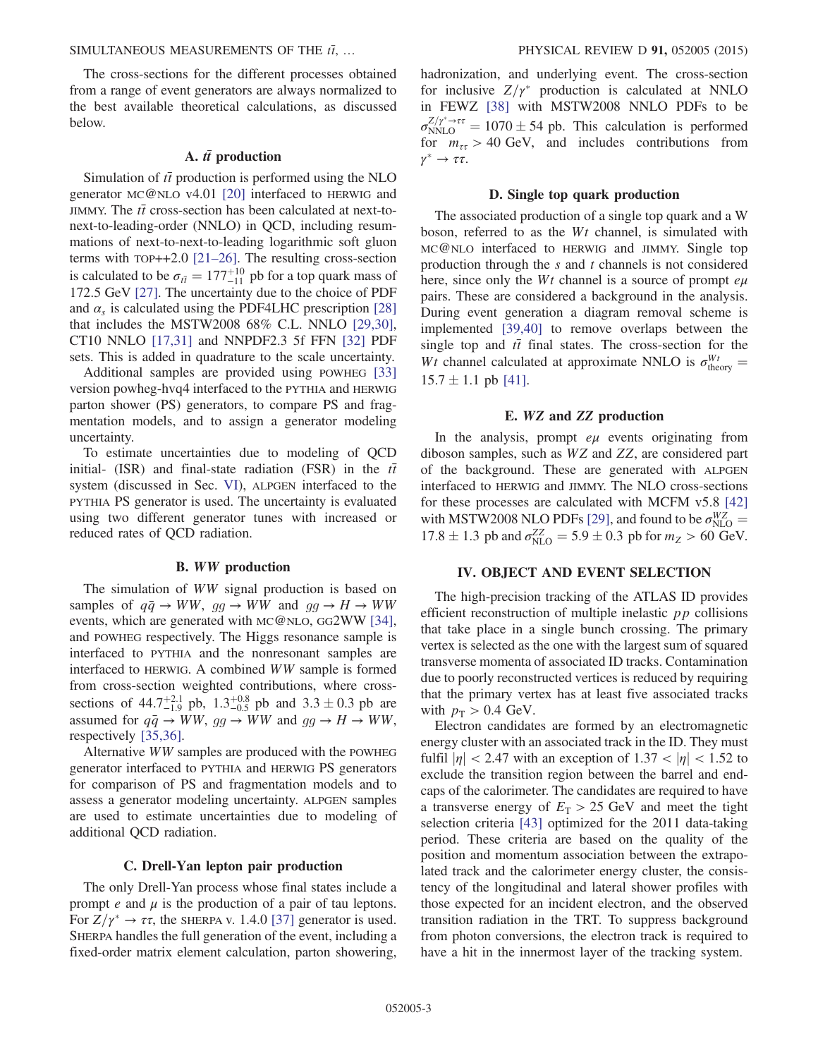The cross-sections for the different processes obtained from a range of event generators are always normalized to the best available theoretical calculations, as discussed below.

### A. $t\bar{t}$ production

Simulation of $t\bar{t}$ production is performed using the NLO generator MC@NLO v4.01 [20] interfaced to HERWIG and JIMMY. The $t\bar{t}$ cross-section has been calculated at next-to-next-to-leading-order (NNLO) in QCD, including resummations of next-to-next-to-leading logarithmic soft gluon terms with TOP++2.0 [21–26]. The resulting cross-section is calculated to be $\sigma_{t\bar{t}} = 177^{+10}_{-11}$ pb for a top quark mass of 172.5 GeV [27]. The uncertainty due to the choice of PDF and $\alpha_s$ is calculated using the PDF4LHC prescription [28] that includes the MSTW2008 68% C.L. NNLO [29,30], CT10 NNLO [17,31] and NNPDF2.3 5f FFN [32] PDF sets. This is added in quadrature to the scale uncertainty.

Additional samples are provided using POWHEG [33] version powheg-hvq4 interfaced to the PYTHIA and HERWIG parton shower (PS) generators, to compare PS and fragmentation models, and to assign a generator modeling uncertainty.

To estimate uncertainties due to modeling of QCD initial- (ISR) and final-state radiation (FSR) in the $t\bar{t}$ system (discussed in Sec. VI), ALPGEN interfaced to the PYTHIA PS generator is used. The uncertainty is evaluated using two different generator tunes with increased or reduced rates of QCD radiation.

### B. $WW$ production

The simulation of $WW$ signal production is based on samples of $q\bar{q} \to WW$, $gg \to WW$ and $gg \to H \to WW$ events, which are generated with MC@NLO, GG2WW [34], and POWHEG respectively. The Higgs resonance sample is interfaced to PYTHIA and the nonresonant samples are interfaced to HERWIG. A combined $WW$ sample is formed from cross-section weighted contributions, where cross-sections of $44.7^{+2.1}_{-1.9}$ pb, $1.3^{+0.8}_{-0.5}$ pb and $3.3 \pm 0.3$ pb are assumed for $q\bar{q} \to WW$, $gg \to WW$ and $gg \to H \to WW$, respectively [35,36].

Alternative $WW$ samples are produced with the POWHEG generator interfaced to PYTHIA and HERWIG PS generators for comparison of PS and fragmentation models and to assess a generator modeling uncertainty. ALPGEN samples are used to estimate uncertainties due to modeling of additional QCD radiation.

### C. Drell-Yan lepton pair production

The only Drell-Yan process whose final states include a prompt $e$ and $\mu$ is the production of a pair of tau leptons. For $Z/\gamma^* \to \tau\tau$, the SHERPA v. 1.4.0 [37] generator is used. SHERPA handles the full generation of the event, including a fixed-order matrix element calculation, parton showering, hadronization, and underlying event. The cross-section for inclusive $Z/\gamma^*$ production is calculated at NNLO in FEWZ [38] with MSTW2008 NNLO PDFs to be $\sigma^{Z/\gamma^* \to \tau\tau}_{\text{NNLO}} = 1070 \pm 54$ pb. This calculation is performed for $m_{\tau\tau} > 40$ GeV, and includes contributions from $\gamma^* \to \tau\tau$.

### D. Single top quark production

The associated production of a single top quark and a W boson, referred to as the $Wt$ channel, is simulated with MC@NLO interfaced to HERWIG and JIMMY. Single top production through the $s$ and $t$ channels is not considered here, since only the $Wt$ channel is a source of prompt $e\mu$ pairs. These are considered a background in the analysis. During event generation a diagram removal scheme is implemented [39,40] to remove overlaps between the single top and $t\bar{t}$ final states. The cross-section for the $Wt$ channel calculated at approximate NNLO is $\sigma^{Wt}_{\text{theory}} = 15.7 \pm 1.1$ pb [41].

### E. $WZ$ and $ZZ$ production

In the analysis, prompt $e\mu$ events originating from diboson samples, such as $WZ$ and $ZZ$, are considered part of the background. These are generated with ALPGEN interfaced to HERWIG and JIMMY. The NLO cross-sections for these processes are calculated with MCFM v5.8 [42] with MSTW2008 NLO PDFs [29], and found to be $\sigma^{WZ}_{\text{NLO}} = 17.8 \pm 1.3$ pb and $\sigma^{ZZ}_{\text{NLO}} = 5.9 \pm 0.3$ pb for $m_Z > 60$ GeV.

## IV. OBJECT AND EVENT SELECTION

The high-precision tracking of the ATLAS ID provides efficient reconstruction of multiple inelastic $pp$ collisions that take place in a single bunch crossing. The primary vertex is selected as the one with the largest sum of squared transverse momenta of associated ID tracks. Contamination due to poorly reconstructed vertices is reduced by requiring that the primary vertex has at least five associated tracks with $p_{\text{T}} > 0.4$ GeV.

Electron candidates are formed by an electromagnetic energy cluster with an associated track in the ID. They must fulfil $|\eta| < 2.47$ with an exception of $1.37 < |\eta| < 1.52$ to exclude the transition region between the barrel and endcaps of the calorimeter. The candidates are required to have a transverse energy of $E_{\text{T}} > 25$ GeV and meet the tight selection criteria [43] optimized for the 2011 data-taking period. These criteria are based on the quality of the position and momentum association between the extrapolated track and the calorimeter energy cluster, the consistency of the longitudinal and lateral shower profiles with those expected for an incident electron, and the observed transition radiation in the TRT. To suppress background from photon conversions, the electron track is required to have a hit in the innermost layer of the tracking system.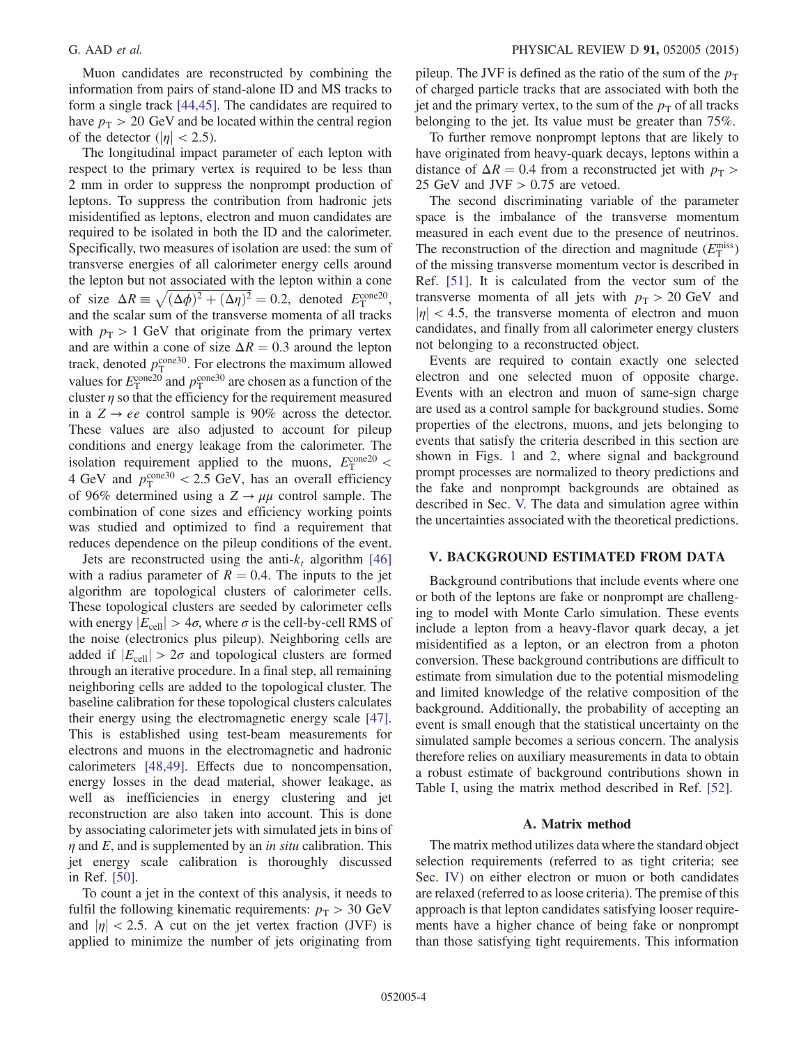Muon candidates are reconstructed by combining the information from pairs of stand-alone ID and MS tracks to form a single track [44,45]. The candidates are required to have $p_{\mathrm{T}} > 20$ GeV and be located within the central region of the detector ($|\eta| < 2.5$).

The longitudinal impact parameter of each lepton with respect to the primary vertex is required to be less than 2 mm in order to suppress the nonprompt production of leptons. To suppress the contribution from hadronic jets misidentified as leptons, electron and muon candidates are required to be isolated in both the ID and the calorimeter. Specifically, two measures of isolation are used: the sum of transverse energies of all calorimeter energy cells around the lepton but not associated with the lepton within a cone of size $\Delta R \equiv \sqrt{(\Delta\phi)^2 + (\Delta\eta)^2} = 0.2$, denoted $E_{\mathrm{T}}^{\mathrm{cone20}}$, and the scalar sum of the transverse momenta of all tracks with $p_{\mathrm{T}} > 1$ GeV that originate from the primary vertex and are within a cone of size $\Delta R = 0.3$ around the lepton track, denoted $p_{\mathrm{T}}^{\mathrm{cone30}}$. For electrons the maximum allowed values for $E_{\mathrm{T}}^{\mathrm{cone20}}$ and $p_{\mathrm{T}}^{\mathrm{cone30}}$ are chosen as a function of the cluster $\eta$ so that the efficiency for the requirement measured in a $Z \to ee$ control sample is 90% across the detector. These values are also adjusted to account for pileup conditions and energy leakage from the calorimeter. The isolation requirement applied to the muons, $E_{\mathrm{T}}^{\mathrm{cone20}} < 4$ GeV and $p_{\mathrm{T}}^{\mathrm{cone30}} < 2.5$ GeV, has an overall efficiency of 96% determined using a $Z \to \mu\mu$ control sample. The combination of cone sizes and efficiency working points was studied and optimized to find a requirement that reduces dependence on the pileup conditions of the event.

Jets are reconstructed using the anti-$k_t$ algorithm [46] with a radius parameter of $R = 0.4$. The inputs to the jet algorithm are topological clusters of calorimeter cells. These topological clusters are seeded by calorimeter cells with energy $|E_{\mathrm{cell}}| > 4\sigma$, where $\sigma$ is the cell-by-cell RMS of the noise (electronics plus pileup). Neighboring cells are added if $|E_{\mathrm{cell}}| > 2\sigma$ and topological clusters are formed through an iterative procedure. In a final step, all remaining neighboring cells are added to the topological cluster. The baseline calibration for these topological clusters calculates their energy using the electromagnetic energy scale [47]. This is established using test-beam measurements for electrons and muons in the electromagnetic and hadronic calorimeters [48,49]. Effects due to noncompensation, energy losses in the dead material, shower leakage, as well as inefficiencies in energy clustering and jet reconstruction are also taken into account. This is done by associating calorimeter jets with simulated jets in bins of $\eta$ and $E$, and is supplemented by an *in situ* calibration. This jet energy scale calibration is thoroughly discussed in Ref. [50].

To count a jet in the context of this analysis, it needs to fulfil the following kinematic requirements: $p_{\mathrm{T}} > 30$ GeV and $|\eta| < 2.5$. A cut on the jet vertex fraction (JVF) is applied to minimize the number of jets originating from pileup. The JVF is defined as the ratio of the sum of the $p_{\mathrm{T}}$ of charged particle tracks that are associated with both the jet and the primary vertex, to the sum of the $p_{\mathrm{T}}$ of all tracks belonging to the jet. Its value must be greater than 75%.

To further remove nonprompt leptons that are likely to have originated from heavy-quark decays, leptons within a distance of $\Delta R = 0.4$ from a reconstructed jet with $p_{\mathrm{T}} > 25$ GeV and JVF $> 0.75$ are vetoed.

The second discriminating variable of the parameter space is the imbalance of the transverse momentum measured in each event due to the presence of neutrinos. The reconstruction of the direction and magnitude ($E_{\mathrm{T}}^{\mathrm{miss}}$) of the missing transverse momentum vector is described in Ref. [51]. It is calculated from the vector sum of the transverse momenta of all jets with $p_{\mathrm{T}} > 20$ GeV and $|\eta| < 4.5$, the transverse momenta of electron and muon candidates, and finally from all calorimeter energy clusters not belonging to a reconstructed object.

Events are required to contain exactly one selected electron and one selected muon of opposite charge. Events with an electron and muon of same-sign charge are used as a control sample for background studies. Some properties of the electrons, muons, and jets belonging to events that satisfy the criteria described in this section are shown in Figs. 1 and 2, where signal and background prompt processes are normalized to theory predictions and the fake and nonprompt backgrounds are obtained as described in Sec. V. The data and simulation agree within the uncertainties associated with the theoretical predictions.

## V. BACKGROUND ESTIMATED FROM DATA

Background contributions that include events where one or both of the leptons are fake or nonprompt are challenging to model with Monte Carlo simulation. These events include a lepton from a heavy-flavor quark decay, a jet misidentified as a lepton, or an electron from a photon conversion. These background contributions are difficult to estimate from simulation due to the potential mismodeling and limited knowledge of the relative composition of the background. Additionally, the probability of accepting an event is small enough that the statistical uncertainty on the simulated sample becomes a serious concern. The analysis therefore relies on auxiliary measurements in data to obtain a robust estimate of background contributions shown in Table I, using the matrix method described in Ref. [52].

### A. Matrix method

The matrix method utilizes data where the standard object selection requirements (referred to as tight criteria; see Sec. IV) on either electron or muon or both candidates are relaxed (referred to as loose criteria). The premise of this approach is that lepton candidates satisfying looser requirements have a higher chance of being fake or nonprompt than those satisfying tight requirements. This information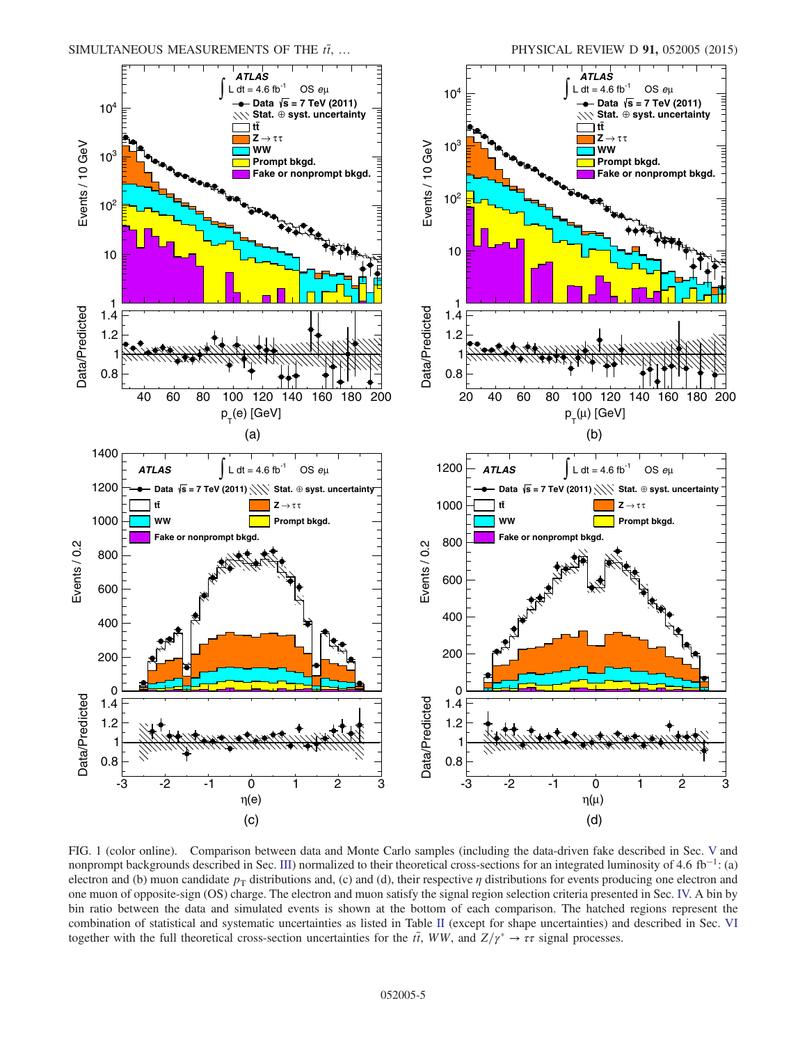FIG. 1 (color online). Comparison between data and Monte Carlo samples (including the data-driven fake described in Sec. V and nonprompt backgrounds described in Sec. III) normalized to their theoretical cross-sections for an integrated luminosity of 4.6 fb$^{-1}$: (a) electron and (b) muon candidate $p_T$ distributions and, (c) and (d), their respective $\eta$ distributions for events producing one electron and one muon of opposite-sign (OS) charge. The electron and muon satisfy the signal region selection criteria presented in Sec. IV. A bin by bin ratio between the data and simulated events is shown at the bottom of each comparison. The hatched regions represent the combination of statistical and systematic uncertainties as listed in Table II (except for shape uncertainties) and described in Sec. VI together with the full theoretical cross-section uncertainties for the $t\bar{t}$, $WW$, and $Z/\gamma^* \rightarrow \tau\tau$ signal processes.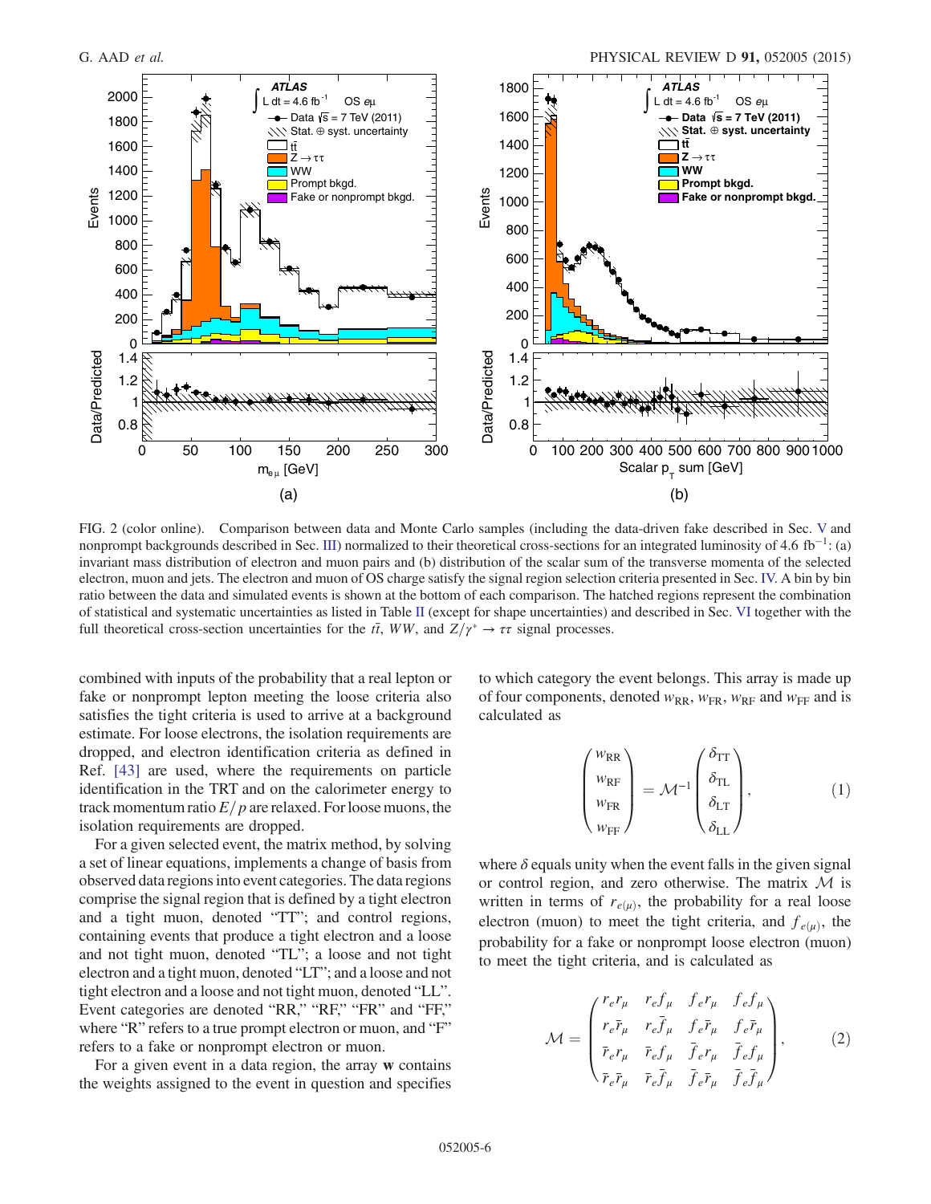FIG. 2 (color online). Comparison between data and Monte Carlo samples (including the data-driven fake described in Sec. V and nonprompt backgrounds described in Sec. III) normalized to their theoretical cross-sections for an integrated luminosity of 4.6 $\mathrm{fb}^{-1}$: (a) invariant mass distribution of electron and muon pairs and (b) distribution of the scalar sum of the transverse momenta of the selected electron, muon and jets. The electron and muon of OS charge satisfy the signal region selection criteria presented in Sec. IV. A bin by bin ratio between the data and simulated events is shown at the bottom of each comparison. The hatched regions represent the combination of statistical and systematic uncertainties as listed in Table II (except for shape uncertainties) and described in Sec. VI together with the full theoretical cross-section uncertainties for the $t\bar{t}$, $WW$, and $Z/\gamma^* \to \tau\tau$ signal processes.

combined with inputs of the probability that a real lepton or fake or nonprompt lepton meeting the loose criteria also satisfies the tight criteria is used to arrive at a background estimate. For loose electrons, the isolation requirements are dropped, and electron identification criteria as defined in Ref. [43] are used, where the requirements on particle identification in the TRT and on the calorimeter energy to track momentum ratio $E/p$ are relaxed. For loose muons, the isolation requirements are dropped.

For a given selected event, the matrix method, by solving a set of linear equations, implements a change of basis from observed data regions into event categories. The data regions comprise the signal region that is defined by a tight electron and a tight muon, denoted "TT"; and control regions, containing events that produce a tight electron and a loose and not tight muon, denoted "TL"; a loose and not tight electron and a tight muon, denoted "LT"; and a loose and not tight electron and a loose and not tight muon, denoted "LL". Event categories are denoted "RR," "RF," "FR" and "FF," where "R" refers to a true prompt electron or muon, and "F" refers to a fake or nonprompt electron or muon.

For a given event in a data region, the array **w** contains the weights assigned to the event in question and specifies to which category the event belongs. This array is made up of four components, denoted $w_{\mathrm{RR}}$, $w_{\mathrm{FR}}$, $w_{\mathrm{RF}}$ and $w_{\mathrm{FF}}$ and is calculated as

$$\begin{pmatrix} w_{\mathrm{RR}} \\ w_{\mathrm{RF}} \\ w_{\mathrm{FR}} \\ w_{\mathrm{FF}} \end{pmatrix} = \mathcal{M}^{-1} \begin{pmatrix} \delta_{\mathrm{TT}} \\ \delta_{\mathrm{TL}} \\ \delta_{\mathrm{LT}} \\ \delta_{\mathrm{LL}} \end{pmatrix}, \qquad (1)$$

where $\delta$ equals unity when the event falls in the given signal or control region, and zero otherwise. The matrix $\mathcal{M}$ is written in terms of $r_{e(\mu)}$, the probability for a real loose electron (muon) to meet the tight criteria, and $f_{e(\mu)}$, the probability for a fake or nonprompt loose electron (muon) to meet the tight criteria, and is calculated as

$$\mathcal{M} = \begin{pmatrix} r_e r_\mu & r_e f_\mu & f_e r_\mu & f_e f_\mu \\ r_e \bar{r}_\mu & r_e \bar{f}_\mu & f_e \bar{r}_\mu & f_e \bar{r}_\mu \\ \bar{r}_e r_\mu & \bar{r}_e f_\mu & \bar{f}_e r_\mu & \bar{f}_e f_\mu \\ \bar{r}_e \bar{r}_\mu & \bar{r}_e \bar{f}_\mu & \bar{f}_e \bar{r}_\mu & \bar{f}_e \bar{f}_\mu \end{pmatrix}, \qquad (2)$$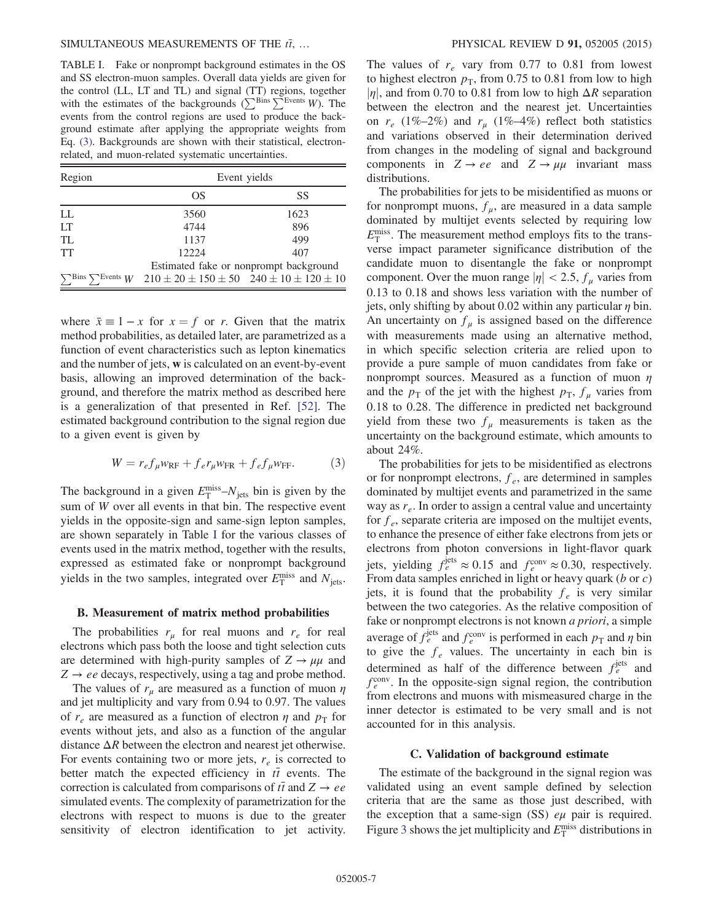TABLE I. Fake or nonprompt background estimates in the OS and SS electron-muon samples. Overall data yields are given for the control (LL, LT and TL) regions, together with the estimates of the backgrounds ($\sum^{\mathrm{Bins}} \sum^{\mathrm{Events}} W$). The events from the control regions are used to produce the background estimate after applying the appropriate weights from Eq. (3). Backgrounds are shown with their statistical, electron-related, and muon-related systematic uncertainties.

| Region | Event yields | |
|---|---|---|
| | OS | SS |
| LL | 3560 | 1623 |
| LT | 4744 | 896 |
| TL | 1137 | 499 |
| TT | 12224 | 407 |
| | Estimated fake or nonprompt background | |
| $\sum^{\mathrm{Bins}} \sum^{\mathrm{Events}} W$ | $210 \pm 20 \pm 150 \pm 50$ | $240 \pm 10 \pm 120 \pm 10$ |

where $\bar{x} \equiv 1 - x$ for $x = f$ or $r$. Given that the matrix method probabilities, as detailed later, are parametrized as a function of event characteristics such as lepton kinematics and the number of jets, **w** is calculated on an event-by-event basis, allowing an improved determination of the background, and therefore the matrix method as described here is a generalization of that presented in Ref. [52]. The estimated background contribution to the signal region due to a given event is given by

$$W = r_e f_\mu w_{\mathrm{RF}} + f_e r_\mu w_{\mathrm{FR}} + f_e f_\mu w_{\mathrm{FF}}. \tag{3}$$

The background in a given $E_{\mathrm{T}}^{\mathrm{miss}}$–$N_{\mathrm{jets}}$ bin is given by the sum of $W$ over all events in that bin. The respective event yields in the opposite-sign and same-sign lepton samples, are shown separately in Table I for the various classes of events used in the matrix method, together with the results, expressed as estimated fake or nonprompt background yields in the two samples, integrated over $E_{\mathrm{T}}^{\mathrm{miss}}$ and $N_{\mathrm{jets}}$.

### B. Measurement of matrix method probabilities

The probabilities $r_\mu$ for real muons and $r_e$ for real electrons which pass both the loose and tight selection cuts are determined with high-purity samples of $Z \to \mu\mu$ and $Z \to ee$ decays, respectively, using a tag and probe method.

The values of $r_\mu$ are measured as a function of muon $\eta$ and jet multiplicity and vary from 0.94 to 0.97. The values of $r_e$ are measured as a function of electron $\eta$ and $p_{\mathrm{T}}$ for events without jets, and also as a function of the angular distance $\Delta R$ between the electron and nearest jet otherwise. For events containing two or more jets, $r_e$ is corrected to better match the expected efficiency in $t\bar{t}$ events. The correction is calculated from comparisons of $t\bar{t}$ and $Z \to ee$ simulated events. The complexity of parametrization for the electrons with respect to muons is due to the greater sensitivity of electron identification to jet activity. The values of $r_e$ vary from 0.77 to 0.81 from lowest to highest electron $p_{\mathrm{T}}$, from 0.75 to 0.81 from low to high $|\eta|$, and from 0.70 to 0.81 from low to high $\Delta R$ separation between the electron and the nearest jet. Uncertainties on $r_e$ (1%–2%) and $r_\mu$ (1%–4%) reflect both statistics and variations observed in their determination derived from changes in the modeling of signal and background components in $Z \to ee$ and $Z \to \mu\mu$ invariant mass distributions.

The probabilities for jets to be misidentified as muons or for nonprompt muons, $f_\mu$, are measured in a data sample dominated by multijet events selected by requiring low $E_{\mathrm{T}}^{\mathrm{miss}}$. The measurement method employs fits to the transverse impact parameter significance distribution of the candidate muon to disentangle the fake or nonprompt component. Over the muon range $|\eta| < 2.5$, $f_\mu$ varies from 0.13 to 0.18 and shows less variation with the number of jets, only shifting by about 0.02 within any particular $\eta$ bin. An uncertainty on $f_\mu$ is assigned based on the difference with measurements made using an alternative method, in which specific selection criteria are relied upon to provide a pure sample of muon candidates from fake or nonprompt sources. Measured as a function of muon $\eta$ and the $p_{\mathrm{T}}$ of the jet with the highest $p_{\mathrm{T}}$, $f_\mu$ varies from 0.18 to 0.28. The difference in predicted net background yield from these two $f_\mu$ measurements is taken as the uncertainty on the background estimate, which amounts to about 24%.

The probabilities for jets to be misidentified as electrons or for nonprompt electrons, $f_e$, are determined in samples dominated by multijet events and parametrized in the same way as $r_e$. In order to assign a central value and uncertainty for $f_e$, separate criteria are imposed on the multijet events, to enhance the presence of either fake electrons from jets or electrons from photon conversions in light-flavor quark jets, yielding $f_e^{\mathrm{jets}} \approx 0.15$ and $f_e^{\mathrm{conv}} \approx 0.30$, respectively. From data samples enriched in light or heavy quark ($b$ or $c$) jets, it is found that the probability $f_e$ is very similar between the two categories. As the relative composition of fake or nonprompt electrons is not known *a priori*, a simple average of $f_e^{\mathrm{jets}}$ and $f_e^{\mathrm{conv}}$ is performed in each $p_{\mathrm{T}}$ and $\eta$ bin to give the $f_e$ values. The uncertainty in each bin is determined as half of the difference between $f_e^{\mathrm{jets}}$ and $f_e^{\mathrm{conv}}$. In the opposite-sign signal region, the contribution from electrons and muons with mismeasured charge in the inner detector is estimated to be very small and is not accounted for in this analysis.

### C. Validation of background estimate

The estimate of the background in the signal region was validated using an event sample defined by selection criteria that are the same as those just described, with the exception that a same-sign (SS) $e\mu$ pair is required. Figure 3 shows the jet multiplicity and $E_{\mathrm{T}}^{\mathrm{miss}}$ distributions in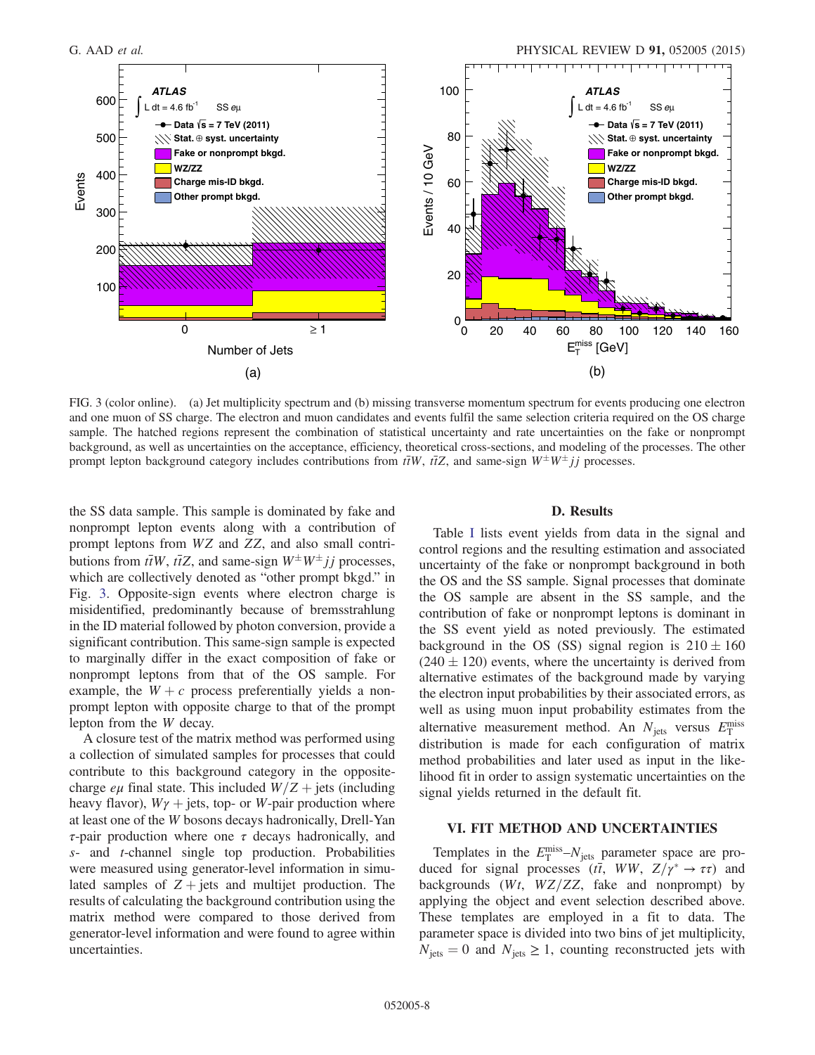FIG. 3 (color online). (a) Jet multiplicity spectrum and (b) missing transverse momentum spectrum for events producing one electron and one muon of SS charge. The electron and muon candidates and events fulfil the same selection criteria required on the OS charge sample. The hatched regions represent the combination of statistical uncertainty and rate uncertainties on the fake or nonprompt background, as well as uncertainties on the acceptance, efficiency, theoretical cross-sections, and modeling of the processes. The other prompt lepton background category includes contributions from $t\bar{t}W$, $t\bar{t}Z$, and same-sign $W^{\pm}W^{\pm}jj$ processes.

the SS data sample. This sample is dominated by fake and nonprompt lepton events along with a contribution of prompt leptons from $WZ$ and $ZZ$, and also small contributions from $t\bar{t}W$, $t\bar{t}Z$, and same-sign $W^{\pm}W^{\pm}jj$ processes, which are collectively denoted as "other prompt bkgd." in Fig. 3. Opposite-sign events where electron charge is misidentified, predominantly because of bremsstrahlung in the ID material followed by photon conversion, provide a significant contribution. This same-sign sample is expected to marginally differ in the exact composition of fake or nonprompt leptons from that of the OS sample. For example, the $W + c$ process preferentially yields a nonprompt lepton with opposite charge to that of the prompt lepton from the $W$ decay.

A closure test of the matrix method was performed using a collection of simulated samples for processes that could contribute to this background category in the opposite-charge $e\mu$ final state. This included $W/Z$ + jets (including heavy flavor), $W\gamma$ + jets, top- or $W$-pair production where at least one of the $W$ bosons decays hadronically, Drell-Yan $\tau$-pair production where one $\tau$ decays hadronically, and $s$- and $t$-channel single top production. Probabilities were measured using generator-level information in simulated samples of $Z$ + jets and multijet production. The results of calculating the background contribution using the matrix method were compared to those derived from generator-level information and were found to agree within uncertainties.

### D. Results

Table I lists event yields from data in the signal and control regions and the resulting estimation and associated uncertainty of the fake or nonprompt background in both the OS and the SS sample. Signal processes that dominate the OS sample are absent in the SS sample, and the contribution of fake or nonprompt leptons is dominant in the SS event yield as noted previously. The estimated background in the OS (SS) signal region is $210 \pm 160$ ($240 \pm 120$) events, where the uncertainty is derived from alternative estimates of the background made by varying the electron input probabilities by their associated errors, as well as using muon input probability estimates from the alternative measurement method. An $N_{\mathrm{jets}}$ versus $E_{\mathrm{T}}^{\mathrm{miss}}$ distribution is made for each configuration of matrix method probabilities and later used as input in the likelihood fit in order to assign systematic uncertainties on the signal yields returned in the default fit.

## VI. FIT METHOD AND UNCERTAINTIES

Templates in the $E_{\mathrm{T}}^{\mathrm{miss}}$–$N_{\mathrm{jets}}$ parameter space are produced for signal processes ($t\bar{t}$, $WW$, $Z/\gamma^{*} \rightarrow \tau\tau$) and backgrounds ($Wt$, $WZ/ZZ$, fake and nonprompt) by applying the object and event selection described above. These templates are employed in a fit to data. The parameter space is divided into two bins of jet multiplicity, $N_{\mathrm{jets}} = 0$ and $N_{\mathrm{jets}} \geq 1$, counting reconstructed jets with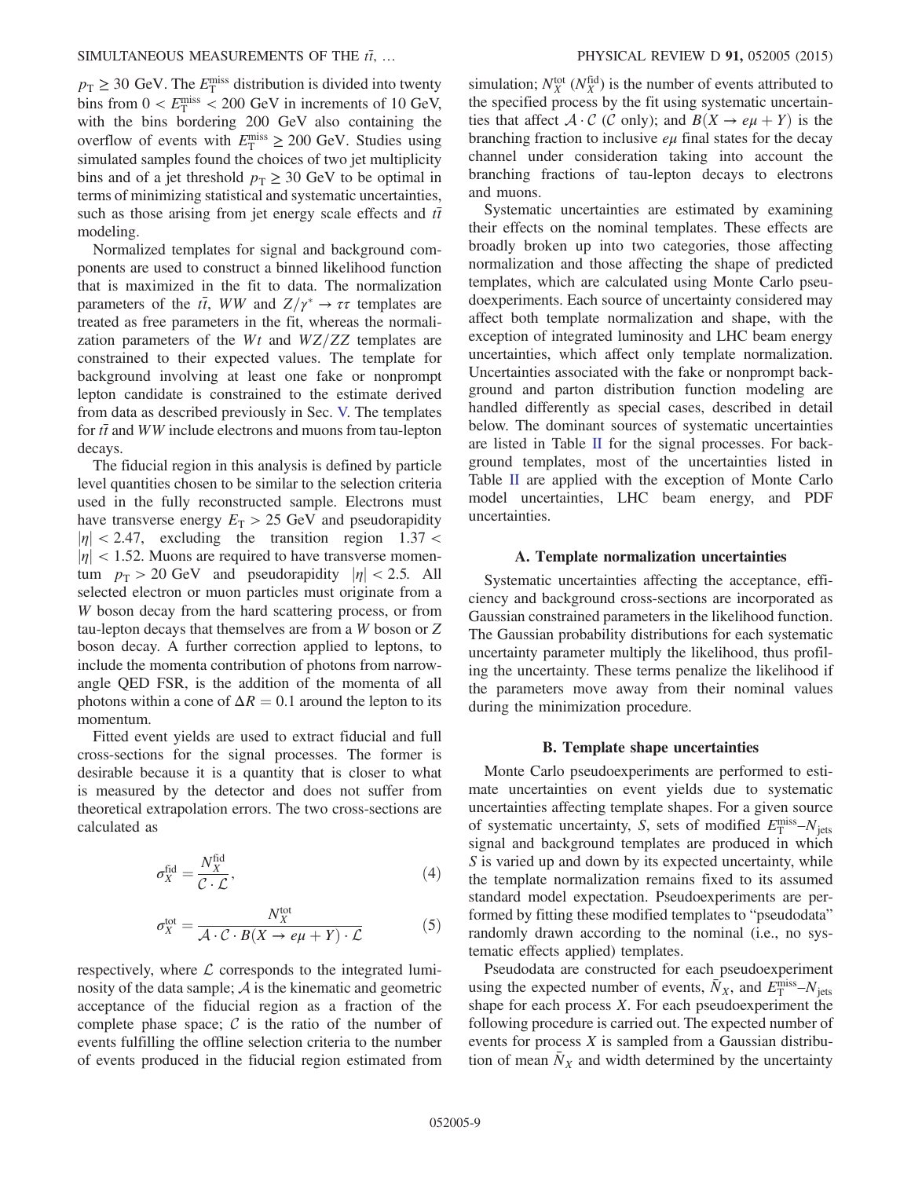$p_T \geq 30$ GeV. The $E_T^{miss}$ distribution is divided into twenty bins from $0 < E_T^{miss} < 200$ GeV in increments of 10 GeV, with the bins bordering 200 GeV also containing the overflow of events with $E_T^{miss} \geq 200$ GeV. Studies using simulated samples found the choices of two jet multiplicity bins and of a jet threshold $p_T \geq 30$ GeV to be optimal in terms of minimizing statistical and systematic uncertainties, such as those arising from jet energy scale effects and $t\bar{t}$ modeling.

Normalized templates for signal and background components are used to construct a binned likelihood function that is maximized in the fit to data. The normalization parameters of the $t\bar{t}$, $WW$ and $Z/\gamma^* \to \tau\tau$ templates are treated as free parameters in the fit, whereas the normalization parameters of the $Wt$ and $WZ/ZZ$ templates are constrained to their expected values. The template for background involving at least one fake or nonprompt lepton candidate is constrained to the estimate derived from data as described previously in Sec. V. The templates for $t\bar{t}$ and $WW$ include electrons and muons from tau-lepton decays.

The fiducial region in this analysis is defined by particle level quantities chosen to be similar to the selection criteria used in the fully reconstructed sample. Electrons must have transverse energy $E_T > 25$ GeV and pseudorapidity $|\eta| < 2.47$, excluding the transition region $1.37 < |\eta| < 1.52$. Muons are required to have transverse momentum $p_T > 20$ GeV and pseudorapidity $|\eta| < 2.5$. All selected electron or muon particles must originate from a $W$ boson decay from the hard scattering process, or from tau-lepton decays that themselves are from a $W$ boson or $Z$ boson decay. A further correction applied to leptons, to include the momenta contribution of photons from narrow-angle QED FSR, is the addition of the momenta of all photons within a cone of $\Delta R = 0.1$ around the lepton to its momentum.

Fitted event yields are used to extract fiducial and full cross-sections for the signal processes. The former is desirable because it is a quantity that is closer to what is measured by the detector and does not suffer from theoretical extrapolation errors. The two cross-sections are calculated as

$$\sigma_X^{fid} = \frac{N_X^{fid}}{\mathcal{C} \cdot \mathcal{L}}, \tag{4}$$

$$\sigma_X^{tot} = \frac{N_X^{tot}}{\mathcal{A} \cdot \mathcal{C} \cdot B(X \to e\mu + Y) \cdot \mathcal{L}} \tag{5}$$

respectively, where $\mathcal{L}$ corresponds to the integrated luminosity of the data sample; $\mathcal{A}$ is the kinematic and geometric acceptance of the fiducial region as a fraction of the complete phase space; $\mathcal{C}$ is the ratio of the number of events fulfilling the offline selection criteria to the number of events produced in the fiducial region estimated from simulation; $N_X^{tot}$ ($N_X^{fid}$) is the number of events attributed to the specified process by the fit using systematic uncertainties that affect $\mathcal{A} \cdot \mathcal{C}$ ($\mathcal{C}$ only); and $B(X \to e\mu + Y)$ is the branching fraction to inclusive $e\mu$ final states for the decay channel under consideration taking into account the branching fractions of tau-lepton decays to electrons and muons.

Systematic uncertainties are estimated by examining their effects on the nominal templates. These effects are broadly broken up into two categories, those affecting normalization and those affecting the shape of predicted templates, which are calculated using Monte Carlo pseudoexperiments. Each source of uncertainty considered may affect both template normalization and shape, with the exception of integrated luminosity and LHC beam energy uncertainties, which affect only template normalization. Uncertainties associated with the fake or nonprompt background and parton distribution function modeling are handled differently as special cases, described in detail below. The dominant sources of systematic uncertainties are listed in Table II for the signal processes. For background templates, most of the uncertainties listed in Table II are applied with the exception of Monte Carlo model uncertainties, LHC beam energy, and PDF uncertainties.

### A. Template normalization uncertainties

Systematic uncertainties affecting the acceptance, efficiency and background cross-sections are incorporated as Gaussian constrained parameters in the likelihood function. The Gaussian probability distributions for each systematic uncertainty parameter multiply the likelihood, thus profiling the uncertainty. These terms penalize the likelihood if the parameters move away from their nominal values during the minimization procedure.

### B. Template shape uncertainties

Monte Carlo pseudoexperiments are performed to estimate uncertainties on event yields due to systematic uncertainties affecting template shapes. For a given source of systematic uncertainty, $S$, sets of modified $E_T^{miss}$–$N_{jets}$ signal and background templates are produced in which $S$ is varied up and down by its expected uncertainty, while the template normalization remains fixed to its assumed standard model expectation. Pseudoexperiments are performed by fitting these modified templates to "pseudodata" randomly drawn according to the nominal (i.e., no systematic effects applied) templates.

Pseudodata are constructed for each pseudoexperiment using the expected number of events, $\bar{N}_X$, and $E_T^{miss}$–$N_{jets}$ shape for each process $X$. For each pseudoexperiment the following procedure is carried out. The expected number of events for process $X$ is sampled from a Gaussian distribution of mean $\bar{N}_X$ and width determined by the uncertainty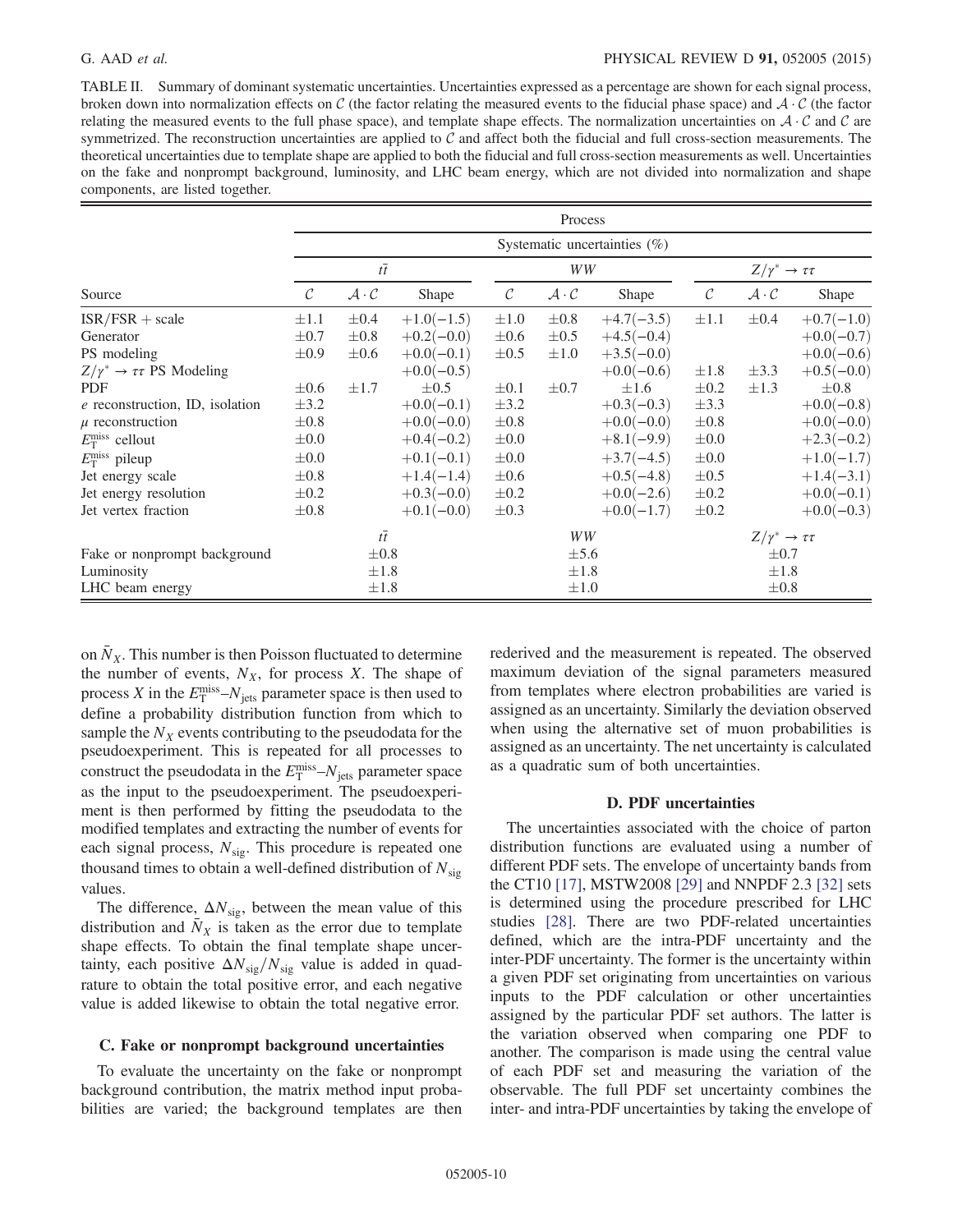TABLE II. Summary of dominant systematic uncertainties. Uncertainties expressed as a percentage are shown for each signal process, broken down into normalization effects on $\mathcal{C}$ (the factor relating the measured events to the fiducial phase space) and $\mathcal{A}\cdot\mathcal{C}$ (the factor relating the measured events to the full phase space), and template shape effects. The normalization uncertainties on $\mathcal{A}\cdot\mathcal{C}$ and $\mathcal{C}$ are symmetrized. The reconstruction uncertainties are applied to $\mathcal{C}$ and affect both the fiducial and full cross-section measurements. The theoretical uncertainties due to template shape are applied to both the fiducial and full cross-section measurements as well. Uncertainties on the fake and nonprompt background, luminosity, and LHC beam energy, which are not divided into normalization and shape components, are listed together.

| | Process | | | | | | | | |
|---|---|---|---|---|---|---|---|---|---|
| | Systematic uncertainties (%) | | | | | | | | |
| | $t\bar{t}$ | | | $WW$ | | | $Z/\gamma^* \to \tau\tau$ | | |
| Source | $\mathcal{C}$ | $\mathcal{A}\cdot\mathcal{C}$ | Shape | $\mathcal{C}$ | $\mathcal{A}\cdot\mathcal{C}$ | Shape | $\mathcal{C}$ | $\mathcal{A}\cdot\mathcal{C}$ | Shape |
| ISR/FSR + scale | $\pm1.1$ | $\pm0.4$ | $+1.0(-1.5)$ | $\pm1.0$ | $\pm0.8$ | $+4.7(-3.5)$ | $\pm1.1$ | $\pm0.4$ | $+0.7(-1.0)$ |
| Generator | $\pm0.7$ | $\pm0.8$ | $+0.2(-0.0)$ | $\pm0.6$ | $\pm0.5$ | $+4.5(-0.4)$ | | | $+0.0(-0.7)$ |
| PS modeling | $\pm0.9$ | $\pm0.6$ | $+0.0(-0.1)$ | $\pm0.5$ | $\pm1.0$ | $+3.5(-0.0)$ | | | $+0.0(-0.6)$ |
| $Z/\gamma^* \to \tau\tau$ PS Modeling | | | $+0.0(-0.5)$ | | | $+0.0(-0.6)$ | $\pm1.8$ | $\pm3.3$ | $+0.5(-0.0)$ |
| PDF | $\pm0.6$ | $\pm1.7$ | $\pm0.5$ | $\pm0.1$ | $\pm0.7$ | $\pm1.6$ | $\pm0.2$ | $\pm1.3$ | $\pm0.8$ |
| $e$ reconstruction, ID, isolation | $\pm3.2$ | | $+0.0(-0.1)$ | $\pm3.2$ | | $+0.3(-0.3)$ | $\pm3.3$ | | $+0.0(-0.8)$ |
| $\mu$ reconstruction | $\pm0.8$ | | $+0.0(-0.0)$ | $\pm0.8$ | | $+0.0(-0.0)$ | $\pm0.8$ | | $+0.0(-0.0)$ |
| $E_{\mathrm{T}}^{\mathrm{miss}}$ cellout | $\pm0.0$ | | $+0.4(-0.2)$ | $\pm0.0$ | | $+8.1(-9.9)$ | $\pm0.0$ | | $+2.3(-0.2)$ |
| $E_{\mathrm{T}}^{\mathrm{miss}}$ pileup | $\pm0.0$ | | $+0.1(-0.1)$ | $\pm0.0$ | | $+3.7(-4.5)$ | $\pm0.0$ | | $+1.0(-1.7)$ |
| Jet energy scale | $\pm0.8$ | | $+1.4(-1.4)$ | $\pm0.6$ | | $+0.5(-4.8)$ | $\pm0.5$ | | $+1.4(-3.1)$ |
| Jet energy resolution | $\pm0.2$ | | $+0.3(-0.0)$ | $\pm0.2$ | | $+0.0(-2.6)$ | $\pm0.2$ | | $+0.0(-0.1)$ |
| Jet vertex fraction | $\pm0.8$ | | $+0.1(-0.0)$ | $\pm0.3$ | | $+0.0(-1.7)$ | $\pm0.2$ | | $+0.0(-0.3)$ |
| | $t\bar{t}$ | | | $WW$ | | | $Z/\gamma^* \to \tau\tau$ | | |
| Fake or nonprompt background | $\pm0.8$ | | | $\pm5.6$ | | | $\pm0.7$ | | |
| Luminosity | $\pm1.8$ | | | $\pm1.8$ | | | $\pm1.8$ | | |
| LHC beam energy | $\pm1.8$ | | | $\pm1.0$ | | | $\pm0.8$ | | |

on $\bar{N}_X$. This number is then Poisson fluctuated to determine the number of events, $N_X$, for process $X$. The shape of process $X$ in the $E_{\mathrm{T}}^{\mathrm{miss}}$–$N_{\mathrm{jets}}$ parameter space is then used to define a probability distribution function from which to sample the $N_X$ events contributing to the pseudodata for the pseudoexperiment. This is repeated for all processes to construct the pseudodata in the $E_{\mathrm{T}}^{\mathrm{miss}}$–$N_{\mathrm{jets}}$ parameter space as the input to the pseudoexperiment. The pseudoexperiment is then performed by fitting the pseudodata to the modified templates and extracting the number of events for each signal process, $N_{\mathrm{sig}}$. This procedure is repeated one thousand times to obtain a well-defined distribution of $N_{\mathrm{sig}}$ values.

The difference, $\Delta N_{\mathrm{sig}}$, between the mean value of this distribution and $\bar{N}_X$ is taken as the error due to template shape effects. To obtain the final template shape uncertainty, each positive $\Delta N_{\mathrm{sig}}/N_{\mathrm{sig}}$ value is added in quadrature to obtain the total positive error, and each negative value is added likewise to obtain the total negative error.

### C. Fake or nonprompt background uncertainties

To evaluate the uncertainty on the fake or nonprompt background contribution, the matrix method input probabilities are varied; the background templates are then rederived and the measurement is repeated. The observed maximum deviation of the signal parameters measured from templates where electron probabilities are varied is assigned as an uncertainty. Similarly the deviation observed when using the alternative set of muon probabilities is assigned as an uncertainty. The net uncertainty is calculated as a quadratic sum of both uncertainties.

### D. PDF uncertainties

The uncertainties associated with the choice of parton distribution functions are evaluated using a number of different PDF sets. The envelope of uncertainty bands from the CT10 [17], MSTW2008 [29] and NNPDF 2.3 [32] sets is determined using the procedure prescribed for LHC studies [28]. There are two PDF-related uncertainties defined, which are the intra-PDF uncertainty and the inter-PDF uncertainty. The former is the uncertainty within a given PDF set originating from uncertainties on various inputs to the PDF calculation or other uncertainties assigned by the particular PDF set authors. The latter is the variation observed when comparing one PDF to another. The comparison is made using the central value of each PDF set and measuring the variation of the observable. The full PDF set uncertainty combines the inter- and intra-PDF uncertainties by taking the envelope of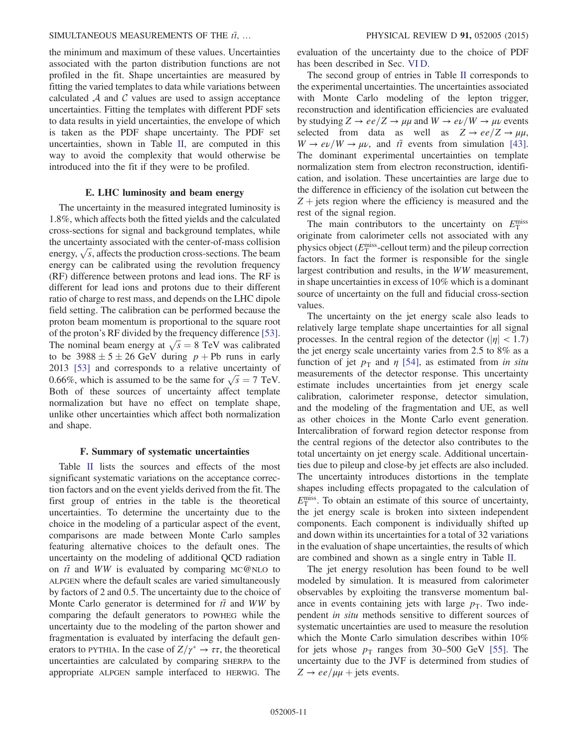the minimum and maximum of these values. Uncertainties associated with the parton distribution functions are not profiled in the fit. Shape uncertainties are measured by fitting the varied templates to data while variations between calculated $\mathcal{A}$ and $\mathcal{C}$ values are used to assign acceptance uncertainties. Fitting the templates with different PDF sets to data results in yield uncertainties, the envelope of which is taken as the PDF shape uncertainty. The PDF set uncertainties, shown in Table II, are computed in this way to avoid the complexity that would otherwise be introduced into the fit if they were to be profiled.

### E. LHC luminosity and beam energy

The uncertainty in the measured integrated luminosity is 1.8%, which affects both the fitted yields and the calculated cross-sections for signal and background templates, while the uncertainty associated with the center-of-mass collision energy, $\sqrt{s}$, affects the production cross-sections. The beam energy can be calibrated using the revolution frequency (RF) difference between protons and lead ions. The RF is different for lead ions and protons due to their different ratio of charge to rest mass, and depends on the LHC dipole field setting. The calibration can be performed because the proton beam momentum is proportional to the square root of the proton's RF divided by the frequency difference [53]. The nominal beam energy at $\sqrt{s} = 8$ TeV was calibrated to be $3988 \pm 5 \pm 26$ GeV during $p + \mathrm{Pb}$ runs in early 2013 [53] and corresponds to a relative uncertainty of 0.66%, which is assumed to be the same for $\sqrt{s} = 7$ TeV. Both of these sources of uncertainty affect template normalization but have no effect on template shape, unlike other uncertainties which affect both normalization and shape.

### F. Summary of systematic uncertainties

Table II lists the sources and effects of the most significant systematic variations on the acceptance correction factors and on the event yields derived from the fit. The first group of entries in the table is the theoretical uncertainties. To determine the uncertainty due to the choice in the modeling of a particular aspect of the event, comparisons are made between Monte Carlo samples featuring alternative choices to the default ones. The uncertainty on the modeling of additional QCD radiation on $t\bar{t}$ and $WW$ is evaluated by comparing MC@NLO to ALPGEN where the default scales are varied simultaneously by factors of 2 and 0.5. The uncertainty due to the choice of Monte Carlo generator is determined for $t\bar{t}$ and $WW$ by comparing the default generators to POWHEG while the uncertainty due to the modeling of the parton shower and fragmentation is evaluated by interfacing the default generators to PYTHIA. In the case of $Z/\gamma^* \to \tau\tau$, the theoretical uncertainties are calculated by comparing SHERPA to the appropriate ALPGEN sample interfaced to HERWIG. The evaluation of the uncertainty due to the choice of PDF has been described in Sec. VI D.

The second group of entries in Table II corresponds to the experimental uncertainties. The uncertainties associated with Monte Carlo modeling of the lepton trigger, reconstruction and identification efficiencies are evaluated by studying $Z \to ee/Z \to \mu\mu$ and $W \to e\nu/W \to \mu\nu$ events selected from data as well as $Z \to ee/Z \to \mu\mu$, $W \to e\nu/W \to \mu\nu$, and $t\bar{t}$ events from simulation [43]. The dominant experimental uncertainties on template normalization stem from electron reconstruction, identification, and isolation. These uncertainties are large due to the difference in efficiency of the isolation cut between the $Z +$ jets region where the efficiency is measured and the rest of the signal region.

The main contributors to the uncertainty on $E_{\mathrm{T}}^{\mathrm{miss}}$ originate from calorimeter cells not associated with any physics object ($E_{\mathrm{T}}^{\mathrm{miss}}$-cellout term) and the pileup correction factors. In fact the former is responsible for the single largest contribution and results, in the $WW$ measurement, in shape uncertainties in excess of 10% which is a dominant source of uncertainty on the full and fiducial cross-section values.

The uncertainty on the jet energy scale also leads to relatively large template shape uncertainties for all signal processes. In the central region of the detector ($|\eta| < 1.7$) the jet energy scale uncertainty varies from 2.5 to 8% as a function of jet $p_{\mathrm{T}}$ and $\eta$ [54], as estimated from *in situ* measurements of the detector response. This uncertainty estimate includes uncertainties from jet energy scale calibration, calorimeter response, detector simulation, and the modeling of the fragmentation and UE, as well as other choices in the Monte Carlo event generation. Intercalibration of forward region detector response from the central regions of the detector also contributes to the total uncertainty on jet energy scale. Additional uncertainties due to pileup and close-by jet effects are also included. The uncertainty introduces distortions in the template shapes including effects propagated to the calculation of $E_{\mathrm{T}}^{\mathrm{miss}}$. To obtain an estimate of this source of uncertainty, the jet energy scale is broken into sixteen independent components. Each component is individually shifted up and down within its uncertainties for a total of 32 variations in the evaluation of shape uncertainties, the results of which are combined and shown as a single entry in Table II.

The jet energy resolution has been found to be well modeled by simulation. It is measured from calorimeter observables by exploiting the transverse momentum balance in events containing jets with large $p_{\mathrm{T}}$. Two independent *in situ* methods sensitive to different sources of systematic uncertainties are used to measure the resolution which the Monte Carlo simulation describes within 10% for jets whose $p_{\mathrm{T}}$ ranges from 30–500 GeV [55]. The uncertainty due to the JVF is determined from studies of $Z \to ee/\mu\mu +$ jets events.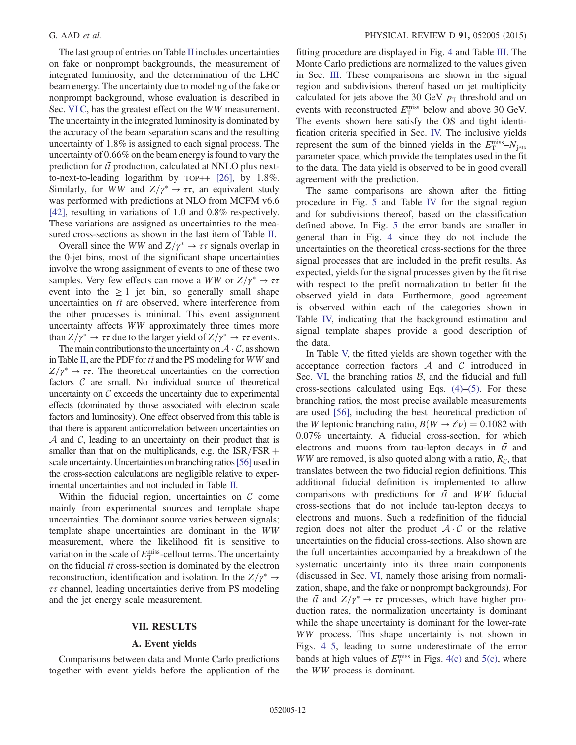The last group of entries on Table II includes uncertainties on fake or nonprompt backgrounds, the measurement of integrated luminosity, and the determination of the LHC beam energy. The uncertainty due to modeling of the fake or nonprompt background, whose evaluation is described in Sec. VI C, has the greatest effect on the $WW$ measurement. The uncertainty in the integrated luminosity is dominated by the accuracy of the beam separation scans and the resulting uncertainty of 1.8% is assigned to each signal process. The uncertainty of 0.66% on the beam energy is found to vary the prediction for $t\bar{t}$ production, calculated at NNLO plus next-to-next-to-leading logarithm by TOP++ [26], by 1.8%. Similarly, for $WW$ and $Z/\gamma^* \to \tau\tau$, an equivalent study was performed with predictions at NLO from MCFM v6.6 [42], resulting in variations of 1.0 and 0.8% respectively. These variations are assigned as uncertainties to the measured cross-sections as shown in the last item of Table II.

Overall since the $WW$ and $Z/\gamma^* \to \tau\tau$ signals overlap in the 0-jet bins, most of the significant shape uncertainties involve the wrong assignment of events to one of these two samples. Very few effects can move a $WW$ or $Z/\gamma^* \to \tau\tau$ event into the $\geq 1$ jet bin, so generally small shape uncertainties on $t\bar{t}$ are observed, where interference from the other processes is minimal. This event assignment uncertainty affects $WW$ approximately three times more than $Z/\gamma^* \to \tau\tau$ due to the larger yield of $Z/\gamma^* \to \tau\tau$ events.

The main contributions to the uncertainty on $\mathcal{A} \cdot \mathcal{C}$, as shown in Table II, are the PDF for $t\bar{t}$ and the PS modeling for $WW$ and $Z/\gamma^* \to \tau\tau$. The theoretical uncertainties on the correction factors $\mathcal{C}$ are small. No individual source of theoretical uncertainty on $\mathcal{C}$ exceeds the uncertainty due to experimental effects (dominated by those associated with electron scale factors and luminosity). One effect observed from this table is that there is apparent anticorrelation between uncertainties on $\mathcal{A}$ and $\mathcal{C}$, leading to an uncertainty on their product that is smaller than that on the multiplicands, e.g. the ISR/FSR + scale uncertainty. Uncertainties on branching ratios [56] used in the cross-section calculations are negligible relative to experimental uncertainties and not included in Table II.

Within the fiducial region, uncertainties on $\mathcal{C}$ come mainly from experimental sources and template shape uncertainties. The dominant source varies between signals; template shape uncertainties are dominant in the $WW$ measurement, where the likelihood fit is sensitive to variation in the scale of $E_{\mathrm{T}}^{\mathrm{miss}}$-cellout terms. The uncertainty on the fiducial $t\bar{t}$ cross-section is dominated by the electron reconstruction, identification and isolation. In the $Z/\gamma^* \to \tau\tau$ channel, leading uncertainties derive from PS modeling and the jet energy scale measurement.

## VII. RESULTS

### A. Event yields

Comparisons between data and Monte Carlo predictions together with event yields before the application of the fitting procedure are displayed in Fig. 4 and Table III. The Monte Carlo predictions are normalized to the values given in Sec. III. These comparisons are shown in the signal region and subdivisions thereof based on jet multiplicity calculated for jets above the 30 GeV $p_{\mathrm{T}}$ threshold and on events with reconstructed $E_{\mathrm{T}}^{\mathrm{miss}}$ below and above 30 GeV. The events shown here satisfy the OS and tight identification criteria specified in Sec. IV. The inclusive yields represent the sum of the binned yields in the $E_{\mathrm{T}}^{\mathrm{miss}}$–$N_{\mathrm{jets}}$ parameter space, which provide the templates used in the fit to the data. The data yield is observed to be in good overall agreement with the prediction.

The same comparisons are shown after the fitting procedure in Fig. 5 and Table IV for the signal region and for subdivisions thereof, based on the classification defined above. In Fig. 5 the error bands are smaller in general than in Fig. 4 since they do not include the uncertainties on the theoretical cross-sections for the three signal processes that are included in the prefit results. As expected, yields for the signal processes given by the fit rise with respect to the prefit normalization to better fit the observed yield in data. Furthermore, good agreement is observed within each of the categories shown in Table IV, indicating that the background estimation and signal template shapes provide a good description of the data.

In Table V, the fitted yields are shown together with the acceptance correction factors $\mathcal{A}$ and $\mathcal{C}$ introduced in Sec. VI, the branching ratios $\mathcal{B}$, and the fiducial and full cross-sections calculated using Eqs. (4)–(5). For these branching ratios, the most precise available measurements are used [56], including the best theoretical prediction of the $W$ leptonic branching ratio, $B(W \to \ell\nu) = 0.1082$ with 0.07% uncertainty. A fiducial cross-section, for which electrons and muons from tau-lepton decays in $t\bar{t}$ and $WW$ are removed, is also quoted along with a ratio, $R_{\mathcal{C}}$, that translates between the two fiducial region definitions. This additional fiducial definition is implemented to allow comparisons with predictions for $t\bar{t}$ and $WW$ fiducial cross-sections that do not include tau-lepton decays to electrons and muons. Such a redefinition of the fiducial region does not alter the product $\mathcal{A} \cdot \mathcal{C}$ or the relative uncertainties on the fiducial cross-sections. Also shown are the full uncertainties accompanied by a breakdown of the systematic uncertainty into its three main components (discussed in Sec. VI, namely those arising from normalization, shape, and the fake or nonprompt backgrounds). For the $t\bar{t}$ and $Z/\gamma^* \to \tau\tau$ processes, which have higher production rates, the normalization uncertainty is dominant while the shape uncertainty is dominant for the lower-rate $WW$ process. This shape uncertainty is not shown in Figs. 4–5, leading to some underestimate of the error bands at high values of $E_{\mathrm{T}}^{\mathrm{miss}}$ in Figs. 4(c) and 5(c), where the $WW$ process is dominant.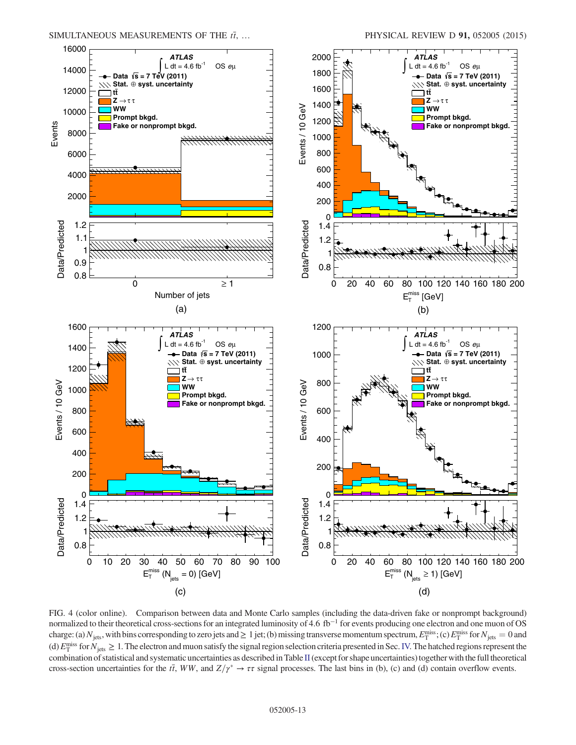FIG. 4 (color online). Comparison between data and Monte Carlo samples (including the data-driven fake or nonprompt background) normalized to their theoretical cross-sections for an integrated luminosity of 4.6 $\mathrm{fb}^{-1}$ for events producing one electron and one muon of OS charge: (a) $N_{\mathrm{jets}}$, with bins corresponding to zero jets and $\geq 1$ jet; (b) missing transverse momentum spectrum, $E_{\mathrm{T}}^{\mathrm{miss}}$; (c) $E_{\mathrm{T}}^{\mathrm{miss}}$ for $N_{\mathrm{jets}} = 0$ and (d) $E_{\mathrm{T}}^{\mathrm{miss}}$ for $N_{\mathrm{jets}} \geq 1$. The electron and muon satisfy the signal region selection criteria presented in Sec. IV. The hatched regions represent the combination of statistical and systematic uncertainties as described in Table II (except for shape uncertainties) together with the full theoretical cross-section uncertainties for the $t\bar{t}$, $WW$, and $Z/\gamma^* \to \tau\tau$ signal processes. The last bins in (b), (c) and (d) contain overflow events.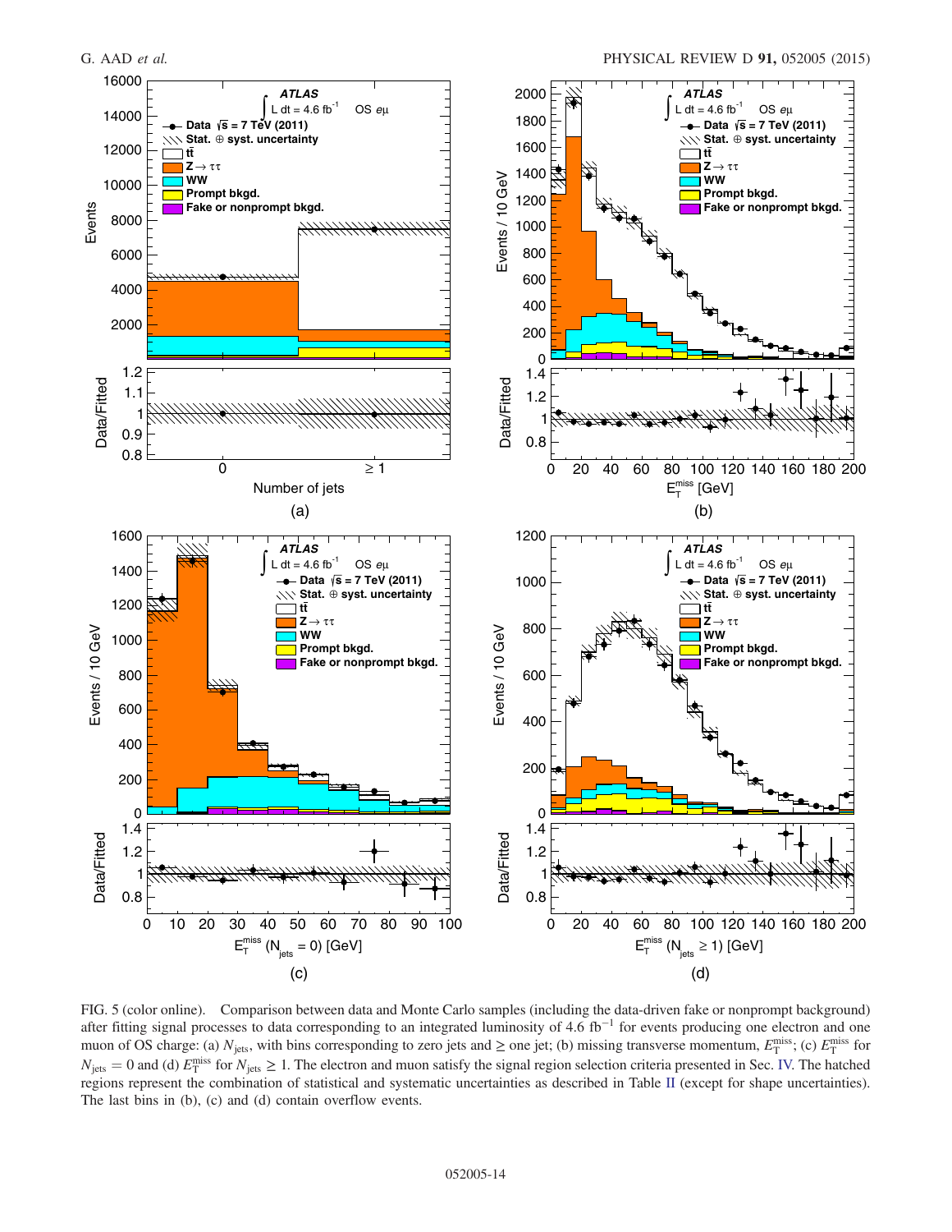FIG. 5 (color online). Comparison between data and Monte Carlo samples (including the data-driven fake or nonprompt background) after fitting signal processes to data corresponding to an integrated luminosity of 4.6 fb$^{-1}$ for events producing one electron and one muon of OS charge: (a) $N_{\mathrm{jets}}$, with bins corresponding to zero jets and $\geq$ one jet; (b) missing transverse momentum, $E_{\mathrm{T}}^{\mathrm{miss}}$; (c) $E_{\mathrm{T}}^{\mathrm{miss}}$ for $N_{\mathrm{jets}} = 0$ and (d) $E_{\mathrm{T}}^{\mathrm{miss}}$ for $N_{\mathrm{jets}} \geq 1$. The electron and muon satisfy the signal region selection criteria presented in Sec. IV. The hatched regions represent the combination of statistical and systematic uncertainties as described in Table II (except for shape uncertainties). The last bins in (b), (c) and (d) contain overflow events.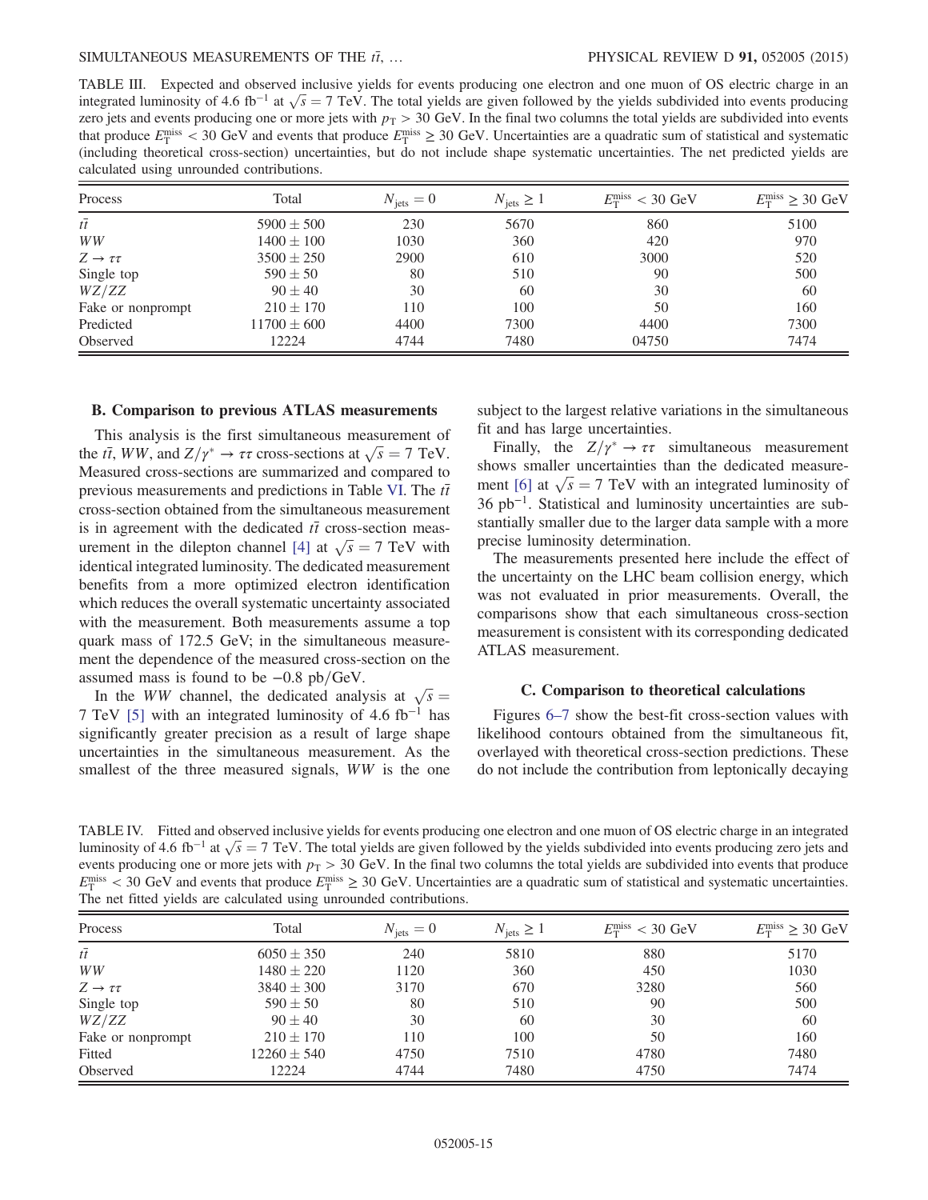TABLE III. Expected and observed inclusive yields for events producing one electron and one muon of OS electric charge in an integrated luminosity of 4.6 fb$^{-1}$ at $\sqrt{s} = 7$ TeV. The total yields are given followed by the yields subdivided into events producing zero jets and events producing one or more jets with $p_T > 30$ GeV. In the final two columns the total yields are subdivided into events that produce $E_T^{miss} < 30$ GeV and events that produce $E_T^{miss} \geq 30$ GeV. Uncertainties are a quadratic sum of statistical and systematic (including theoretical cross-section) uncertainties, but do not include shape systematic uncertainties. The net predicted yields are calculated using unrounded contributions.

| Process | Total | $N_{jets} = 0$ | $N_{jets} \geq 1$ | $E_T^{miss} < 30$ GeV | $E_T^{miss} \geq 30$ GeV |
|---|---|---|---|---|---|
| $t\bar{t}$ | $5900 \pm 500$ | 230 | 5670 | 860 | 5100 |
| $WW$ | $1400 \pm 100$ | 1030 | 360 | 420 | 970 |
| $Z \to \tau\tau$ | $3500 \pm 250$ | 2900 | 610 | 3000 | 520 |
| Single top | $590 \pm 50$ | 80 | 510 | 90 | 500 |
| $WZ/ZZ$ | $90 \pm 40$ | 30 | 60 | 30 | 60 |
| Fake or nonprompt | $210 \pm 170$ | 110 | 100 | 50 | 160 |
| Predicted | $11700 \pm 600$ | 4400 | 7300 | 4400 | 7300 |
| Observed | 12224 | 4744 | 7480 | 04750 | 7474 |

### B. Comparison to previous ATLAS measurements

This analysis is the first simultaneous measurement of the $t\bar{t}$, $WW$, and $Z/\gamma^* \to \tau\tau$ cross-sections at $\sqrt{s} = 7$ TeV. Measured cross-sections are summarized and compared to previous measurements and predictions in Table VI. The $t\bar{t}$ cross-section obtained from the simultaneous measurement is in agreement with the dedicated $t\bar{t}$ cross-section measurement in the dilepton channel [4] at $\sqrt{s} = 7$ TeV with identical integrated luminosity. The dedicated measurement benefits from a more optimized electron identification which reduces the overall systematic uncertainty associated with the measurement. Both measurements assume a top quark mass of 172.5 GeV; in the simultaneous measurement the dependence of the measured cross-section on the assumed mass is found to be $-0.8$ pb/GeV.

In the $WW$ channel, the dedicated analysis at $\sqrt{s} = 7$ TeV [5] with an integrated luminosity of 4.6 fb$^{-1}$ has significantly greater precision as a result of large shape uncertainties in the simultaneous measurement. As the smallest of the three measured signals, $WW$ is the one subject to the largest relative variations in the simultaneous fit and has large uncertainties.

Finally, the $Z/\gamma^* \to \tau\tau$ simultaneous measurement shows smaller uncertainties than the dedicated measurement [6] at $\sqrt{s} = 7$ TeV with an integrated luminosity of 36 pb$^{-1}$. Statistical and luminosity uncertainties are substantially smaller due to the larger data sample with a more precise luminosity determination.

The measurements presented here include the effect of the uncertainty on the LHC beam collision energy, which was not evaluated in prior measurements. Overall, the comparisons show that each simultaneous cross-section measurement is consistent with its corresponding dedicated ATLAS measurement.

### C. Comparison to theoretical calculations

Figures 6–7 show the best-fit cross-section values with likelihood contours obtained from the simultaneous fit, overlayed with theoretical cross-section predictions. These do not include the contribution from leptonically decaying

TABLE IV. Fitted and observed inclusive yields for events producing one electron and one muon of OS electric charge in an integrated luminosity of 4.6 fb$^{-1}$ at $\sqrt{s} = 7$ TeV. The total yields are given followed by the yields subdivided into events producing zero jets and events producing one or more jets with $p_T > 30$ GeV. In the final two columns the total yields are subdivided into events that produce $E_T^{miss} < 30$ GeV and events that produce $E_T^{miss} \geq 30$ GeV. Uncertainties are a quadratic sum of statistical and systematic uncertainties. The net fitted yields are calculated using unrounded contributions.

| Process | Total | $N_{jets} = 0$ | $N_{jets} \geq 1$ | $E_T^{miss} < 30$ GeV | $E_T^{miss} \geq 30$ GeV |
|---|---|---|---|---|---|
| $t\bar{t}$ | $6050 \pm 350$ | 240 | 5810 | 880 | 5170 |
| $WW$ | $1480 \pm 220$ | 1120 | 360 | 450 | 1030 |
| $Z \to \tau\tau$ | $3840 \pm 300$ | 3170 | 670 | 3280 | 560 |
| Single top | $590 \pm 50$ | 80 | 510 | 90 | 500 |
| $WZ/ZZ$ | $90 \pm 40$ | 30 | 60 | 30 | 60 |
| Fake or nonprompt | $210 \pm 170$ | 110 | 100 | 50 | 160 |
| Fitted | $12260 \pm 540$ | 4750 | 7510 | 4780 | 7480 |
| Observed | 12224 | 4744 | 7480 | 4750 | 7474 |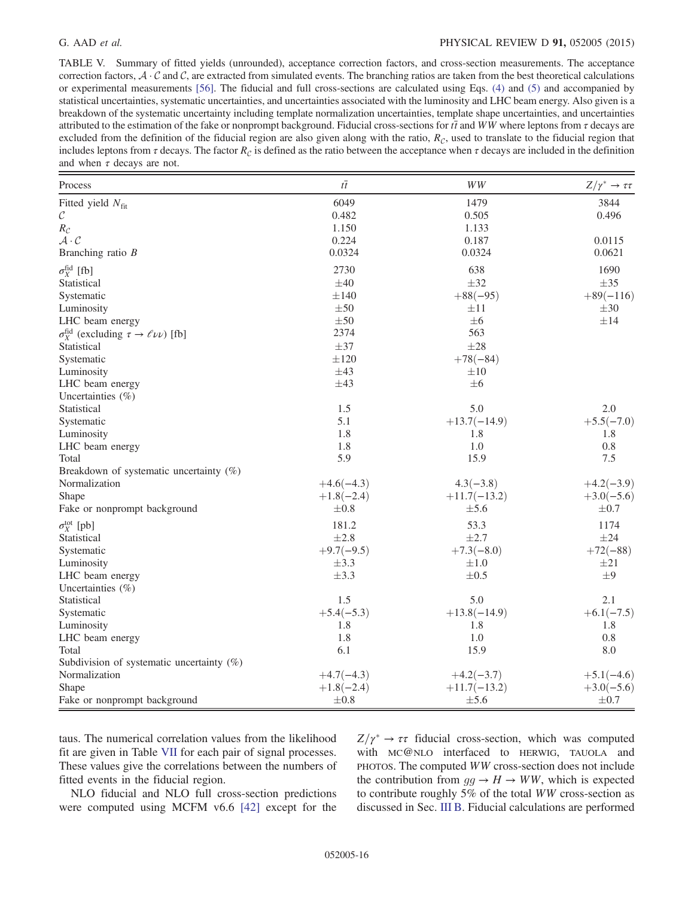TABLE V. Summary of fitted yields (unrounded), acceptance correction factors, and cross-section measurements. The acceptance correction factors, $\mathcal{A} \cdot \mathcal{C}$ and $\mathcal{C}$, are extracted from simulated events. The branching ratios are taken from the best theoretical calculations or experimental measurements [56]. The fiducial and full cross-sections are calculated using Eqs. (4) and (5) and accompanied by statistical uncertainties, systematic uncertainties, and uncertainties associated with the luminosity and LHC beam energy. Also given is a breakdown of the systematic uncertainty including template normalization uncertainties, template shape uncertainties, and uncertainties attributed to the estimation of the fake or nonprompt background. Fiducial cross-sections for $t\bar{t}$ and $WW$ where leptons from $\tau$ decays are excluded from the definition of the fiducial region are also given along with the ratio, $R_{\mathcal{C}}$, used to translate to the fiducial region that includes leptons from $\tau$ decays. The factor $R_{\mathcal{C}}$ is defined as the ratio between the acceptance when $\tau$ decays are included in the definition and when $\tau$ decays are not.

| Process | $t\bar{t}$ | $WW$ | $Z/\gamma^* \to \tau\tau$ |
|---|---|---|---|
| Fitted yield $N_{\text{fit}}$ | 6049 | 1479 | 3844 |
| $\mathcal{C}$ | 0.482 | 0.505 | 0.496 |
| $R_{\mathcal{C}}$ | 1.150 | 1.133 | |
| $\mathcal{A} \cdot \mathcal{C}$ | 0.224 | 0.187 | 0.0115 |
| Branching ratio $B$ | 0.0324 | 0.0324 | 0.0621 |
| $\sigma_X^{\text{fid}}$ [fb] | 2730 | 638 | 1690 |
| Statistical | $\pm 40$ | $\pm 32$ | $\pm 35$ |
| Systematic | $\pm 140$ | $+88(-95)$ | $+89(-116)$ |
| Luminosity | $\pm 50$ | $\pm 11$ | $\pm 30$ |
| LHC beam energy | $\pm 50$ | $\pm 6$ | $\pm 14$ |
| $\sigma_X^{\text{fid}}$ (excluding $\tau \to \ell\nu\nu$) [fb] | 2374 | 563 | |
| Statistical | $\pm 37$ | $\pm 28$ | |
| Systematic | $\pm 120$ | $+78(-84)$ | |
| Luminosity | $\pm 43$ | $\pm 10$ | |
| LHC beam energy | $\pm 43$ | $\pm 6$ | |
| Uncertainties (%) | | | |
| Statistical | 1.5 | 5.0 | 2.0 |
| Systematic | 5.1 | $+13.7(-14.9)$ | $+5.5(-7.0)$ |
| Luminosity | 1.8 | 1.8 | 1.8 |
| LHC beam energy | 1.8 | 1.0 | 0.8 |
| Total | 5.9 | 15.9 | 7.5 |
| Breakdown of systematic uncertainty (%) | | | |
| Normalization | $+4.6(-4.3)$ | $4.3(-3.8)$ | $+4.2(-3.9)$ |
| Shape | $+1.8(-2.4)$ | $+11.7(-13.2)$ | $+3.0(-5.6)$ |
| Fake or nonprompt background | $\pm 0.8$ | $\pm 5.6$ | $\pm 0.7$ |
| $\sigma_X^{\text{tot}}$ [pb] | 181.2 | 53.3 | 1174 |
| Statistical | $\pm 2.8$ | $\pm 2.7$ | $\pm 24$ |
| Systematic | $+9.7(-9.5)$ | $+7.3(-8.0)$ | $+72(-88)$ |
| Luminosity | $\pm 3.3$ | $\pm 1.0$ | $\pm 21$ |
| LHC beam energy | $\pm 3.3$ | $\pm 0.5$ | $\pm 9$ |
| Uncertainties (%) | | | |
| Statistical | 1.5 | 5.0 | 2.1 |
| Systematic | $+5.4(-5.3)$ | $+13.8(-14.9)$ | $+6.1(-7.5)$ |
| Luminosity | 1.8 | 1.8 | 1.8 |
| LHC beam energy | 1.8 | 1.0 | 0.8 |
| Total | 6.1 | 15.9 | 8.0 |
| Subdivision of systematic uncertainty (%) | | | |
| Normalization | $+4.7(-4.3)$ | $+4.2(-3.7)$ | $+5.1(-4.6)$ |
| Shape | $+1.8(-2.4)$ | $+11.7(-13.2)$ | $+3.0(-5.6)$ |
| Fake or nonprompt background | $\pm 0.8$ | $\pm 5.6$ | $\pm 0.7$ |

taus. The numerical correlation values from the likelihood fit are given in Table VII for each pair of signal processes. These values give the correlations between the numbers of fitted events in the fiducial region.

NLO fiducial and NLO full cross-section predictions were computed using MCFM v6.6 [42] except for the $Z/\gamma^* \to \tau\tau$ fiducial cross-section, which was computed with MC@NLO interfaced to HERWIG, TAUOLA and PHOTOS. The computed $WW$ cross-section does not include the contribution from $gg \to H \to WW$, which is expected to contribute roughly 5% of the total $WW$ cross-section as discussed in Sec. III B. Fiducial calculations are performed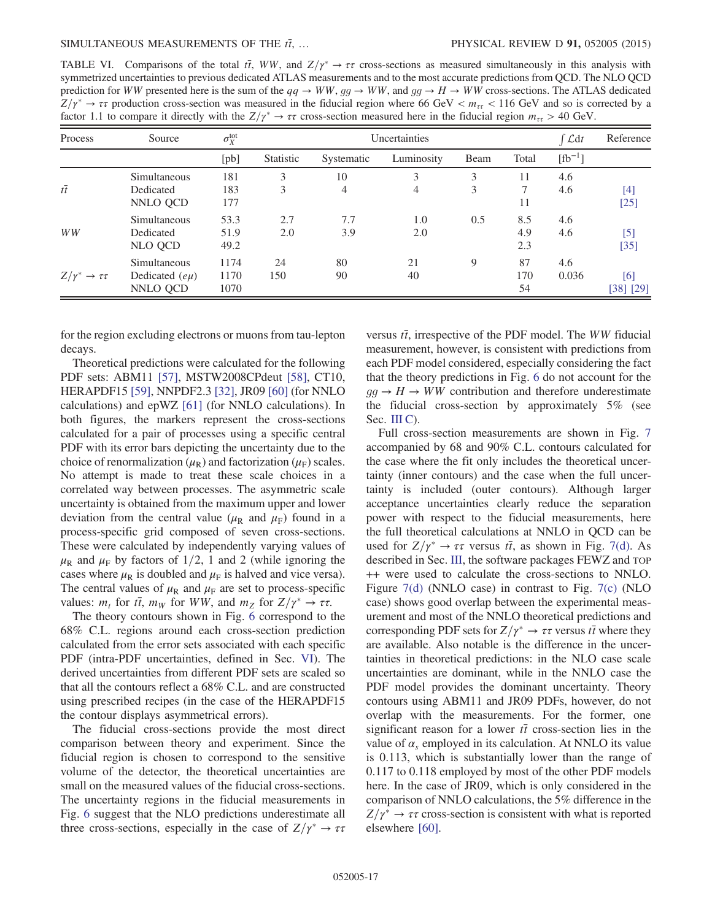TABLE VI. Comparisons of the total $t\bar{t}$, $WW$, and $Z/\gamma^* \to \tau\tau$ cross-sections as measured simultaneously in this analysis with symmetrized uncertainties to previous dedicated ATLAS measurements and to the most accurate predictions from QCD. The NLO QCD prediction for $WW$ presented here is the sum of the $qq \to WW$, $gg \to WW$, and $gg \to H \to WW$ cross-sections. The ATLAS dedicated $Z/\gamma^* \to \tau\tau$ production cross-section was measured in the fiducial region where 66 GeV $< m_{\tau\tau} <$ 116 GeV and so is corrected by a factor 1.1 to compare it directly with the $Z/\gamma^* \to \tau\tau$ cross-section measured here in the fiducial region $m_{\tau\tau} >$ 40 GeV.

| Process | Source | $\sigma_X^{\rm tot}$ | Uncertainties | | | | | $\int \mathcal{L}dt$ | Reference |
|---|---|---|---|---|---|---|---|---|---|
| | | [pb] | Statistic | Systematic | Luminosity | Beam | Total | [fb$^{-1}$] | |
| $t\bar{t}$ | Simultaneous | 181 | 3 | 10 | 3 | 3 | 11 | 4.6 | |
| | Dedicated | 183 | 3 | 4 | 4 | 3 | 7 | 4.6 | [4] |
| | NNLO QCD | 177 | | | | | 11 | | [25] |
| $WW$ | Simultaneous | 53.3 | 2.7 | 7.7 | 1.0 | 0.5 | 8.5 | 4.6 | |
| | Dedicated | 51.9 | 2.0 | 3.9 | 2.0 | | 4.9 | 4.6 | [5] |
| | NLO QCD | 49.2 | | | | | 2.3 | | [35] |
| $Z/\gamma^* \to \tau\tau$ | Simultaneous | 1174 | 24 | 80 | 21 | 9 | 87 | 4.6 | |
| | Dedicated ($e\mu$) | 1170 | 150 | 90 | 40 | | 170 | 0.036 | [6] |
| | NNLO QCD | 1070 | | | | | 54 | | [38] [29] |

for the region excluding electrons or muons from tau-lepton decays.

Theoretical predictions were calculated for the following PDF sets: ABM11 [57], MSTW2008CPdeut [58], CT10, HERAPDF15 [59], NNPDF2.3 [32], JR09 [60] (for NNLO calculations) and epWZ [61] (for NNLO calculations). In both figures, the markers represent the cross-sections calculated for a pair of processes using a specific central PDF with its error bars depicting the uncertainty due to the choice of renormalization ($\mu_R$) and factorization ($\mu_F$) scales. No attempt is made to treat these scale choices in a correlated way between processes. The asymmetric scale uncertainty is obtained from the maximum upper and lower deviation from the central value ($\mu_R$ and $\mu_F$) found in a process-specific grid composed of seven cross-sections. These were calculated by independently varying values of $\mu_R$ and $\mu_F$ by factors of 1/2, 1 and 2 (while ignoring the cases where $\mu_R$ is doubled and $\mu_F$ is halved and vice versa). The central values of $\mu_R$ and $\mu_F$ are set to process-specific values: $m_t$ for $t\bar{t}$, $m_W$ for $WW$, and $m_Z$ for $Z/\gamma^* \to \tau\tau$.

The theory contours shown in Fig. 6 correspond to the 68% C.L. regions around each cross-section prediction calculated from the error sets associated with each specific PDF (intra-PDF uncertainties, defined in Sec. VI). The derived uncertainties from different PDF sets are scaled so that all the contours reflect a 68% C.L. and are constructed using prescribed recipes (in the case of the HERAPDF15 the contour displays asymmetrical errors).

The fiducial cross-sections provide the most direct comparison between theory and experiment. Since the fiducial region is chosen to correspond to the sensitive volume of the detector, the theoretical uncertainties are small on the measured values of the fiducial cross-sections. The uncertainty regions in the fiducial measurements in Fig. 6 suggest that the NLO predictions underestimate all three cross-sections, especially in the case of $Z/\gamma^* \to \tau\tau$ versus $t\bar{t}$, irrespective of the PDF model. The $WW$ fiducial measurement, however, is consistent with predictions from each PDF model considered, especially considering the fact that the theory predictions in Fig. 6 do not account for the $gg \to H \to WW$ contribution and therefore underestimate the fiducial cross-section by approximately 5% (see Sec. III C).

Full cross-section measurements are shown in Fig. 7 accompanied by 68 and 90% C.L. contours calculated for the case where the fit only includes the theoretical uncertainty (inner contours) and the case when the full uncertainty is included (outer contours). Although larger acceptance uncertainties clearly reduce the separation power with respect to the fiducial measurements, here the full theoretical calculations at NNLO in QCD can be used for $Z/\gamma^* \to \tau\tau$ versus $t\bar{t}$, as shown in Fig. 7(d). As described in Sec. III, the software packages FEWZ and TOP++ were used to calculate the cross-sections to NNLO. Figure 7(d) (NNLO case) in contrast to Fig. 7(c) (NLO case) shows good overlap between the experimental measurement and most of the NNLO theoretical predictions and corresponding PDF sets for $Z/\gamma^* \to \tau\tau$ versus $t\bar{t}$ where they are available. Also notable is the difference in the uncertainties in theoretical predictions: in the NLO case scale uncertainties are dominant, while in the NNLO case the PDF model provides the dominant uncertainty. Theory contours using ABM11 and JR09 PDFs, however, do not overlap with the measurements. For the former, one significant reason for a lower $t\bar{t}$ cross-section lies in the value of $\alpha_s$ employed in its calculation. At NNLO its value is 0.113, which is substantially lower than the range of 0.117 to 0.118 employed by most of the other PDF models here. In the case of JR09, which is only considered in the comparison of NNLO calculations, the 5% difference in the $Z/\gamma^* \to \tau\tau$ cross-section is consistent with what is reported elsewhere [60].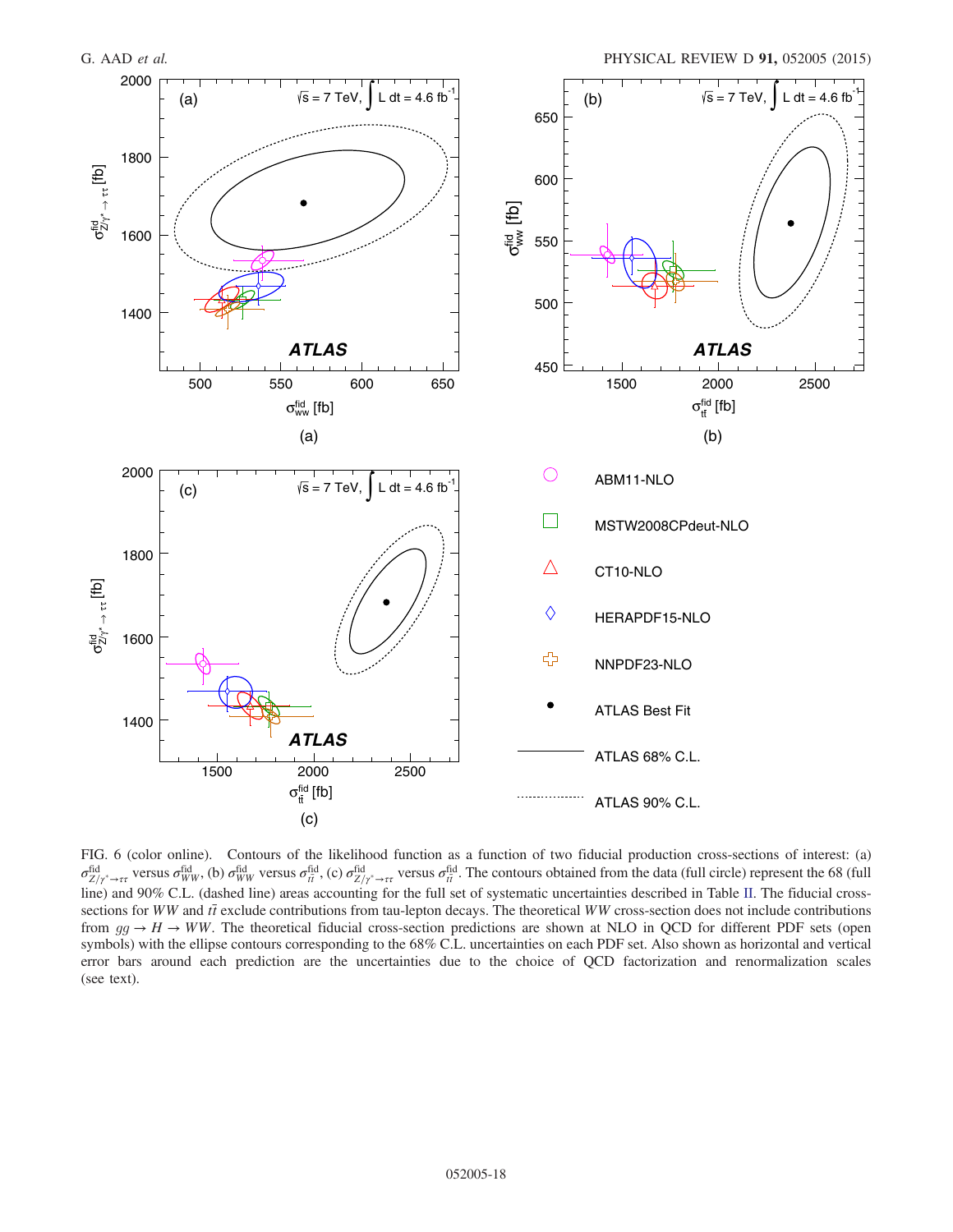FIG. 6 (color online). Contours of the likelihood function as a function of two fiducial production cross-sections of interest: (a) $\sigma^{\mathrm{fid}}_{Z/\gamma^*\to\tau\tau}$ versus $\sigma^{\mathrm{fid}}_{WW}$, (b) $\sigma^{\mathrm{fid}}_{WW}$ versus $\sigma^{\mathrm{fid}}_{t\bar{t}}$, (c) $\sigma^{\mathrm{fid}}_{Z/\gamma^*\to\tau\tau}$ versus $\sigma^{\mathrm{fid}}_{t\bar{t}}$. The contours obtained from the data (full circle) represent the 68 (full line) and 90% C.L. (dashed line) areas accounting for the full set of systematic uncertainties described in Table II. The fiducial cross-sections for $WW$ and $t\bar{t}$ exclude contributions from tau-lepton decays. The theoretical $WW$ cross-section does not include contributions from $gg \to H \to WW$. The theoretical fiducial cross-section predictions are shown at NLO in QCD for different PDF sets (open symbols) with the ellipse contours corresponding to the 68% C.L. uncertainties on each PDF set. Also shown as horizontal and vertical error bars around each prediction are the uncertainties due to the choice of QCD factorization and renormalization scales (see text).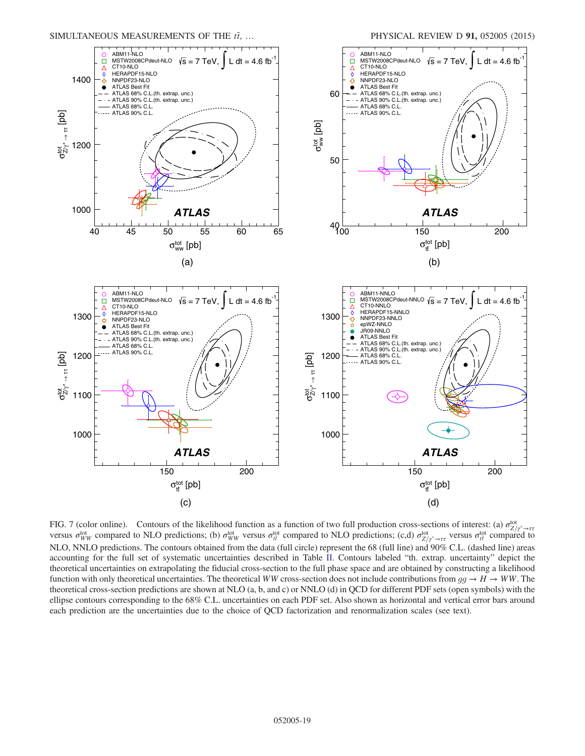FIG. 7 (color online). Contours of the likelihood function as a function of two full production cross-sections of interest: (a) $\sigma^{\mathrm{tot}}_{Z/\gamma^*\to\tau\tau}$ versus $\sigma^{\mathrm{tot}}_{WW}$ compared to NLO predictions; (b) $\sigma^{\mathrm{tot}}_{WW}$ versus $\sigma^{\mathrm{tot}}_{t\bar{t}}$ compared to NLO predictions; (c,d) $\sigma^{\mathrm{tot}}_{Z/\gamma^*\to\tau\tau}$ versus $\sigma^{\mathrm{tot}}_{t\bar{t}}$ compared to NLO, NNLO predictions. The contours obtained from the data (full circle) represent the 68 (full line) and 90% C.L. (dashed line) areas accounting for the full set of systematic uncertainties described in Table II. Contours labeled "th. extrap. uncertainty" depict the theoretical uncertainties on extrapolating the fiducial cross-section to the full phase space and are obtained by constructing a likelihood function with only theoretical uncertainties. The theoretical $WW$ cross-section does not include contributions from $gg \to H \to WW$. The theoretical cross-section predictions are shown at NLO (a, b, and c) or NNLO (d) in QCD for different PDF sets (open symbols) with the ellipse contours corresponding to the 68% C.L. uncertainties on each PDF set. Also shown as horizontal and vertical error bars around each prediction are the uncertainties due to the choice of QCD factorization and renormalization scales (see text).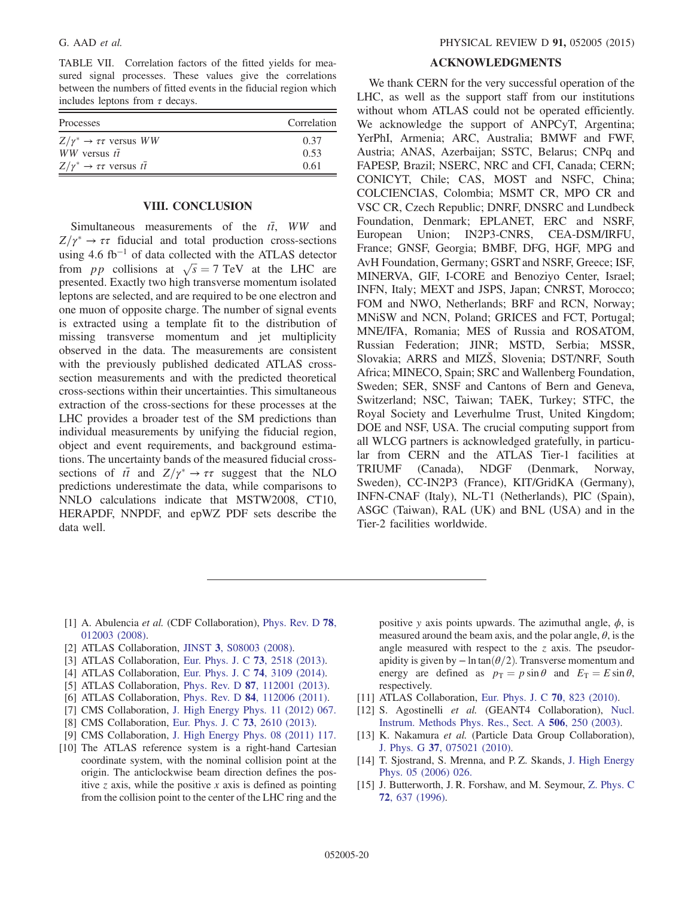TABLE VII. Correlation factors of the fitted yields for measured signal processes. These values give the correlations between the numbers of fitted events in the fiducial region which includes leptons from $\tau$ decays.

| Processes | Correlation |
| --- | --- |
| $Z/\gamma^* \to \tau\tau$ versus $WW$ | 0.37 |
| $WW$ versus $t\bar{t}$ | 0.53 |
| $Z/\gamma^* \to \tau\tau$ versus $t\bar{t}$ | 0.61 |

## VIII. CONCLUSION

Simultaneous measurements of the $t\bar{t}$, $WW$ and $Z/\gamma^* \to \tau\tau$ fiducial and total production cross-sections using 4.6 fb$^{-1}$ of data collected with the ATLAS detector from $pp$ collisions at $\sqrt{s} = 7$ TeV at the LHC are presented. Exactly two high transverse momentum isolated leptons are selected, and are required to be one electron and one muon of opposite charge. The number of signal events is extracted using a template fit to the distribution of missing transverse momentum and jet multiplicity observed in the data. The measurements are consistent with the previously published dedicated ATLAS cross-section measurements and with the predicted theoretical cross-sections within their uncertainties. This simultaneous extraction of the cross-sections for these processes at the LHC provides a broader test of the SM predictions than individual measurements by unifying the fiducial region, object and event requirements, and background estimations. The uncertainty bands of the measured fiducial cross-sections of $t\bar{t}$ and $Z/\gamma^* \to \tau\tau$ suggest that the NLO predictions underestimate the data, while comparisons to NNLO calculations indicate that MSTW2008, CT10, HERAPDF, NNPDF, and epWZ PDF sets describe the data well.

## ACKNOWLEDGMENTS

We thank CERN for the very successful operation of the LHC, as well as the support staff from our institutions without whom ATLAS could not be operated efficiently. We acknowledge the support of ANPCyT, Argentina; YerPhI, Armenia; ARC, Australia; BMWF and FWF, Austria; ANAS, Azerbaijan; SSTC, Belarus; CNPq and FAPESP, Brazil; NSERC, NRC and CFI, Canada; CERN; CONICYT, Chile; CAS, MOST and NSFC, China; COLCIENCIAS, Colombia; MSMT CR, MPO CR and VSC CR, Czech Republic; DNRF, DNSRC and Lundbeck Foundation, Denmark; EPLANET, ERC and NSRF, European Union; IN2P3-CNRS, CEA-DSM/IRFU, France; GNSF, Georgia; BMBF, DFG, HGF, MPG and AvH Foundation, Germany; GSRT and NSRF, Greece; ISF, MINERVA, GIF, I-CORE and Benoziyo Center, Israel; INFN, Italy; MEXT and JSPS, Japan; CNRST, Morocco; FOM and NWO, Netherlands; BRF and RCN, Norway; MNiSW and NCN, Poland; GRICES and FCT, Portugal; MNE/IFA, Romania; MES of Russia and ROSATOM, Russian Federation; JINR; MSTD, Serbia; MSSR, Slovakia; ARRS and MIZŠ, Slovenia; DST/NRF, South Africa; MINECO, Spain; SRC and Wallenberg Foundation, Sweden; SER, SNSF and Cantons of Bern and Geneva, Switzerland; NSC, Taiwan; TAEK, Turkey; STFC, the Royal Society and Leverhulme Trust, United Kingdom; DOE and NSF, USA. The crucial computing support from all WLCG partners is acknowledged gratefully, in particular from CERN and the ATLAS Tier-1 facilities at TRIUMF (Canada), NDGF (Denmark, Norway, Sweden), CC-IN2P3 (France), KIT/GridKA (Germany), INFN-CNAF (Italy), NL-T1 (Netherlands), PIC (Spain), ASGC (Taiwan), RAL (UK) and BNL (USA) and in the Tier-2 facilities worldwide.

---

[1] A. Abulencia *et al.* (CDF Collaboration), Phys. Rev. D **78**, 012003 (2008).

[2] ATLAS Collaboration, JINST **3**, S08003 (2008).

[3] ATLAS Collaboration, Eur. Phys. J. C **73**, 2518 (2013).

[4] ATLAS Collaboration, Eur. Phys. J. C **74**, 3109 (2014).

[5] ATLAS Collaboration, Phys. Rev. D **87**, 112001 (2013).

[6] ATLAS Collaboration, Phys. Rev. D **84**, 112006 (2011).

[7] CMS Collaboration, J. High Energy Phys. 11 (2012) 067.

[8] CMS Collaboration, Eur. Phys. J. C **73**, 2610 (2013).

[9] CMS Collaboration, J. High Energy Phys. 08 (2011) 117.

[10] The ATLAS reference system is a right-hand Cartesian coordinate system, with the nominal collision point at the origin. The anticlockwise beam direction defines the positive $z$ axis, while the positive $x$ axis is defined as pointing from the collision point to the center of the LHC ring and the positive $y$ axis points upwards. The azimuthal angle, $\phi$, is measured around the beam axis, and the polar angle, $\theta$, is the angle measured with respect to the $z$ axis. The pseudorapidity is given by $-\ln\tan(\theta/2)$. Transverse momentum and energy are defined as $p_{\mathrm{T}} = p\sin\theta$ and $E_{\mathrm{T}} = E\sin\theta$, respectively.

[11] ATLAS Collaboration, Eur. Phys. J. C **70**, 823 (2010).

[12] S. Agostinelli *et al.* (GEANT4 Collaboration), Nucl. Instrum. Methods Phys. Res., Sect. A **506**, 250 (2003).

[13] K. Nakamura *et al.* (Particle Data Group Collaboration), J. Phys. G **37**, 075021 (2010).

[14] T. Sjostrand, S. Mrenna, and P. Z. Skands, J. High Energy Phys. 05 (2006) 026.

[15] J. Butterworth, J. R. Forshaw, and M. Seymour, Z. Phys. C **72**, 637 (1996).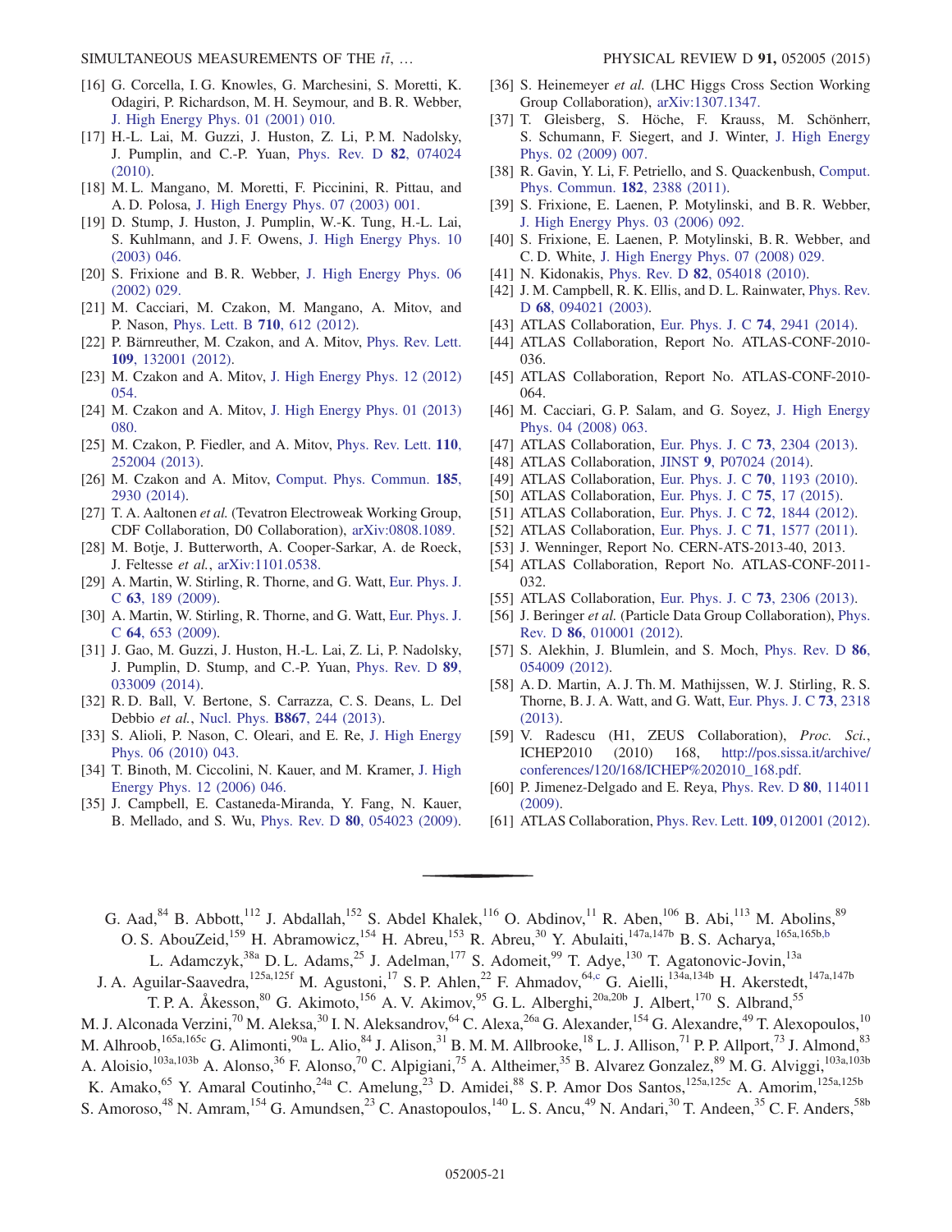[16] G. Corcella, I. G. Knowles, G. Marchesini, S. Moretti, K. Odagiri, P. Richardson, M. H. Seymour, and B. R. Webber, J. High Energy Phys. 01 (2001) 010.

[17] H.-L. Lai, M. Guzzi, J. Huston, Z. Li, P. M. Nadolsky, J. Pumplin, and C.-P. Yuan, Phys. Rev. D **82**, 074024 (2010).

[18] M. L. Mangano, M. Moretti, F. Piccinini, R. Pittau, and A. D. Polosa, J. High Energy Phys. 07 (2003) 001.

[19] D. Stump, J. Huston, J. Pumplin, W.-K. Tung, H.-L. Lai, S. Kuhlmann, and J. F. Owens, J. High Energy Phys. 10 (2003) 046.

[20] S. Frixione and B. R. Webber, J. High Energy Phys. 06 (2002) 029.

[21] M. Cacciari, M. Czakon, M. Mangano, A. Mitov, and P. Nason, Phys. Lett. B **710**, 612 (2012).

[22] P. Bärnreuther, M. Czakon, and A. Mitov, Phys. Rev. Lett. **109**, 132001 (2012).

[23] M. Czakon and A. Mitov, J. High Energy Phys. 12 (2012) 054.

[24] M. Czakon and A. Mitov, J. High Energy Phys. 01 (2013) 080.

[25] M. Czakon, P. Fiedler, and A. Mitov, Phys. Rev. Lett. **110**, 252004 (2013).

[26] M. Czakon and A. Mitov, Comput. Phys. Commun. **185**, 2930 (2014).

[27] T. A. Aaltonen *et al.* (Tevatron Electroweak Working Group, CDF Collaboration, D0 Collaboration), arXiv:0808.1089.

[28] M. Botje, J. Butterworth, A. Cooper-Sarkar, A. de Roeck, J. Feltesse *et al.*, arXiv:1101.0538.

[29] A. Martin, W. Stirling, R. Thorne, and G. Watt, Eur. Phys. J. C **63**, 189 (2009).

[30] A. Martin, W. Stirling, R. Thorne, and G. Watt, Eur. Phys. J. C **64**, 653 (2009).

[31] J. Gao, M. Guzzi, J. Huston, H.-L. Lai, Z. Li, P. Nadolsky, J. Pumplin, D. Stump, and C.-P. Yuan, Phys. Rev. D **89**, 033009 (2014).

[32] R. D. Ball, V. Bertone, S. Carrazza, C. S. Deans, L. Del Debbio *et al.*, Nucl. Phys. **B867**, 244 (2013).

[33] S. Alioli, P. Nason, C. Oleari, and E. Re, J. High Energy Phys. 06 (2010) 043.

[34] T. Binoth, M. Ciccolini, N. Kauer, and M. Kramer, J. High Energy Phys. 12 (2006) 046.

[35] J. Campbell, E. Castaneda-Miranda, Y. Fang, N. Kauer, B. Mellado, and S. Wu, Phys. Rev. D **80**, 054023 (2009).

[36] S. Heinemeyer *et al.* (LHC Higgs Cross Section Working Group Collaboration), arXiv:1307.1347.

[37] T. Gleisberg, S. Höche, F. Krauss, M. Schönherr, S. Schumann, F. Siegert, and J. Winter, J. High Energy Phys. 02 (2009) 007.

[38] R. Gavin, Y. Li, F. Petriello, and S. Quackenbush, Comput. Phys. Commun. **182**, 2388 (2011).

[39] S. Frixione, E. Laenen, P. Motylinski, and B. R. Webber, J. High Energy Phys. 03 (2006) 092.

[40] S. Frixione, E. Laenen, P. Motylinski, B. R. Webber, and C. D. White, J. High Energy Phys. 07 (2008) 029.

[41] N. Kidonakis, Phys. Rev. D **82**, 054018 (2010).

[42] J. M. Campbell, R. K. Ellis, and D. L. Rainwater, Phys. Rev. D **68**, 094021 (2003).

[43] ATLAS Collaboration, Eur. Phys. J. C **74**, 2941 (2014).

[44] ATLAS Collaboration, Report No. ATLAS-CONF-2010-036.

[45] ATLAS Collaboration, Report No. ATLAS-CONF-2010-064.

[46] M. Cacciari, G. P. Salam, and G. Soyez, J. High Energy Phys. 04 (2008) 063.

[47] ATLAS Collaboration, Eur. Phys. J. C **73**, 2304 (2013).

[48] ATLAS Collaboration, JINST **9**, P07024 (2014).

[49] ATLAS Collaboration, Eur. Phys. J. C **70**, 1193 (2010).

[50] ATLAS Collaboration, Eur. Phys. J. C **75**, 17 (2015).

[51] ATLAS Collaboration, Eur. Phys. J. C **72**, 1844 (2012).

[52] ATLAS Collaboration, Eur. Phys. J. C **71**, 1577 (2011).

[53] J. Wenninger, Report No. CERN-ATS-2013-40, 2013.

[54] ATLAS Collaboration, Report No. ATLAS-CONF-2011-032.

[55] ATLAS Collaboration, Eur. Phys. J. C **73**, 2306 (2013).

[56] J. Beringer *et al.* (Particle Data Group Collaboration), Phys. Rev. D **86**, 010001 (2012).

[57] S. Alekhin, J. Blumlein, and S. Moch, Phys. Rev. D **86**, 054009 (2012).

[58] A. D. Martin, A. J. Th. M. Mathijssen, W. J. Stirling, R. S. Thorne, B. J. A. Watt, and G. Watt, Eur. Phys. J. C **73**, 2318 (2013).

[59] V. Radescu (H1, ZEUS Collaboration), *Proc. Sci.*, ICHEP2010 (2010) 168, http://pos.sissa.it/archive/conferences/120/168/ICHEP%202010_168.pdf.

[60] P. Jimenez-Delgado and E. Reya, Phys. Rev. D **80**, 114011 (2009).

[61] ATLAS Collaboration, Phys. Rev. Lett. **109**, 012001 (2012).

---

G. Aad,[84] B. Abbott,[112] J. Abdallah,[152] S. Abdel Khalek,[116] O. Abdinov,[11] R. Aben,[106] B. Abi,[113] M. Abolins,[89] O. S. AbouZeid,[159] H. Abramowicz,[154] H. Abreu,[153] R. Abreu,[30] Y. Abulaiti,[147a,147b] B. S. Acharya,[165a,165b,b] L. Adamczyk,[38a] D. L. Adams,[25] J. Adelman,[177] S. Adomeit,[99] T. Adye,[130] T. Agatonovic-Jovin,[13a] J. A. Aguilar-Saavedra,[125a,125f] M. Agustoni,[17] S. P. Ahlen,[22] F. Ahmadov,[64,c] G. Aielli,[134a,134b] H. Akerstedt,[147a,147b] T. P. A. Åkesson,[80] G. Akimoto,[156] A. V. Akimov,[95] G. L. Alberghi,[20a,20b] J. Albert,[170] S. Albrand,[55] M. J. Alconada Verzini,[70] M. Aleksa,[30] I. N. Aleksandrov,[64] C. Alexa,[26a] G. Alexander,[154] G. Alexandre,[49] T. Alexopoulos,[10] M. Alhroob,[165a,165c] G. Alimonti,[90a] L. Alio,[84] J. Alison,[31] B. M. M. Allbrooke,[18] L. J. Allison,[71] P. P. Allport,[73] J. Almond,[83] A. Aloisio,[103a,103b] A. Alonso,[36] F. Alonso,[70] C. Alpigiani,[75] A. Altheimer,[35] B. Alvarez Gonzalez,[89] M. G. Alviggi,[103a,103b] K. Amako,[65] Y. Amaral Coutinho,[24a] C. Amelung,[23] D. Amidei,[88] S. P. Amor Dos Santos,[125a,125c] A. Amorim,[125a,125b] S. Amoroso,[48] N. Amram,[154] G. Amundsen,[23] C. Anastopoulos,[140] L. S. Ancu,[49] N. Andari,[30] T. Andeen,[35] C. F. Anders,[58b]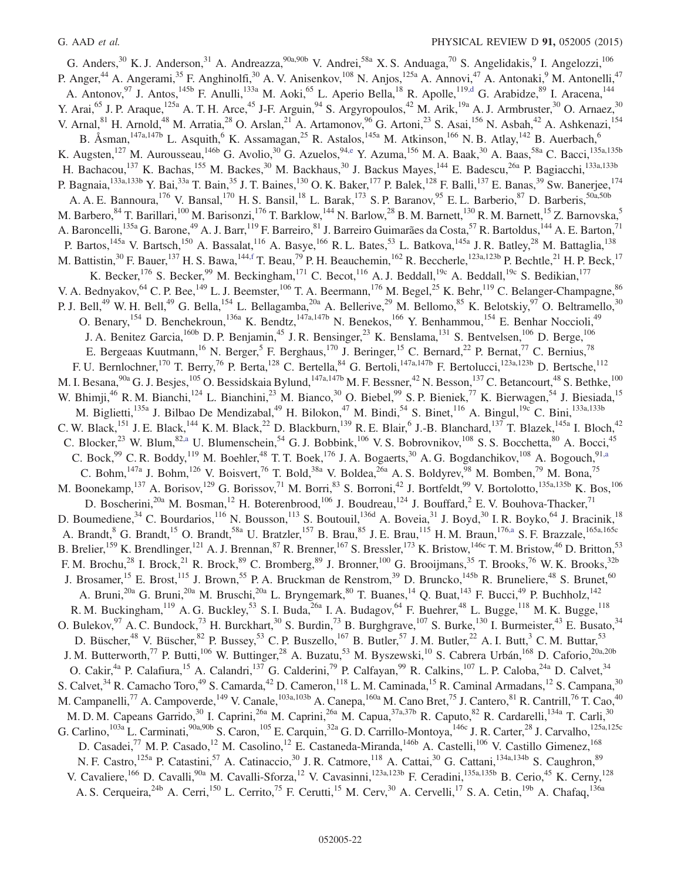G. Anders,[30] K. J. Anderson,[31] A. Andreazza,[90a,90b] V. Andrei,[58a] X. S. Anduaga,[70] S. Angelidakis,[9] I. Angelozzi,[106] P. Anger,[44] A. Angerami,[35] F. Anghinolfi,[30] A. V. Anisenkov,[108] N. Anjos,[125a] A. Annovi,[47] A. Antonaki,[9] M. Antonelli,[47] A. Antonov,[97] J. Antos,[145b] F. Anulli,[133a] M. Aoki,[65] L. Aperio Bella,[18] R. Apolle,[119,d] G. Arabidze,[89] I. Aracena,[144] Y. Arai,[65] J. P. Araque,[125a] A. T. H. Arce,[45] J-F. Arguin,[94] S. Argyropoulos,[42] M. Arik,[19a] A. J. Armbruster,[30] O. Arnaez,[30] V. Arnal,[81] H. Arnold,[48] M. Arratia,[28] O. Arslan,[21] A. Artamonov,[96] G. Artoni,[23] S. Asai,[156] N. Asbah,[42] A. Ashkenazi,[154] B. Åsman,[147a,147b] L. Asquith,[6] K. Assamagan,[25] R. Astalos,[145a] M. Atkinson,[166] N. B. Atlay,[142] B. Auerbach,[6] K. Augsten,[127] M. Aurousseau,[146b] G. Avolio,[30] G. Azuelos,[94,e] Y. Azuma,[156] M. A. Baak,[30] A. Baas,[58a] C. Bacci,[135a,135b] H. Bachacou,[137] K. Bachas,[155] M. Backes,[30] M. Backhaus,[30] J. Backus Mayes,[144] E. Badescu,[26a] P. Bagiacchi,[133a,133b] P. Bagnaia,[133a,133b] Y. Bai,[33a] T. Bain,[35] J. T. Baines,[130] O. K. Baker,[177] P. Balek,[128] F. Balli,[137] E. Banas,[39] Sw. Banerjee,[174] A. A. E. Bannoura,[176] V. Bansal,[170] H. S. Bansil,[18] L. Barak,[173] S. P. Baranov,[95] E. L. Barberio,[87] D. Barberis,[50a,50b] M. Barbero,[84] T. Barillari,[100] M. Barisonzi,[176] T. Barklow,[144] N. Barlow,[28] B. M. Barnett,[130] R. M. Barnett,[15] Z. Barnovska,[5] A. Baroncelli,[135a] G. Barone,[49] A. J. Barr,[119] F. Barreiro,[81] J. Barreiro Guimarães da Costa,[57] R. Bartoldus,[144] A. E. Barton,[71] P. Bartos,[145a] V. Bartsch,[150] A. Bassalat,[116] A. Basye,[166] R. L. Bates,[53] L. Batkova,[145a] J. R. Batley,[28] M. Battaglia,[138] M. Battistin,[30] F. Bauer,[137] H. S. Bawa,[144,f] T. Beau,[79] P. H. Beauchemin,[162] R. Beccherle,[123a,123b] P. Bechtle,[21] H. P. Beck,[17] K. Becker,[176] S. Becker,[99] M. Beckingham,[171] C. Becot,[116] A. J. Beddall,[19c] A. Beddall,[19c] S. Bedikian,[177] V. A. Bednyakov,[64] C. P. Bee,[149] L. J. Beemster,[106] T. A. Beermann,[176] M. Begel,[25] K. Behr,[119] C. Belanger-Champagne,[86] P. J. Bell,[49] W. H. Bell,[49] G. Bella,[154] L. Bellagamba,[20a] A. Bellerive,[29] M. Bellomo,[85] K. Belotskiy,[97] O. Beltramello,[30] O. Benary,[154] D. Benchekroun,[136a] K. Bendtz,[147a,147b] N. Benekos,[166] Y. Benhammou,[154] E. Benhar Noccioli,[49] J. A. Benitez Garcia,[160b] D. P. Benjamin,[45] J. R. Bensinger,[23] K. Benslama,[131] S. Bentvelsen,[106] D. Berge,[106] E. Bergeaas Kuutmann,[16] N. Berger,[5] F. Berghaus,[170] J. Beringer,[15] C. Bernard,[22] P. Bernat,[77] C. Bernius,[78] F. U. Bernlochner,[170] T. Berry,[76] P. Berta,[128] C. Bertella,[84] G. Bertoli,[147a,147b] F. Bertolucci,[123a,123b] D. Bertsche,[112] M. I. Besana,[90a] G. J. Besjes,[105] O. Bessidskaia Bylund,[147a,147b] M. F. Bessner,[42] N. Besson,[137] C. Betancourt,[48] S. Bethke,[100] W. Bhimji,[46] R. M. Bianchi,[124] L. Bianchini,[23] M. Bianco,[30] O. Biebel,[99] S. P. Bieniek,[77] K. Bierwagen,[54] J. Biesiada,[15] M. Biglietti,[135a] J. Bilbao De Mendizabal,[49] H. Bilokon,[47] M. Bindi,[54] S. Binet,[116] A. Bingul,[19c] C. Bini,[133a,133b] C. W. Black,[151] J. E. Black,[144] K. M. Black,[22] D. Blackburn,[139] R. E. Blair,[6] J.-B. Blanchard,[137] T. Blazek,[145a] I. Bloch,[42] C. Blocker,[23] W. Blum,[82,a] U. Blumenschein,[54] G. J. Bobbink,[106] V. S. Bobrovnikov,[108] S. S. Bocchetta,[80] A. Bocci,[45] C. Bock,[99] C. R. Boddy,[119] M. Boehler,[48] T. T. Boek,[176] J. A. Bogaerts,[30] A. G. Bogdanchikov,[108] A. Bogouch,[91,a] C. Bohm,[147a] J. Bohm,[126] V. Boisvert,[76] T. Bold,[38a] V. Boldea,[26a] A. S. Boldyrev,[98] M. Bomben,[79] M. Bona,[75] M. Boonekamp,[137] A. Borisov,[129] G. Borissov,[71] M. Borri,[83] S. Borroni,[42] J. Bortfeldt,[99] V. Bortolotto,[135a,135b] K. Bos,[106] D. Boscherini,[20a] M. Bosman,[12] H. Boterenbrood,[106] J. Boudreau,[124] J. Bouffard,[2] E. V. Bouhova-Thacker,[71] D. Boumediene,[34] C. Bourdarios,[116] N. Bousson,[113] S. Boutouil,[136d] A. Boveia,[31] J. Boyd,[30] I. R. Boyko,[64] J. Bracinik,[18] A. Brandt,[8] G. Brandt,[15] O. Brandt,[58a] U. Bratzler,[157] B. Brau,[85] J. E. Brau,[115] H. M. Braun,[176,a] S. F. Brazzale,[165a,165c] B. Brelier,[159] K. Brendlinger,[121] A. J. Brennan,[87] R. Brenner,[167] S. Bressler,[173] K. Bristow,[146c] T. M. Bristow,[46] D. Britton,[53] F. M. Brochu,[28] I. Brock,[21] R. Brock,[89] C. Bromberg,[89] J. Bronner,[100] G. Brooijmans,[35] T. Brooks,[76] W. K. Brooks,[32b] J. Brosamer,[15] E. Brost,[115] J. Brown,[55] P. A. Bruckman de Renstrom,[39] D. Bruncko,[145b] R. Bruneliere,[48] S. Brunet,[60] A. Bruni,[20a] G. Bruni,[20a] M. Bruschi,[20a] L. Bryngemark,[80] T. Buanes,[14] Q. Buat,[143] F. Bucci,[49] P. Buchholz,[142] R. M. Buckingham,[119] A. G. Buckley,[53] S. I. Buda,[26a] I. A. Budagov,[64] F. Buehrer,[48] L. Bugge,[118] M. K. Bugge,[118] O. Bulekov,[97] A. C. Bundock,[73] H. Burckhart,[30] S. Burdin,[73] B. Burghgrave,[107] S. Burke,[130] I. Burmeister,[43] E. Busato,[34] D. Büscher,[48] V. Büscher,[82] P. Bussey,[53] C. P. Buszello,[167] B. Butler,[57] J. M. Butler,[22] A. I. Butt,[3] C. M. Buttar,[53] J. M. Butterworth,[77] P. Butti,[106] W. Buttinger,[28] A. Buzatu,[53] M. Byszewski,[10] S. Cabrera Urbán,[168] D. Caforio,[20a,20b] O. Cakir,[4a] P. Calafiura,[15] A. Calandri,[137] G. Calderini,[79] P. Calfayan,[99] R. Calkins,[107] L. P. Caloba,[24a] D. Calvet,[34] S. Calvet,[34] R. Camacho Toro,[49] S. Camarda,[42] D. Cameron,[118] L. M. Caminada,[15] R. Caminal Armadans,[12] S. Campana,[30] M. Campanelli,[77] A. Campoverde,[149] V. Canale,[103a,103b] A. Canepa,[160a] M. Cano Bret,[75] J. Cantero,[81] R. Cantrill,[76] T. Cao,[40] M. D. M. Capeans Garrido,[30] I. Caprini,[26a] M. Caprini,[26a] M. Capua,[37a,37b] R. Caputo,[82] R. Cardarelli,[134a] T. Carli,[30] G. Carlino,[103a] L. Carminati,[90a,90b] S. Caron,[105] E. Carquin,[32a] G. D. Carrillo-Montoya,[146c] J. R. Carter,[28] J. Carvalho,[125a,125c] D. Casadei,[77] M. P. Casado,[12] M. Casolino,[12] E. Castaneda-Miranda,[146b] A. Castelli,[106] V. Castillo Gimenez,[168] N. F. Castro,[125a] P. Catastini,[57] A. Catinaccio,[30] J. R. Catmore,[118] A. Cattai,[30] G. Cattani,[134a,134b] S. Caughron,[89] V. Cavaliere,[166] D. Cavalli,[90a] M. Cavalli-Sforza,[12] V. Cavasinni,[123a,123b] F. Ceradini,[135a,135b] B. Cerio,[45] K. Cerny,[128] A. S. Cerqueira,[24b] A. Cerri,[150] L. Cerrito,[75] F. Cerutti,[15] M. Cerv,[30] A. Cervelli,[17] S. A. Cetin,[19b] A. Chafaq,[136a]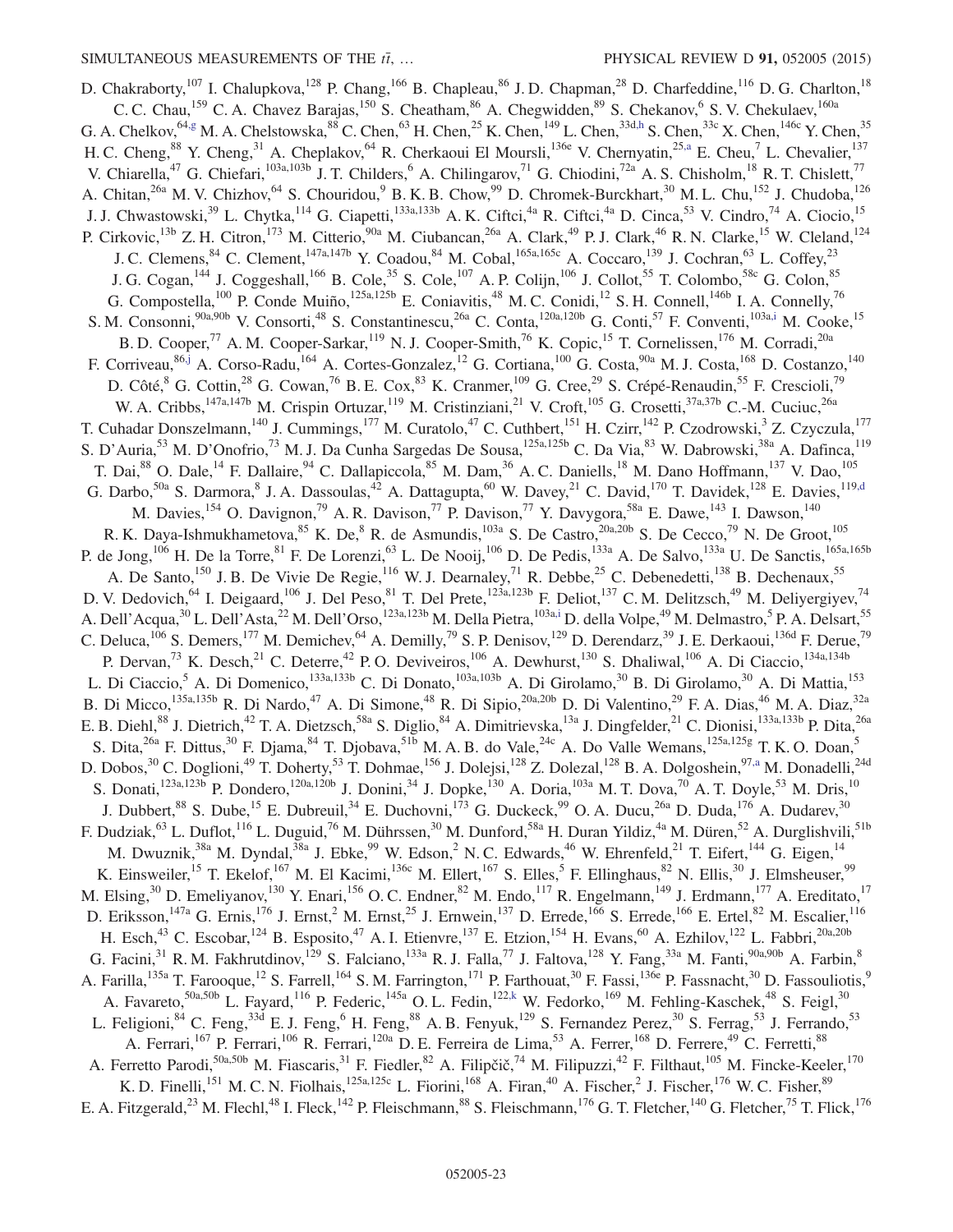D. Chakraborty,[107] I. Chalupkova,[128] P. Chang,[166] B. Chapleau,[86] J. D. Chapman,[28] D. Charfeddine,[116] D. G. Charlton,[18] C. C. Chau,[159] C. A. Chavez Barajas,[150] S. Cheatham,[86] A. Chegwidden,[89] S. Chekanov,[6] S. V. Chekulaev,[160a] G. A. Chelkov,[64,g] M. A. Chelstowska,[88] C. Chen,[63] H. Chen,[25] K. Chen,[149] L. Chen,[33d,h] S. Chen,[33c] X. Chen,[146c] Y. Chen,[35] H. C. Cheng,[88] Y. Cheng,[31] A. Cheplakov,[64] R. Cherkaoui El Moursli,[136e] V. Chernyatin,[25,a] E. Cheu,[7] L. Chevalier,[137] V. Chiarella,[47] G. Chiefari,[103a,103b] J. T. Childers,[6] A. Chilingarov,[71] G. Chiodini,[72a] A. S. Chisholm,[18] R. T. Chislett,[77] A. Chitan,[26a] M. V. Chizhov,[64] S. Chouridou,[9] B. K. B. Chow,[99] D. Chromek-Burckhart,[30] M. L. Chu,[152] J. Chudoba,[126] J. J. Chwastowski,[39] L. Chytka,[114] G. Ciapetti,[133a,133b] A. K. Ciftci,[4a] R. Ciftci,[4a] D. Cinca,[53] V. Cindro,[74] A. Ciocio,[15] P. Cirkovic,[13b] Z. H. Citron,[173] M. Citterio,[90a] M. Ciubancan,[26a] A. Clark,[49] P. J. Clark,[46] R. N. Clarke,[15] W. Cleland,[124] J. C. Clemens,[84] C. Clement,[147a,147b] Y. Coadou,[84] M. Cobal,[165a,165c] A. Coccaro,[139] J. Cochran,[63] L. Coffey,[23] J. G. Cogan,[144] J. Coggeshall,[166] B. Cole,[35] S. Cole,[107] A. P. Colijn,[106] J. Collot,[55] T. Colombo,[58c] G. Colon,[85] G. Compostella,[100] P. Conde Muiño,[125a,125b] E. Coniavitis,[48] M. C. Conidi,[12] S. H. Connell,[146b] I. A. Connelly,[76] S. M. Consonni,[90a,90b] V. Consorti,[48] S. Constantinescu,[26a] C. Conta,[120a,120b] G. Conti,[57] F. Conventi,[103a,i] M. Cooke,[15] B. D. Cooper,[77] A. M. Cooper-Sarkar,[119] N. J. Cooper-Smith,[76] K. Copic,[15] T. Cornelissen,[176] M. Corradi,[20a] F. Corriveau,[86,j] A. Corso-Radu,[164] A. Cortes-Gonzalez,[12] G. Cortiana,[100] G. Costa,[90a] M. J. Costa,[168] D. Costanzo,[140] D. Côté,[8] G. Cottin,[28] G. Cowan,[76] B. E. Cox,[83] K. Cranmer,[109] G. Cree,[29] S. Crépé-Renaudin,[55] F. Crescioli,[79] W. A. Cribbs,[147a,147b] M. Crispin Ortuzar,[119] M. Cristinziani,[21] V. Croft,[105] G. Crosetti,[37a,37b] C.-M. Cuciuc,[26a] T. Cuhadar Donszelmann,[140] J. Cummings,[177] M. Curatolo,[47] C. Cuthbert,[151] H. Czirr,[142] P. Czodrowski,[3] Z. Czyczula,[177] S. D'Auria,[53] M. D'Onofrio,[73] M. J. Da Cunha Sargedas De Sousa,[125a,125b] C. Da Via,[83] W. Dabrowski,[38a] A. Dafinca,[119] T. Dai,[88] O. Dale,[14] F. Dallaire,[94] C. Dallapiccola,[85] M. Dam,[36] A. C. Daniells,[18] M. Dano Hoffmann,[137] V. Dao,[105] G. Darbo,[50a] S. Darmora,[8] J. A. Dassoulas,[42] A. Dattagupta,[60] W. Davey,[21] C. David,[170] T. Davidek,[128] E. Davies,[119,d] M. Davies,[154] O. Davignon,[79] A. R. Davison,[77] P. Davison,[77] Y. Davygora,[58a] E. Dawe,[143] I. Dawson,[140] R. K. Daya-Ishmukhametova,[85] K. De,[8] R. de Asmundis,[103a] S. De Castro,[20a,20b] S. De Cecco,[79] N. De Groot,[105] P. de Jong,[106] H. De la Torre,[81] F. De Lorenzi,[63] L. De Nooij,[106] D. De Pedis,[133a] A. De Salvo,[133a] U. De Sanctis,[165a,165b] A. De Santo,[150] J. B. De Vivie De Regie,[116] W. J. Dearnaley,[71] R. Debbe,[25] C. Debenedetti,[138] B. Dechenaux,[55] D. V. Dedovich,[64] I. Deigaard,[106] J. Del Peso,[81] T. Del Prete,[123a,123b] F. Deliot,[137] C. M. Delitzsch,[49] M. Deliyergiyev,[74] A. Dell'Acqua,[30] L. Dell'Asta,[22] M. Dell'Orso,[123a,123b] M. Della Pietra,[103a,i] D. della Volpe,[49] M. Delmastro,[5] P. A. Delsart,[55] C. Deluca,[106] S. Demers,[177] M. Demichev,[64] A. Demilly,[79] S. P. Denisov,[129] D. Derendarz,[39] J. E. Derkaoui,[136d] F. Derue,[79] P. Dervan,[73] K. Desch,[21] C. Deterre,[42] P. O. Deviveiros,[106] A. Dewhurst,[130] S. Dhaliwal,[106] A. Di Ciaccio,[134a,134b] L. Di Ciaccio,[5] A. Di Domenico,[133a,133b] C. Di Donato,[103a,103b] A. Di Girolamo,[30] B. Di Girolamo,[30] A. Di Mattia,[153] B. Di Micco,[135a,135b] R. Di Nardo,[47] A. Di Simone,[48] R. Di Sipio,[20a,20b] D. Di Valentino,[29] F. A. Dias,[46] M. A. Diaz,[32a] E. B. Diehl,[88] J. Dietrich,[42] T. A. Dietzsch,[58a] S. Diglio,[84] A. Dimitrievska,[13a] J. Dingfelder,[21] C. Dionisi,[133a,133b] P. Dita,[26a] S. Dita,[26a] F. Dittus,[30] F. Djama,[84] T. Djobava,[51b] M. A. B. do Vale,[24c] A. Do Valle Wemans,[125a,125g] T. K. O. Doan,[5] D. Dobos,[30] C. Doglioni,[49] T. Doherty,[53] T. Dohmae,[156] J. Dolejsi,[128] Z. Dolezal,[128] B. A. Dolgoshein,[97,a] M. Donadelli,[24d] S. Donati,[123a,123b] P. Dondero,[120a,120b] J. Donini,[34] J. Dopke,[130] A. Doria,[103a] M. T. Dova,[70] A. T. Doyle,[53] M. Dris,[10] J. Dubbert,[88] S. Dube,[15] E. Dubreuil,[34] E. Duchovni,[173] G. Duckeck,[99] O. A. Ducu,[26a] D. Duda,[176] A. Dudarev,[30] F. Dudziak,[63] L. Duflot,[116] L. Duguid,[76] M. Dührssen,[30] M. Dunford,[58a] H. Duran Yildiz,[4a] M. Düren,[52] A. Durglishvili,[51b] M. Dwuznik,[38a] M. Dyndal,[38a] J. Ebke,[99] W. Edson,[2] N. C. Edwards,[46] W. Ehrenfeld,[21] T. Eifert,[144] G. Eigen,[14] K. Einsweiler,[15] T. Ekelof,[167] M. El Kacimi,[136c] M. Ellert,[167] S. Elles,[5] F. Ellinghaus,[82] N. Ellis,[30] J. Elmsheuser,[99] M. Elsing,[30] D. Emeliyanov,[130] Y. Enari,[156] O. C. Endner,[82] M. Endo,[117] R. Engelmann,[149] J. Erdmann,[177] A. Ereditato,[17] D. Eriksson,[147a] G. Ernis,[176] J. Ernst,[2] M. Ernst,[25] J. Ernwein,[137] D. Errede,[166] S. Errede,[166] E. Ertel,[82] M. Escalier,[116] H. Esch,[43] C. Escobar,[124] B. Esposito,[47] A. I. Etienvre,[137] E. Etzion,[154] H. Evans,[60] A. Ezhilov,[122] L. Fabbri,[20a,20b] G. Facini,[31] R. M. Fakhrutdinov,[129] S. Falciano,[133a] R. J. Falla,[77] J. Faltova,[128] Y. Fang,[33a] M. Fanti,[90a,90b] A. Farbin,[8] A. Farilla,[135a] T. Farooque,[12] S. Farrell,[164] S. M. Farrington,[171] P. Farthouat,[30] F. Fassi,[136e] P. Fassnacht,[30] D. Fassouliotis,[9] A. Favareto,[50a,50b] L. Fayard,[116] P. Federic,[145a] O. L. Fedin,[122,k] W. Fedorko,[169] M. Fehling-Kaschek,[48] S. Feigl,[30] L. Feligioni,[84] C. Feng,[33d] E. J. Feng,[6] H. Feng,[88] A. B. Fenyuk,[129] S. Fernandez Perez,[30] S. Ferrag,[53] J. Ferrando,[53] A. Ferrari,[167] P. Ferrari,[106] R. Ferrari,[120a] D. E. Ferreira de Lima,[53] A. Ferrer,[168] D. Ferrere,[49] C. Ferretti,[88] A. Ferretto Parodi,[50a,50b] M. Fiascaris,[31] F. Fiedler,[82] A. Filipčič,[74] M. Filipuzzi,[42] F. Filthaut,[105] M. Fincke-Keeler,[170] K. D. Finelli,[151] M. C. N. Fiolhais,[125a,125c] L. Fiorini,[168] A. Firan,[40] A. Fischer,[2] J. Fischer,[176] W. C. Fisher,[89] E. A. Fitzgerald,[23] M. Flechl,[48] I. Fleck,[142] P. Fleischmann,[88] S. Fleischmann,[176] G. T. Fletcher,[140] G. Fletcher,[75] T. Flick,[176]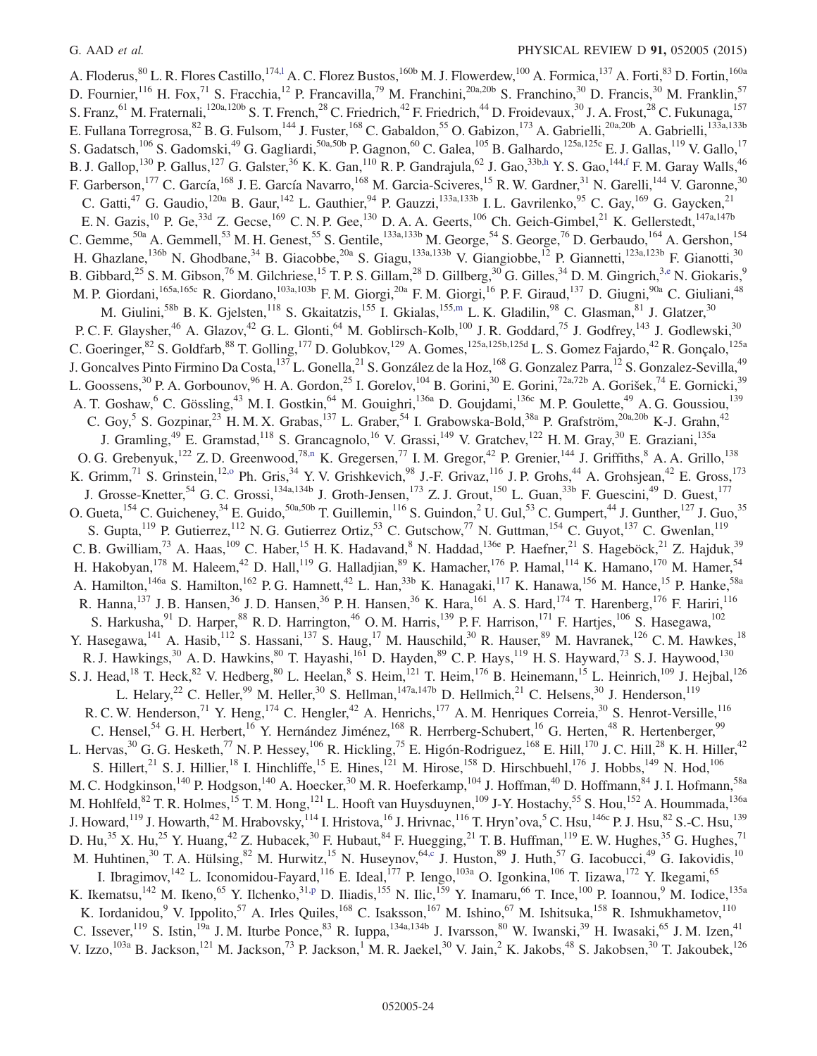A. Floderus,[80] L. R. Flores Castillo,[174,l] A. C. Florez Bustos,[160b] M. J. Flowerdew,[100] A. Formica,[137] A. Forti,[83] D. Fortin,[160a] D. Fournier,[116] H. Fox,[71] S. Fracchia,[12] P. Francavilla,[79] M. Franchini,[20a,20b] S. Franchino,[30] D. Francis,[30] M. Franklin,[57] S. Franz,[61] M. Fraternali,[120a,120b] S. T. French,[28] C. Friedrich,[42] F. Friedrich,[44] D. Froidevaux,[30] J. A. Frost,[28] C. Fukunaga,[157] E. Fullana Torregrosa,[82] B. G. Fulsom,[144] J. Fuster,[168] C. Gabaldon,[55] O. Gabizon,[173] A. Gabrielli,[20a,20b] A. Gabrielli,[133a,133b] S. Gadatsch,[106] S. Gadomski,[49] G. Gagliardi,[50a,50b] P. Gagnon,[60] C. Galea,[105] B. Galhardo,[125a,125c] E. J. Gallas,[119] V. Gallo,[17] B. J. Gallop,[130] P. Gallus,[127] G. Galster,[36] K. K. Gan,[110] R. P. Gandrajula,[62] J. Gao,[33b,h] Y. S. Gao,[144,f] F. M. Garay Walls,[46] F. Garberson,[177] C. García,[168] J. E. García Navarro,[168] M. Garcia-Sciveres,[15] R. W. Gardner,[31] N. Garelli,[144] V. Garonne,[30] C. Gatti,[47] G. Gaudio,[120a] B. Gaur,[142] L. Gauthier,[94] P. Gauzzi,[133a,133b] I. L. Gavrilenko,[95] C. Gay,[169] G. Gaycken,[21] E. N. Gazis,[10] P. Ge,[33d] Z. Gecse,[169] C. N. P. Gee,[130] D. A. A. Geerts,[106] Ch. Geich-Gimbel,[21] K. Gellerstedt,[147a,147b] C. Gemme,[50a] A. Gemmell,[53] M. H. Genest,[55] S. Gentile,[133a,133b] M. George,[54] S. George,[76] D. Gerbaudo,[164] A. Gershon,[154] H. Ghazlane,[136b] N. Ghodbane,[34] B. Giacobbe,[20a] S. Giagu,[133a,133b] V. Giangiobbe,[12] P. Giannetti,[123a,123b] F. Gianotti,[30] B. Gibbard,[25] S. M. Gibson,[76] M. Gilchriese,[15] T. P. S. Gillam,[28] D. Gillberg,[30] G. Gilles,[34] D. M. Gingrich,[3,e] N. Giokaris,[9] M. P. Giordani,[165a,165c] R. Giordano,[103a,103b] F. M. Giorgi,[20a] F. M. Giorgi,[16] P. F. Giraud,[137] D. Giugni,[90a] C. Giuliani,[48] M. Giulini,[58b] B. K. Gjelsten,[118] S. Gkaitatzis,[155] I. Gkialas,[155,m] L. K. Gladilin,[98] C. Glasman,[81] J. Glatzer,[30] P. C. F. Glaysher,[46] A. Glazov,[42] G. L. Glonti,[64] M. Goblirsch-Kolb,[100] J. R. Goddard,[75] J. Godfrey,[143] J. Godlewski,[30] C. Goeringer,[82] S. Goldfarb,[88] T. Golling,[177] D. Golubkov,[129] A. Gomes,[125a,125b,125d] L. S. Gomez Fajardo,[42] R. Gonçalo,[125a] J. Goncalves Pinto Firmino Da Costa,[137] L. Gonella,[21] S. González de la Hoz,[168] G. Gonzalez Parra,[12] S. Gonzalez-Sevilla,[49] L. Goossens,[30] P. A. Gorbounov,[96] H. A. Gordon,[25] I. Gorelov,[104] B. Gorini,[30] E. Gorini,[72a,72b] A. Gorišek,[74] E. Gornicki,[39] A. T. Goshaw,[6] C. Gössling,[43] M. I. Gostkin,[64] M. Gouighri,[136a] D. Goujdami,[136c] M. P. Goulette,[49] A. G. Goussiou,[139] C. Goy,[5] S. Gozpinar,[23] H. M. X. Grabas,[137] L. Graber,[54] I. Grabowska-Bold,[38a] P. Grafström,[20a,20b] K-J. Grahn,[42] J. Gramling,[49] E. Gramstad,[118] S. Grancagnolo,[16] V. Grassi,[149] V. Gratchev,[122] H. M. Gray,[30] E. Graziani,[135a] O. G. Grebenyuk,[122] Z. D. Greenwood,[78,n] K. Gregersen,[77] I. M. Gregor,[42] P. Grenier,[144] J. Griffiths,[8] A. A. Grillo,[138] K. Grimm,[71] S. Grinstein,[12,o] Ph. Gris,[34] Y. V. Grishkevich,[98] J.-F. Grivaz,[116] J. P. Grohs,[44] A. Grohsjean,[42] E. Gross,[173] J. Grosse-Knetter,[54] G. C. Grossi,[134a,134b] J. Groth-Jensen,[173] Z. J. Grout,[150] L. Guan,[33b] F. Guescini,[49] D. Guest,[177] O. Gueta,[154] C. Guicheney,[34] E. Guido,[50a,50b] T. Guillemin,[116] S. Guindon,[2] U. Gul,[53] C. Gumpert,[44] J. Gunther,[127] J. Guo,[35] S. Gupta,[119] P. Gutierrez,[112] N. G. Gutierrez Ortiz,[53] C. Gutschow,[77] N. Guttman,[154] C. Guyot,[137] C. Gwenlan,[119] C. B. Gwilliam,[73] A. Haas,[109] C. Haber,[15] H. K. Hadavand,[8] N. Haddad,[136e] P. Haefner,[21] S. Hageböck,[21] Z. Hajduk,[39] H. Hakobyan,[178] M. Haleem,[42] D. Hall,[119] G. Halladjian,[89] K. Hamacher,[176] P. Hamal,[114] K. Hamano,[170] M. Hamer,[54] A. Hamilton,[146a] S. Hamilton,[162] P. G. Hamnett,[42] L. Han,[33b] K. Hanagaki,[117] K. Hanawa,[156] M. Hance,[15] P. Hanke,[58a] R. Hanna,[137] J. B. Hansen,[36] J. D. Hansen,[36] P. H. Hansen,[36] K. Hara,[161] A. S. Hard,[174] T. Harenberg,[176] F. Hariri,[116] S. Harkusha,[91] D. Harper,[88] R. D. Harrington,[46] O. M. Harris,[139] P. F. Harrison,[171] F. Hartjes,[106] S. Hasegawa,[102] Y. Hasegawa,[141] A. Hasib,[112] S. Hassani,[137] S. Haug,[17] M. Hauschild,[30] R. Hauser,[89] M. Havranek,[126] C. M. Hawkes,[18] R. J. Hawkings,[30] A. D. Hawkins,[80] T. Hayashi,[161] D. Hayden,[89] C. P. Hays,[119] H. S. Hayward,[73] S. J. Haywood,[130] S. J. Head,[18] T. Heck,[82] V. Hedberg,[80] L. Heelan,[8] S. Heim,[121] T. Heim,[176] B. Heinemann,[15] L. Heinrich,[109] J. Hejbal,[126] L. Helary,[22] C. Heller,[99] M. Heller,[30] S. Hellman,[147a,147b] D. Hellmich,[21] C. Helsens,[30] J. Henderson,[119] R. C. W. Henderson,[71] Y. Heng,[174] C. Hengler,[42] A. Henrichs,[177] A. M. Henriques Correia,[30] S. Henrot-Versille,[116] C. Hensel,[54] G. H. Herbert,[16] Y. Hernández Jiménez,[168] R. Herrberg-Schubert,[16] G. Herten,[48] R. Hertenberger,[99] L. Hervas,[30] G. G. Hesketh,[77] N. P. Hessey,[106] R. Hickling,[75] E. Higón-Rodriguez,[168] E. Hill,[170] J. C. Hill,[28] K. H. Hiller,[42] S. Hillert,[21] S. J. Hillier,[18] I. Hinchliffe,[15] E. Hines,[121] M. Hirose,[158] D. Hirschbuehl,[176] J. Hobbs,[149] N. Hod,[106] M. C. Hodgkinson,[140] P. Hodgson,[140] A. Hoecker,[30] M. R. Hoeferkamp,[104] J. Hoffman,[40] D. Hoffmann,[84] J. I. Hofmann,[58a] M. Hohlfeld,[82] T. R. Holmes,[15] T. M. Hong,[121] L. Hooft van Huysduynen,[109] J-Y. Hostachy,[55] S. Hou,[152] A. Hoummada,[136a] J. Howard,[119] J. Howarth,[42] M. Hrabovsky,[114] I. Hristova,[16] J. Hrivnac,[116] T. Hryn'ova,[5] C. Hsu,[146c] P. J. Hsu,[82] S.-C. Hsu,[139] D. Hu,[35] X. Hu,[25] Y. Huang,[42] Z. Hubacek,[30] F. Hubaut,[84] F. Huegging,[21] T. B. Huffman,[119] E. W. Hughes,[35] G. Hughes,[71] M. Huhtinen,[30] T. A. Hülsing,[82] M. Hurwitz,[15] N. Huseynov,[64,c] J. Huston,[89] J. Huth,[57] G. Iacobucci,[49] G. Iakovidis,[10] I. Ibragimov,[142] L. Iconomidou-Fayard,[116] E. Ideal,[177] P. Iengo,[103a] O. Igonkina,[106] T. Iizawa,[172] Y. Ikegami,[65] K. Ikematsu,[142] M. Ikeno,[65] Y. Ilchenko,[31,p] D. Iliadis,[155] N. Ilic,[159] Y. Inamaru,[66] T. Ince,[100] P. Ioannou,[9] M. Iodice,[135a] K. Iordanidou,[9] V. Ippolito,[57] A. Irles Quiles,[168] C. Isaksson,[167] M. Ishino,[67] M. Ishitsuka,[158] R. Ishmukhametov,[110] C. Issever,[119] S. Istin,[19a] J. M. Iturbe Ponce,[83] R. Iuppa,[134a,134b] J. Ivarsson,[80] W. Iwanski,[39] H. Iwasaki,[65] J. M. Izen,[41] V. Izzo,[103a] B. Jackson,[121] M. Jackson,[73] P. Jackson,[1] M. R. Jaekel,[30] V. Jain,[2] K. Jakobs,[48] S. Jakobsen,[30] T. Jakoubek,[126]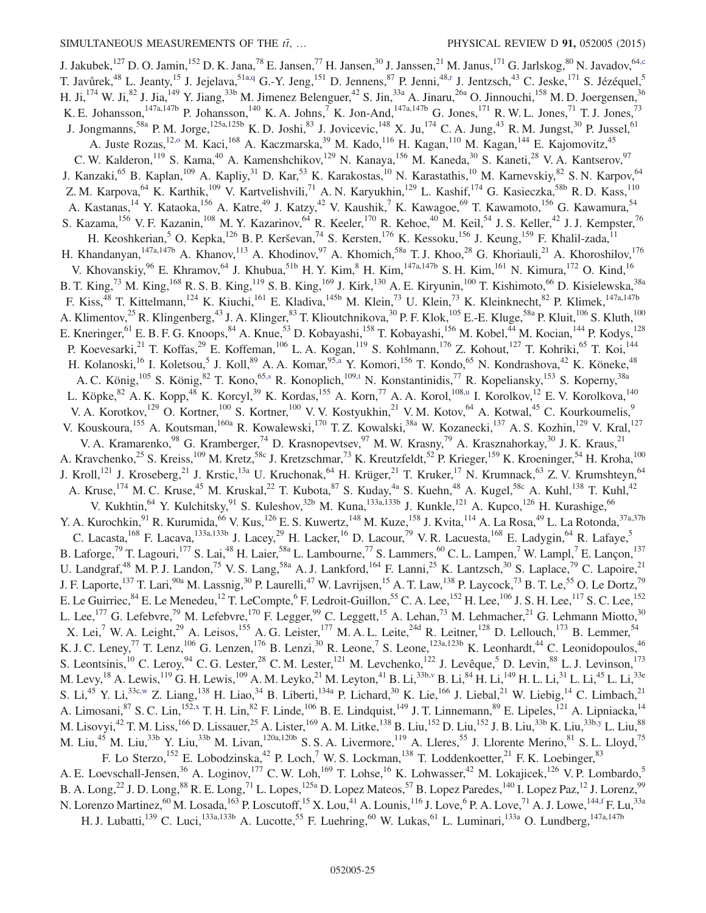J. Jakubek,[127] D. O. Jamin,[152] D. K. Jana,[78] E. Jansen,[77] H. Jansen,[30] J. Janssen,[21] M. Janus,[171] G. Jarlskog,[80] N. Javadov,[64,c] T. Javůrek,[48] L. Jeanty,[15] J. Jejelava,[51a,q] G.-Y. Jeng,[151] D. Jennens,[87] P. Jenni,[48,r] J. Jentzsch,[43] C. Jeske,[171] S. Jézéquel,[5] H. Ji,[174] W. Ji,[82] J. Jia,[149] Y. Jiang,[33b] M. Jimenez Belenguer,[42] S. Jin,[33a] A. Jinaru,[26a] O. Jinnouchi,[158] M. D. Joergensen,[36] K. E. Johansson,[147a,147b] P. Johansson,[140] K. A. Johns,[7] K. Jon-And,[147a,147b] G. Jones,[171] R. W. L. Jones,[71] T. J. Jones,[73] J. Jongmanns,[58a] P. M. Jorge,[125a,125b] K. D. Joshi,[83] J. Jovicevic,[148] X. Ju,[174] C. A. Jung,[43] R. M. Jungst,[30] P. Jussel,[61] A. Juste Rozas,[12,o] M. Kaci,[168] A. Kaczmarska,[39] M. Kado,[116] H. Kagan,[110] M. Kagan,[144] E. Kajomovitz,[45] C. W. Kalderon,[119] S. Kama,[40] A. Kamenshchikov,[129] N. Kanaya,[156] M. Kaneda,[30] S. Kaneti,[28] V. A. Kantserov,[97] J. Kanzaki,[65] B. Kaplan,[109] A. Kapliy,[31] D. Kar,[53] K. Karakostas,[10] N. Karastathis,[10] M. Karnevskiy,[82] S. N. Karpov,[64] Z. M. Karpova,[64] K. Karthik,[109] V. Kartvelishvili,[71] A. N. Karyukhin,[129] L. Kashif,[174] G. Kasieczka,[58b] R. D. Kass,[110] A. Kastanas,[14] Y. Kataoka,[156] A. Katre,[49] J. Katzy,[42] V. Kaushik,[7] K. Kawagoe,[69] T. Kawamoto,[156] G. Kawamura,[54] S. Kazama,[156] V. F. Kazanin,[108] M. Y. Kazarinov,[64] R. Keeler,[170] R. Kehoe,[40] M. Keil,[54] J. S. Keller,[42] J. J. Kempster,[76] H. Keoshkerian,[5] O. Kepka,[126] B. P. Kerševan,[74] S. Kersten,[176] K. Kessoku,[156] J. Keung,[159] F. Khalil-zada,[11] H. Khandanyan,[147a,147b] A. Khanov,[113] A. Khodinov,[97] A. Khomich,[58a] T. J. Khoo,[28] G. Khoriauli,[21] A. Khoroshilov,[176] V. Khovanskiy,[96] E. Khramov,[64] J. Khubua,[51b] H. Y. Kim,[8] H. Kim,[147a,147b] S. H. Kim,[161] N. Kimura,[172] O. Kind,[16] B. T. King,[73] M. King,[168] R. S. B. King,[119] S. B. King,[169] J. Kirk,[130] A. E. Kiryunin,[100] T. Kishimoto,[66] D. Kisielewska,[38a] F. Kiss,[48] T. Kittelmann,[124] K. Kiuchi,[161] E. Kladiva,[145b] M. Klein,[73] U. Klein,[73] K. Kleinknecht,[82] P. Klimek,[147a,147b] A. Klimentov,[25] R. Klingenberg,[43] J. A. Klinger,[83] T. Klioutchnikova,[30] P. F. Klok,[105] E.-E. Kluge,[58a] P. Kluit,[106] S. Kluth,[100] E. Kneringer,[61] E. B. F. G. Knoops,[84] A. Knue,[53] D. Kobayashi,[158] T. Kobayashi,[156] M. Kobel,[44] M. Kocian,[144] P. Kodys,[128] P. Koevesarki,[21] T. Koffas,[29] E. Koffeman,[106] L. A. Kogan,[119] S. Kohlmann,[176] Z. Kohout,[127] T. Kohriki,[65] T. Koi,[144] H. Kolanoski,[16] I. Koletsou,[5] J. Koll,[89] A. A. Komar,[95,a] Y. Komori,[156] T. Kondo,[65] N. Kondrashova,[42] K. Köneke,[48] A. C. König,[105] S. König,[82] T. Kono,[65,s] R. Konoplich,[109,t] N. Konstantinidis,[77] R. Kopeliansky,[153] S. Koperny,[38a] L. Köpke,[82] A. K. Kopp,[48] K. Korcyl,[39] K. Kordas,[155] A. Korn,[77] A. A. Korol,[108,u] I. Korolkov,[12] E. V. Korolkova,[140] V. A. Korotkov,[129] O. Kortner,[100] S. Kortner,[100] V. V. Kostyukhin,[21] V. M. Kotov,[64] A. Kotwal,[45] C. Kourkoumelis,[9] V. Kouskoura,[155] A. Koutsman,[160a] R. Kowalewski,[170] T. Z. Kowalski,[38a] W. Kozanecki,[137] A. S. Kozhin,[129] V. Kral,[127] V. A. Kramarenko,[98] G. Kramberger,[74] D. Krasnopevtsev,[97] M. W. Krasny,[79] A. Krasznahorkay,[30] J. K. Kraus,[21] A. Kravchenko,[25] S. Kreiss,[109] M. Kretz,[58c] J. Kretzschmar,[73] K. Kreutzfeldt,[52] P. Krieger,[159] K. Kroeninger,[54] H. Kroha,[100] J. Kroll,[121] J. Kroseberg,[21] J. Krstic,[13a] U. Kruchonak,[64] H. Krüger,[21] T. Kruker,[17] N. Krumnack,[63] Z. V. Krumshteyn,[64] A. Kruse,[174] M. C. Kruse,[45] M. Kruskal,[22] T. Kubota,[87] S. Kuday,[4a] S. Kuehn,[48] A. Kugel,[58c] A. Kuhl,[138] T. Kuhl,[42] V. Kukhtin,[64] Y. Kulchitsky,[91] S. Kuleshov,[32b] M. Kuna,[133a,133b] J. Kunkle,[121] A. Kupco,[126] H. Kurashige,[66] Y. A. Kurochkin,[91] R. Kurumida,[66] V. Kus,[126] E. S. Kuwertz,[148] M. Kuze,[158] J. Kvita,[114] A. La Rosa,[49] L. La Rotonda,[37a,37b] C. Lacasta,[168] F. Lacava,[133a,133b] J. Lacey,[29] H. Lacker,[16] D. Lacour,[79] V. R. Lacuesta,[168] E. Ladygin,[64] R. Lafaye,[5] B. Laforge,[79] T. Lagouri,[177] S. Lai,[48] H. Laier,[58a] L. Lambourne,[77] S. Lammers,[60] C. L. Lampen,[7] W. Lampl,[7] E. Lançon,[137] U. Landgraf,[48] M. P. J. Landon,[75] V. S. Lang,[58a] A. J. Lankford,[164] F. Lanni,[25] K. Lantzsch,[30] S. Laplace,[79] C. Lapoire,[21] J. F. Laporte,[137] T. Lari,[90a] M. Lassnig,[30] P. Laurelli,[47] W. Lavrijsen,[15] A. T. Law,[138] P. Laycock,[73] B. T. Le,[55] O. Le Dortz,[79] E. Le Guirriec,[84] E. Le Menedeu,[12] T. LeCompte,[6] F. Ledroit-Guillon,[55] C. A. Lee,[152] H. Lee,[106] J. S. H. Lee,[117] S. C. Lee,[152] L. Lee,[177] G. Lefebvre,[79] M. Lefebvre,[170] F. Legger,[99] C. Leggett,[15] A. Lehan,[73] M. Lehmacher,[21] G. Lehmann Miotto,[30] X. Lei,[7] W. A. Leight,[29] A. Leisos,[155] A. G. Leister,[177] M. A. L. Leite,[24d] R. Leitner,[128] D. Lellouch,[173] B. Lemmer,[54] K. J. C. Leney,[77] T. Lenz,[106] G. Lenzen,[176] B. Lenzi,[30] R. Leone,[7] S. Leone,[123a,123b] K. Leonhardt,[44] C. Leonidopoulos,[46] S. Leontsinis,[10] C. Leroy,[94] C. G. Lester,[28] C. M. Lester,[121] M. Levchenko,[122] J. Levêque,[5] D. Levin,[88] L. J. Levinson,[173] M. Levy,[18] A. Lewis,[119] G. H. Lewis,[109] A. M. Leyko,[21] M. Leyton,[41] B. Li,[33b,v] B. Li,[84] H. Li,[149] H. L. Li,[31] L. Li,[45] L. Li,[33e] S. Li,[45] Y. Li,[33c,w] Z. Liang,[138] H. Liao,[34] B. Liberti,[134a] P. Lichard,[30] K. Lie,[166] J. Liebal,[21] W. Liebig,[14] C. Limbach,[21] A. Limosani,[87] S. C. Lin,[152,x] T. H. Lin,[82] F. Linde,[106] B. E. Lindquist,[149] J. T. Linnemann,[89] E. Lipeles,[121] A. Lipniacka,[14] M. Lisovyi,[42] T. M. Liss,[166] D. Lissauer,[25] A. Lister,[169] A. M. Litke,[138] B. Liu,[152] D. Liu,[152] J. B. Liu,[33b] K. Liu,[33b,y] L. Liu,[88] M. Liu,[45] M. Liu,[33b] Y. Liu,[33b] M. Livan,[120a,120b] S. S. A. Livermore,[119] A. Lleres,[55] J. Llorente Merino,[81] S. L. Lloyd,[75] F. Lo Sterzo,[152] E. Lobodzinska,[42] P. Loch,[7] W. S. Lockman,[138] T. Loddenkoetter,[21] F. K. Loebinger,[83] A. E. Loevschall-Jensen,[36] A. Loginov,[177] C. W. Loh,[169] T. Lohse,[16] K. Lohwasser,[42] M. Lokajicek,[126] V. P. Lombardo,[5] B. A. Long,[22] J. D. Long,[88] R. E. Long,[71] L. Lopes,[125a] D. Lopez Mateos,[57] B. Lopez Paredes,[140] I. Lopez Paz,[12] J. Lorenz,[99] N. Lorenzo Martinez,[60] M. Losada,[163] P. Loscutoff,[15] X. Lou,[41] A. Lounis,[116] J. Love,[6] P. A. Love,[71] A. J. Lowe,[144,f] F. Lu,[33a] H. J. Lubatti,[139] C. Luci,[133a,133b] A. Lucotte,[55] F. Luehring,[60] W. Lukas,[61] L. Luminari,[133a] O. Lundberg,[147a,147b]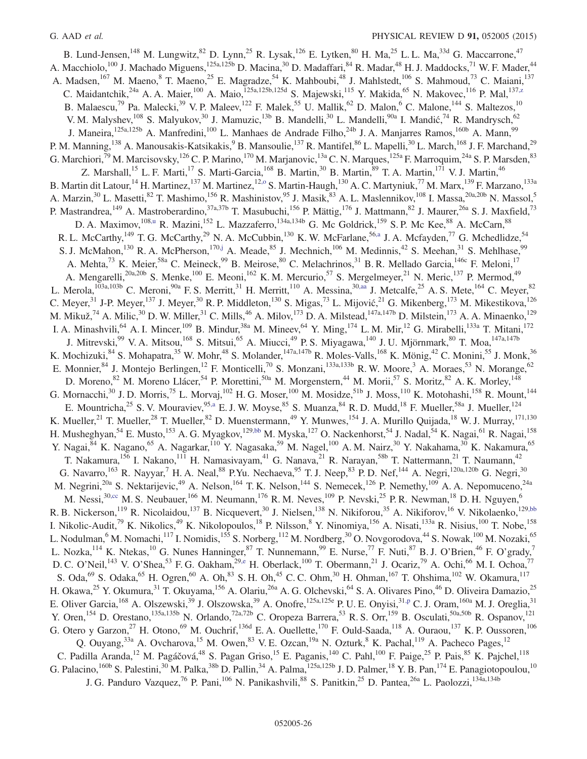B. Lund-Jensen,[148] M. Lungwitz,[82] D. Lynn,[25] R. Lysak,[126] E. Lytken,[80] H. Ma,[25] L. L. Ma,[33d] G. Maccarrone,[47] A. Macchiolo,[100] J. Machado Miguens,[125a,125b] D. Macina,[30] D. Madaffari,[84] R. Madar,[48] H. J. Maddocks,[71] W. F. Mader,[44] A. Madsen,[167] M. Maeno,[8] T. Maeno,[25] E. Magradze,[54] K. Mahboubi,[48] J. Mahlstedt,[106] S. Mahmoud,[73] C. Maiani,[137] C. Maidantchik,[24a] A. A. Maier,[100] A. Maio,[125a,125b,125d] S. Majewski,[115] Y. Makida,[65] N. Makovec,[116] P. Mal,[137,z] B. Malaescu,[79] Pa. Malecki,[39] V. P. Maleev,[122] F. Malek,[55] U. Mallik,[62] D. Malon,[6] C. Malone,[144] S. Maltezos,[10] V. M. Malyshev,[108] S. Malyukov,[30] J. Mamuzic,[13b] B. Mandelli,[30] L. Mandelli,[90a] I. Mandić,[74] R. Mandrysch,[62] J. Maneira,[125a,125b] A. Manfredini,[100] L. Manhaes de Andrade Filho,[24b] J. A. Manjarres Ramos,[160b] A. Mann,[99] P. M. Manning,[138] A. Manousakis-Katsikakis,[9] B. Mansoulie,[137] R. Mantifel,[86] L. Mapelli,[30] L. March,[168] J. F. Marchand,[29] G. Marchiori,[79] M. Marcisovsky,[126] C. P. Marino,[170] M. Marjanovic,[13a] C. N. Marques,[125a] F. Marroquim,[24a] S. P. Marsden,[83] Z. Marshall,[15] L. F. Marti,[17] S. Marti-Garcia,[168] B. Martin,[30] B. Martin,[89] T. A. Martin,[171] V. J. Martin,[46] B. Martin dit Latour,[14] H. Martinez,[137] M. Martinez,[12,o] S. Martin-Haugh,[130] A. C. Martyniuk,[77] M. Marx,[139] F. Marzano,[133a] A. Marzin,[30] L. Masetti,[82] T. Mashimo,[156] R. Mashinistov,[95] J. Masik,[83] A. L. Maslennikov,[108] I. Massa,[20a,20b] N. Massol,[5] P. Mastrandrea,[149] A. Mastroberardino,[37a,37b] T. Masubuchi,[156] P. Mättig,[176] J. Mattmann,[82] J. Maurer,[26a] S. J. Maxfield,[73] D. A. Maximov,[108,u] R. Mazini,[152] L. Mazzaferro,[134a,134b] G. Mc Goldrick,[159] S. P. Mc Kee,[88] A. McCarn,[88] R. L. McCarthy,[149] T. G. McCarthy,[29] N. A. McCubbin,[130] K. W. McFarlane,[56,a] J. A. Mcfayden,[77] G. Mchedlidze,[54] S. J. McMahon,[130] R. A. McPherson,[170,j] A. Meade,[85] J. Mechnich,[106] M. Medinnis,[42] S. Meehan,[31] S. Mehlhase,[99] A. Mehta,[73] K. Meier,[58a] C. Meineck,[99] B. Meirose,[80] C. Melachrinos,[31] B. R. Mellado Garcia,[146c] F. Meloni,[17] A. Mengarelli,[20a,20b] S. Menke,[100] E. Meoni,[162] K. M. Mercurio,[57] S. Mergelmeyer,[21] N. Meric,[137] P. Mermod,[49] L. Merola,[103a,103b] C. Meroni,[90a] F. S. Merritt,[31] H. Merritt,[110] A. Messina,[30,aa] J. Metcalfe,[25] A. S. Mete,[164] C. Meyer,[82] C. Meyer,[31] J-P. Meyer,[137] J. Meyer,[30] R. P. Middleton,[130] S. Migas,[73] L. Mijović,[21] G. Mikenberg,[173] M. Mikestikova,[126] M. Mikuž,[74] A. Milic,[30] D. W. Miller,[31] C. Mills,[46] A. Milov,[173] D. A. Milstead,[147a,147b] D. Milstein,[173] A. A. Minaenko,[129] I. A. Minashvili,[64] A. I. Mincer,[109] B. Mindur,[38a] M. Mineev,[64] Y. Ming,[174] L. M. Mir,[12] G. Mirabelli,[133a] T. Mitani,[172] J. Mitrevski,[99] V. A. Mitsou,[168] S. Mitsui,[65] A. Miucci,[49] P. S. Miyagawa,[140] J. U. Mjörnmark,[80] T. Moa,[147a,147b] K. Mochizuki,[84] S. Mohapatra,[35] W. Mohr,[48] S. Molander,[147a,147b] R. Moles-Valls,[168] K. Mönig,[42] C. Monini,[55] J. Monk,[36] E. Monnier,[84] J. Montejo Berlingen,[12] F. Monticelli,[70] S. Monzani,[133a,133b] R. W. Moore,[3] A. Moraes,[53] N. Morange,[62] D. Moreno,[82] M. Moreno Llácer,[54] P. Morettini,[50a] M. Morgenstern,[44] M. Morii,[57] S. Moritz,[82] A. K. Morley,[148] G. Mornacchi,[30] J. D. Morris,[75] L. Morvaj,[102] H. G. Moser,[100] M. Mosidze,[51b] J. Moss,[110] K. Motohashi,[158] R. Mount,[144] E. Mountricha,[25] S. V. Mouraviev,[95,a] E. J. W. Moyse,[85] S. Muanza,[84] R. D. Mudd,[18] F. Mueller,[58a] J. Mueller,[124] K. Mueller,[21] T. Mueller,[28] T. Mueller,[82] D. Muenstermann,[49] Y. Munwes,[154] J. A. Murillo Quijada,[18] W. J. Murray,[171,130] H. Musheghyan,[54] E. Musto,[153] A. G. Myagkov,[129,bb] M. Myska,[127] O. Nackenhorst,[54] J. Nadal,[54] K. Nagai,[61] R. Nagai,[158] Y. Nagai,[84] K. Nagano,[65] A. Nagarkar,[110] Y. Nagasaka,[59] M. Nagel,[100] A. M. Nairz,[30] Y. Nakahama,[30] K. Nakamura,[65] T. Nakamura,[156] I. Nakano,[111] H. Namasivayam,[41] G. Nanava,[21] R. Narayan,[58b] T. Nattermann,[21] T. Naumann,[42] G. Navarro,[163] R. Nayyar,[7] H. A. Neal,[88] P.Yu. Nechaeva,[95] T. J. Neep,[83] P. D. Nef,[144] A. Negri,[120a,120b] G. Negri,[30] M. Negrini,[20a] S. Nektarijevic,[49] A. Nelson,[164] T. K. Nelson,[144] S. Nemecek,[126] P. Nemethy,[109] A. A. Nepomuceno,[24a] M. Nessi,[30,cc] M. S. Neubauer,[166] M. Neumann,[176] R. M. Neves,[109] P. Nevski,[25] P. R. Newman,[18] D. H. Nguyen,[6] R. B. Nickerson,[119] R. Nicolaidou,[137] B. Nicquevert,[30] J. Nielsen,[138] N. Nikiforou,[35] A. Nikiforov,[16] V. Nikolaenko,[129,bb] I. Nikolic-Audit,[79] K. Nikolics,[49] K. Nikolopoulos,[18] P. Nilsson,[8] Y. Ninomiya,[156] A. Nisati,[133a] R. Nisius,[100] T. Nobe,[158] L. Nodulman,[6] M. Nomachi,[117] I. Nomidis,[155] S. Norberg,[112] M. Nordberg,[30] O. Novgorodova,[44] S. Nowak,[100] M. Nozaki,[65] L. Nozka,[114] K. Ntekas,[10] G. Nunes Hanninger,[87] T. Nunnemann,[99] E. Nurse,[77] F. Nuti,[87] B. J. O'Brien,[46] F. O'grady,[7] D. C. O'Neil,[143] V. O'Shea,[53] F. G. Oakham,[29,e] H. Oberlack,[100] T. Obermann,[21] J. Ocariz,[79] A. Ochi,[66] M. I. Ochoa,[77] S. Oda,[69] S. Odaka,[65] H. Ogren,[60] A. Oh,[83] S. H. Oh,[45] C. C. Ohm,[30] H. Ohman,[167] T. Ohshima,[102] W. Okamura,[117] H. Okawa,[25] Y. Okumura,[31] T. Okuyama,[156] A. Olariu,[26a] A. G. Olchevski,[64] S. A. Olivares Pino,[46] D. Oliveira Damazio,[25] E. Oliver Garcia,[168] A. Olszewski,[39] J. Olszowska,[39] A. Onofre,[125a,125e] P. U. E. Onyisi,[31,p] C. J. Oram,[160a] M. J. Oreglia,[31] Y. Oren,[154] D. Orestano,[135a,135b] N. Orlando,[72a,72b] C. Oropeza Barrera,[53] R. S. Orr,[159] B. Osculati,[50a,50b] R. Ospanov,[121] G. Otero y Garzon,[27] H. Otono,[69] M. Ouchrif,[136d] E. A. Ouellette,[170] F. Ould-Saada,[118] A. Ouraou,[137] K. P. Oussoren,[106] Q. Ouyang,[33a] A. Ovcharova,[15] M. Owen,[83] V. E. Ozcan,[19a] N. Ozturk,[8] K. Pachal,[119] A. Pacheco Pages,[12] C. Padilla Aranda,[12] M. Pagáčová,[48] S. Pagan Griso,[15] E. Paganis,[140] C. Pahl,[100] F. Paige,[25] P. Pais,[85] K. Pajchel,[118] G. Palacino,[160b] S. Palestini,[30] M. Palka,[38b] D. Pallin,[34] A. Palma,[125a,125b] J. D. Palmer,[18] Y. B. Pan,[174] E. Panagiotopoulou,[10] J. G. Panduro Vazquez,[76] P. Pani,[106] N. Panikashvili,[88] S. Panitkin,[25] D. Pantea,[26a] L. Paolozzi,[134a,134b]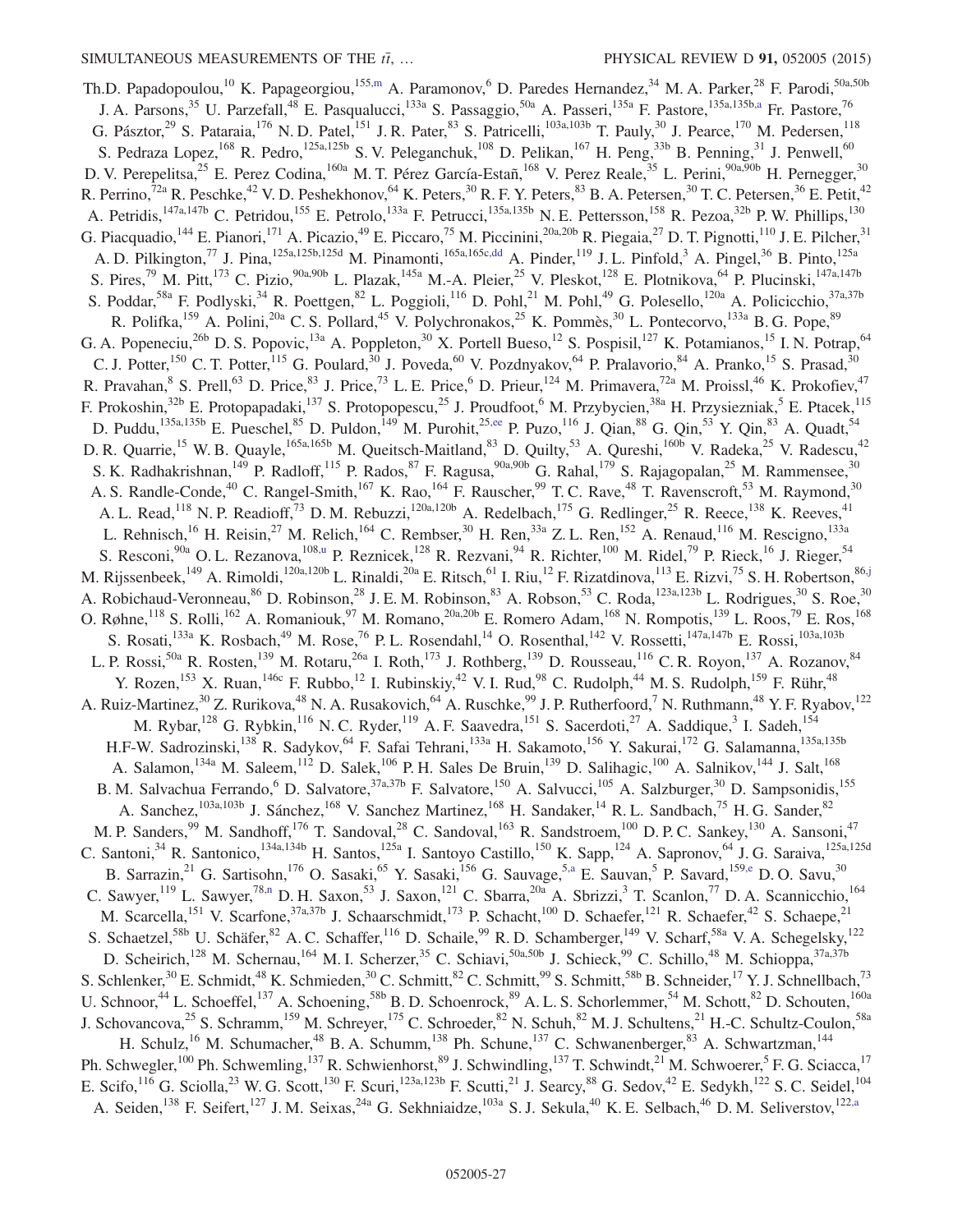Th.D. Papadopoulou,[10] K. Papageorgiou,[155,m] A. Paramonov,[6] D. Paredes Hernandez,[34] M. A. Parker,[28] F. Parodi,[50a,50b] J. A. Parsons,[35] U. Parzefall,[48] E. Pasqualucci,[133a] S. Passaggio,[50a] A. Passeri,[135a] F. Pastore,[135a,135b,a] Fr. Pastore,[76] G. Pásztor,[29] S. Pataraia,[176] N. D. Patel,[151] J. R. Pater,[83] S. Patricelli,[103a,103b] T. Pauly,[30] J. Pearce,[170] M. Pedersen,[118] S. Pedraza Lopez,[168] R. Pedro,[125a,125b] S. V. Peleganchuk,[108] D. Pelikan,[167] H. Peng,[33b] B. Penning,[31] J. Penwell,[60] D. V. Perepelitsa,[25] E. Perez Codina,[160a] M. T. Pérez García-Estañ,[168] V. Perez Reale,[35] L. Perini,[90a,90b] H. Pernegger,[30] R. Perrino,[72a] R. Peschke,[42] V. D. Peshekhonov,[64] K. Peters,[30] R. F. Y. Peters,[83] B. A. Petersen,[30] T. C. Petersen,[36] E. Petit,[42] A. Petridis,[147a,147b] C. Petridou,[155] E. Petrolo,[133a] F. Petrucci,[135a,135b] N. E. Pettersson,[158] R. Pezoa,[32b] P. W. Phillips,[130] G. Piacquadio,[144] E. Pianori,[171] A. Picazio,[49] E. Piccaro,[75] M. Piccinini,[20a,20b] R. Piegaia,[27] D. T. Pignotti,[110] J. E. Pilcher,[31] A. D. Pilkington,[77] J. Pina,[125a,125b,125d] M. Pinamonti,[165a,165c,dd] A. Pinder,[119] J. L. Pinfold,[3] A. Pingel,[36] B. Pinto,[125a] S. Pires,[79] M. Pitt,[173] C. Pizio,[90a,90b] L. Plazak,[145a] M.-A. Pleier,[25] V. Pleskot,[128] E. Plotnikova,[64] P. Plucinski,[147a,147b] S. Poddar,[58a] F. Podlyski,[34] R. Poettgen,[82] L. Poggioli,[116] D. Pohl,[21] M. Pohl,[49] G. Polesello,[120a] A. Policicchio,[37a,37b] R. Polifka,[159] A. Polini,[20a] C. S. Pollard,[45] V. Polychronakos,[25] K. Pommès,[30] L. Pontecorvo,[133a] B. G. Pope,[89] G. A. Popeneciu,[26b] D. S. Popovic,[13a] A. Poppleton,[30] X. Portell Bueso,[12] S. Pospisil,[127] K. Potamianos,[15] I. N. Potrap,[64] C. J. Potter,[150] C. T. Potter,[115] G. Poulard,[30] J. Poveda,[60] V. Pozdnyakov,[64] P. Pralavorio,[84] A. Pranko,[15] S. Prasad,[30] R. Pravahan,[8] S. Prell,[63] D. Price,[83] J. Price,[73] L. E. Price,[6] D. Prieur,[124] M. Primavera,[72a] M. Proissl,[46] K. Prokofiev,[47] F. Prokoshin,[32b] E. Protopapadaki,[137] S. Protopopescu,[25] J. Proudfoot,[6] M. Przybycien,[38a] H. Przysiezniak,[5] E. Ptacek,[115] D. Puddu,[135a,135b] E. Pueschel,[85] D. Puldon,[149] M. Purohit,[25,ee] P. Puzo,[116] J. Qian,[88] G. Qin,[53] Y. Qin,[83] A. Quadt,[54] D. R. Quarrie,[15] W. B. Quayle,[165a,165b] M. Queitsch-Maitland,[83] D. Quilty,[53] A. Qureshi,[160b] V. Radeka,[25] V. Radescu,[42] S. K. Radhakrishnan,[149] P. Radloff,[115] P. Rados,[87] F. Ragusa,[90a,90b] G. Rahal,[179] S. Rajagopalan,[25] M. Rammensee,[30] A. S. Randle-Conde,[40] C. Rangel-Smith,[167] K. Rao,[164] F. Rauscher,[99] T. C. Rave,[48] T. Ravenscroft,[53] M. Raymond,[30] A. L. Read,[118] N. P. Readioff,[73] D. M. Rebuzzi,[120a,120b] A. Redelbach,[175] G. Redlinger,[25] R. Reece,[138] K. Reeves,[41] L. Rehnisch,[16] H. Reisin,[27] M. Relich,[164] C. Rembser,[30] H. Ren,[33a] Z. L. Ren,[152] A. Renaud,[116] M. Rescigno,[133a] S. Resconi,[90a] O. L. Rezanova,[108,u] P. Reznicek,[128] R. Rezvani,[94] R. Richter,[100] M. Ridel,[79] P. Rieck,[16] J. Rieger,[54] M. Rijssenbeek,[149] A. Rimoldi,[120a,120b] L. Rinaldi,[20a] E. Ritsch,[61] I. Riu,[12] F. Rizatdinova,[113] E. Rizvi,[75] S. H. Robertson,[86,j] A. Robichaud-Veronneau,[86] D. Robinson,[28] J. E. M. Robinson,[83] A. Robson,[53] C. Roda,[123a,123b] L. Rodrigues,[30] S. Roe,[30] O. Røhne,[118] S. Rolli,[162] A. Romaniouk,[97] M. Romano,[20a,20b] E. Romero Adam,[168] N. Rompotis,[139] L. Roos,[79] E. Ros,[168] S. Rosati,[133a] K. Rosbach,[49] M. Rose,[76] P. L. Rosendahl,[14] O. Rosenthal,[142] V. Rossetti,[147a,147b] E. Rossi,[103a,103b] L. P. Rossi,[50a] R. Rosten,[139] M. Rotaru,[26a] I. Roth,[173] J. Rothberg,[139] D. Rousseau,[116] C. R. Royon,[137] A. Rozanov,[84] Y. Rozen,[153] X. Ruan,[146c] F. Rubbo,[12] I. Rubinskiy,[42] V. I. Rud,[98] C. Rudolph,[44] M. S. Rudolph,[159] F. Rühr,[48] A. Ruiz-Martinez,[30] Z. Rurikova,[48] N. A. Rusakovich,[64] A. Ruschke,[99] J. P. Rutherfoord,[7] N. Ruthmann,[48] Y. F. Ryabov,[122] M. Rybar,[128] G. Rybkin,[116] N. C. Ryder,[119] A. F. Saavedra,[151] S. Sacerdoti,[27] A. Saddique,[3] I. Sadeh,[154] H.F-W. Sadrozinski,[138] R. Sadykov,[64] F. Safai Tehrani,[133a] H. Sakamoto,[156] Y. Sakurai,[172] G. Salamanna,[135a,135b] A. Salamon,[134a] M. Saleem,[112] D. Salek,[106] P. H. Sales De Bruin,[139] D. Salihagic,[100] A. Salnikov,[144] J. Salt,[168] B. M. Salvachua Ferrando,[6] D. Salvatore,[37a,37b] F. Salvatore,[150] A. Salvucci,[105] A. Salzburger,[30] D. Sampsonidis,[155] A. Sanchez,[103a,103b] J. Sánchez,[168] V. Sanchez Martinez,[168] H. Sandaker,[14] R. L. Sandbach,[75] H. G. Sander,[82] M. P. Sanders,[99] M. Sandhoff,[176] T. Sandoval,[28] C. Sandoval,[163] R. Sandstroem,[100] D. P. C. Sankey,[130] A. Sansoni,[47] C. Santoni,[34] R. Santonico,[134a,134b] H. Santos,[125a] I. Santoyo Castillo,[150] K. Sapp,[124] A. Sapronov,[64] J. G. Saraiva,[125a,125d] B. Sarrazin,[21] G. Sartisohn,[176] O. Sasaki,[65] Y. Sasaki,[156] G. Sauvage,[5,a] E. Sauvan,[5] P. Savard,[159,e] D. O. Savu,[30] C. Sawyer,[119] L. Sawyer,[78,n] D. H. Saxon,[53] J. Saxon,[121] C. Sbarra,[20a] A. Sbrizzi,[3] T. Scanlon,[77] D. A. Scannicchio,[164] M. Scarcella,[151] V. Scarfone,[37a,37b] J. Schaarschmidt,[173] P. Schacht,[100] D. Schaefer,[121] R. Schaefer,[42] S. Schaepe,[21] S. Schaetzel,[58b] U. Schäfer,[82] A. C. Schaffer,[116] D. Schaile,[99] R. D. Schamberger,[149] V. Scharf,[58a] V. A. Schegelsky,[122] D. Scheirich,[128] M. Schernau,[164] M. I. Scherzer,[35] C. Schiavi,[50a,50b] J. Schieck,[99] C. Schillo,[48] M. Schioppa,[37a,37b] S. Schlenker,[30] E. Schmidt,[48] K. Schmieden,[30] C. Schmitt,[82] C. Schmitt,[99] S. Schmitt,[58b] B. Schneider,[17] Y. J. Schnellbach,[73] U. Schnoor,[44] L. Schoeffel,[137] A. Schoening,[58b] B. D. Schoenrock,[89] A. L. S. Schorlemmer,[54] M. Schott,[82] D. Schouten,[160a] J. Schovancova,[25] S. Schramm,[159] M. Schreyer,[175] C. Schroeder,[82] N. Schuh,[82] M. J. Schultens,[21] H.-C. Schultz-Coulon,[58a] H. Schulz,[16] M. Schumacher,[48] B. A. Schumm,[138] Ph. Schune,[137] C. Schwanenberger,[83] A. Schwartzman,[144] Ph. Schwegler,[100] Ph. Schwemling,[137] R. Schwienhorst,[89] J. Schwindling,[137] T. Schwindt,[21] M. Schwoerer,[5] F. G. Sciacca,[17] E. Scifo,[116] G. Sciolla,[23] W. G. Scott,[130] F. Scuri,[123a,123b] F. Scutti,[21] J. Searcy,[88] G. Sedov,[42] E. Sedykh,[122] S. C. Seidel,[104] A. Seiden,[138] F. Seifert,[127] J. M. Seixas,[24a] G. Sekhniaidze,[103a] S. J. Sekula,[40] K. E. Selbach,[46] D. M. Seliverstov,[122,a]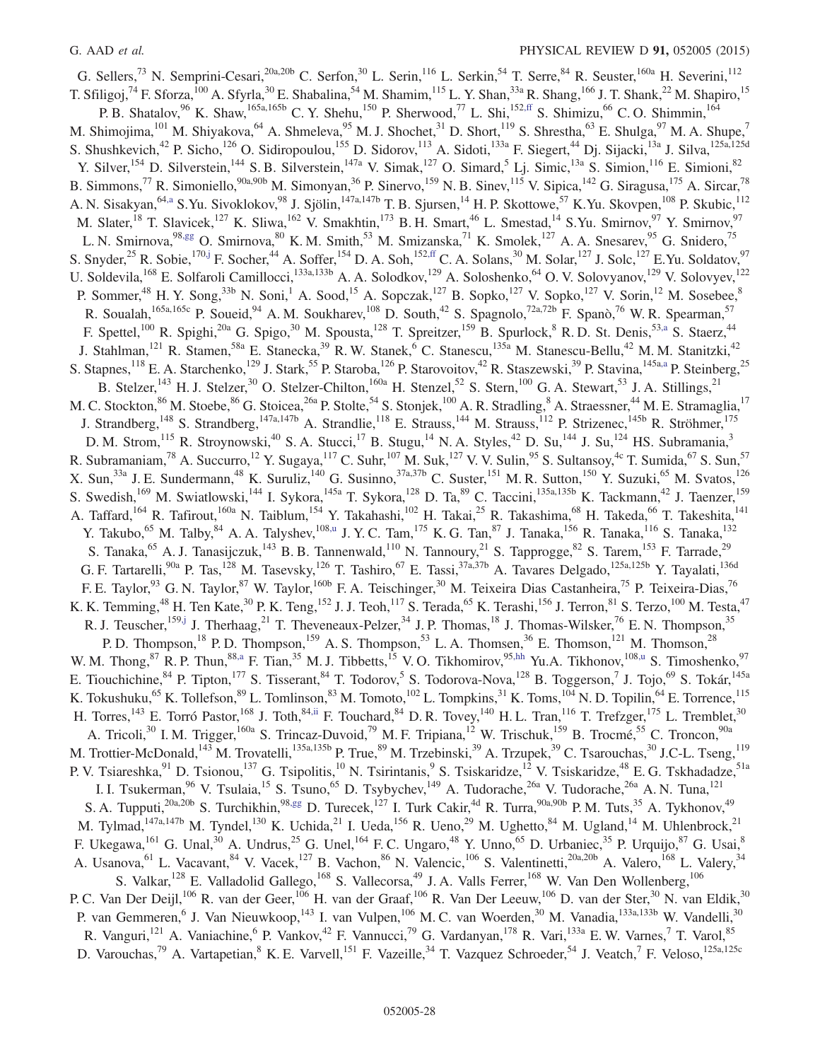G. Sellers,[73] N. Semprini-Cesari,[20a,20b] C. Serfon,[30] L. Serin,[116] L. Serkin,[54] T. Serre,[84] R. Seuster,[160a] H. Severini,[112] T. Sfiligoj,[74] F. Sforza,[100] A. Sfyrla,[30] E. Shabalina,[54] M. Shamim,[115] L. Y. Shan,[33a] R. Shang,[166] J. T. Shank,[22] M. Shapiro,[15] P. B. Shatalov,[96] K. Shaw,[165a,165b] C. Y. Shehu,[150] P. Sherwood,[77] L. Shi,[152,ff] S. Shimizu,[66] C. O. Shimmin,[164] M. Shimojima,[101] M. Shiyakova,[64] A. Shmeleva,[95] M. J. Shochet,[31] D. Short,[119] S. Shrestha,[63] E. Shulga,[97] M. A. Shupe,[7] S. Shushkevich,[42] P. Sicho,[126] O. Sidiropoulou,[155] D. Sidorov,[113] A. Sidoti,[133a] F. Siegert,[44] Dj. Sijacki,[13a] J. Silva,[125a,125d] Y. Silver,[154] D. Silverstein,[144] S. B. Silverstein,[147a] V. Simak,[127] O. Simard,[5] Lj. Simic,[13a] S. Simion,[116] E. Simioni,[82] B. Simmons,[77] R. Simoniello,[90a,90b] M. Simonyan,[36] P. Sinervo,[159] N. B. Sinev,[115] V. Sipica,[142] G. Siragusa,[175] A. Sircar,[78] A. N. Sisakyan,[64,a] S.Yu. Sivoklokov,[98] J. Sjölin,[147a,147b] T. B. Sjursen,[14] H. P. Skottowe,[57] K.Yu. Skovpen,[108] P. Skubic,[112] M. Slater,[18] T. Slavicek,[127] K. Sliwa,[162] V. Smakhtin,[173] B. H. Smart,[46] L. Smestad,[14] S.Yu. Smirnov,[97] Y. Smirnov,[97] L. N. Smirnova,[98,gg] O. Smirnova,[80] K. M. Smith,[53] M. Smizanska,[71] K. Smolek,[127] A. A. Snesarev,[95] G. Snidero,[75] S. Snyder,[25] R. Sobie,[170,j] F. Socher,[44] A. Soffer,[154] D. A. Soh,[152,ff] C. A. Solans,[30] M. Solar,[127] J. Solc,[127] E.Yu. Soldatov,[97] U. Soldevila,[168] E. Solfaroli Camillocci,[133a,133b] A. A. Solodkov,[129] A. Soloshenko,[64] O. V. Solovyanov,[129] V. Solovyev,[122] P. Sommer,[48] H. Y. Song,[33b] N. Soni,[1] A. Sood,[15] A. Sopczak,[127] B. Sopko,[127] V. Sopko,[127] V. Sorin,[12] M. Sosebee,[8] R. Soualah,[165a,165c] P. Soueid,[94] A. M. Soukharev,[108] D. South,[42] S. Spagnolo,[72a,72b] F. Spanò,[76] W. R. Spearman,[57] F. Spettel,[100] R. Spighi,[20a] G. Spigo,[30] M. Spousta,[128] T. Spreitzer,[159] B. Spurlock,[8] R. D. St. Denis,[53,a] S. Staerz,[44] J. Stahlman,[121] R. Stamen,[58a] E. Stanecka,[39] R. W. Stanek,[6] C. Stanescu,[135a] M. Stanescu-Bellu,[42] M. M. Stanitzki,[42] S. Stapnes,[118] E. A. Starchenko,[129] J. Stark,[55] P. Staroba,[126] P. Starovoitov,[42] R. Staszewski,[39] P. Stavina,[145a,a] P. Steinberg,[25] B. Stelzer,[143] H. J. Stelzer,[30] O. Stelzer-Chilton,[160a] H. Stenzel,[52] S. Stern,[100] G. A. Stewart,[53] J. A. Stillings,[21] M. C. Stockton,[86] M. Stoebe,[86] G. Stoicea,[26a] P. Stolte,[54] S. Stonjek,[100] A. R. Stradling,[8] A. Straessner,[44] M. E. Stramaglia,[17] J. Strandberg,[148] S. Strandberg,[147a,147b] A. Strandlie,[118] E. Strauss,[144] M. Strauss,[112] P. Strizenec,[145b] R. Ströhmer,[175] D. M. Strom,[115] R. Stroynowski,[40] S. A. Stucci,[17] B. Stugu,[14] N. A. Styles,[42] D. Su,[144] J. Su,[124] HS. Subramania,[3] R. Subramaniam,[78] A. Succurro,[12] Y. Sugaya,[117] C. Suhr,[107] M. Suk,[127] V. V. Sulin,[95] S. Sultansoy,[4c] T. Sumida,[67] S. Sun,[57] X. Sun,[33a] J. E. Sundermann,[48] K. Suruliz,[140] G. Susinno,[37a,37b] C. Suster,[151] M. R. Sutton,[150] Y. Suzuki,[65] M. Svatos,[126] S. Swedish,[169] M. Swiatlowski,[144] I. Sykora,[145a] T. Sykora,[128] D. Ta,[89] C. Taccini,[135a,135b] K. Tackmann,[42] J. Taenzer,[159] A. Taffard,[164] R. Tafirout,[160a] N. Taiblum,[154] Y. Takahashi,[102] H. Takai,[25] R. Takashima,[68] H. Takeda,[66] T. Takeshita,[141] Y. Takubo,[65] M. Talby,[84] A. A. Talyshev,[108,u] J. Y. C. Tam,[175] K. G. Tan,[87] J. Tanaka,[156] R. Tanaka,[116] S. Tanaka,[132] S. Tanaka,[65] A. J. Tanasijczuk,[143] B. B. Tannenwald,[110] N. Tannoury,[21] S. Tapprogge,[82] S. Tarem,[153] F. Tarrade,[29] G. F. Tartarelli,[90a] P. Tas,[128] M. Tasevsky,[126] T. Tashiro,[67] E. Tassi,[37a,37b] A. Tavares Delgado,[125a,125b] Y. Tayalati,[136d] F. E. Taylor,[93] G. N. Taylor,[87] W. Taylor,[160b] F. A. Teischinger,[30] M. Teixeira Dias Castanheira,[75] P. Teixeira-Dias,[76] K. K. Temming,[48] H. Ten Kate,[30] P. K. Teng,[152] J. J. Teoh,[117] S. Terada,[65] K. Terashi,[156] J. Terron,[81] S. Terzo,[100] M. Testa,[47] R. J. Teuscher,[159,j] J. Therhaag,[21] T. Theveneaux-Pelzer,[34] J. P. Thomas,[18] J. Thomas-Wilsker,[76] E. N. Thompson,[35] P. D. Thompson,[18] P. D. Thompson,[159] A. S. Thompson,[53] L. A. Thomsen,[36] E. Thomson,[121] M. Thomson,[28] W. M. Thong,[87] R. P. Thun,[88,a] F. Tian,[35] M. J. Tibbetts,[15] V. O. Tikhomirov,[95,hh] Yu.A. Tikhonov,[108,u] S. Timoshenko,[97] E. Tiouchichine,[84] P. Tipton,[177] S. Tisserant,[84] T. Todorov,[5] S. Todorova-Nova,[128] B. Toggerson,[7] J. Tojo,[69] S. Tokár,[145a] K. Tokushuku,[65] K. Tollefson,[89] L. Tomlinson,[83] M. Tomoto,[102] L. Tompkins,[31] K. Toms,[104] N. D. Topilin,[64] E. Torrence,[115] H. Torres,[143] E. Torró Pastor,[168] J. Toth,[84,ii] F. Touchard,[84] D. R. Tovey,[140] H. L. Tran,[116] T. Trefzger,[175] L. Tremblet,[30] A. Tricoli,[30] I. M. Trigger,[160a] S. Trincaz-Duvoid,[79] M. F. Tripiana,[12] W. Trischuk,[159] B. Trocmé,[55] C. Troncon,[90a] M. Trottier-McDonald,[143] M. Trovatelli,[135a,135b] P. True,[89] M. Trzebinski,[39] A. Trzupek,[39] C. Tsarouchas,[30] J-C-L. Tseng,[119] P. V. Tsiareshka,[91] D. Tsionou,[137] G. Tsipolitis,[10] N. Tsirintanis,[9] S. Tsiskaridze,[12] V. Tsiskaridze,[48] E. G. Tskhadadze,[51a] I. I. Tsukerman,[96] V. Tsulaia,[15] S. Tsuno,[65] D. Tsybychev,[149] A. Tudorache,[26a] V. Tudorache,[26a] A. N. Tuna,[121] S. A. Tupputi,[20a,20b] S. Turchikhin,[98,gg] D. Turecek,[127] I. Turk Cakir,[4d] R. Turra,[90a,90b] P. M. Tuts,[35] A. Tykhonov,[49] M. Tylmad,[147a,147b] M. Tyndel,[130] K. Uchida,[21] I. Ueda,[156] R. Ueno,[29] M. Ughetto,[84] M. Ugland,[14] M. Uhlenbrock,[21] F. Ukegawa,[161] G. Unal,[30] A. Undrus,[25] G. Unel,[164] F. C. Ungaro,[48] Y. Unno,[65] D. Urbaniec,[35] P. Urquijo,[87] G. Usai,[8] A. Usanova,[61] L. Vacavant,[84] V. Vacek,[127] B. Vachon,[86] N. Valencic,[106] S. Valentinetti,[20a,20b] A. Valero,[168] L. Valery,[34] S. Valkar,[128] E. Valladolid Gallego,[168] S. Vallecorsa,[49] J. A. Valls Ferrer,[168] W. Van Den Wollenberg,[106] P. C. Van Der Deijl,[106] R. van der Geer,[106] H. van der Graaf,[106] R. Van Der Leeuw,[106] D. van der Ster,[30] N. van Eldik,[30] P. van Gemmeren,[6] J. Van Nieuwkoop,[143] I. van Vulpen,[106] M. C. van Woerden,[30] M. Vanadia,[133a,133b] W. Vandelli,[30] R. Vanguri,[121] A. Vaniachine,[6] P. Vankov,[42] F. Vannucci,[79] G. Vardanyan,[178] R. Vari,[133a] E. W. Varnes,[7] T. Varol,[85] D. Varouchas,[79] A. Vartapetian,[8] K. E. Varvell,[151] F. Vazeille,[34] T. Vazquez Schroeder,[54] J. Veatch,[7] F. Veloso,[125a,125c]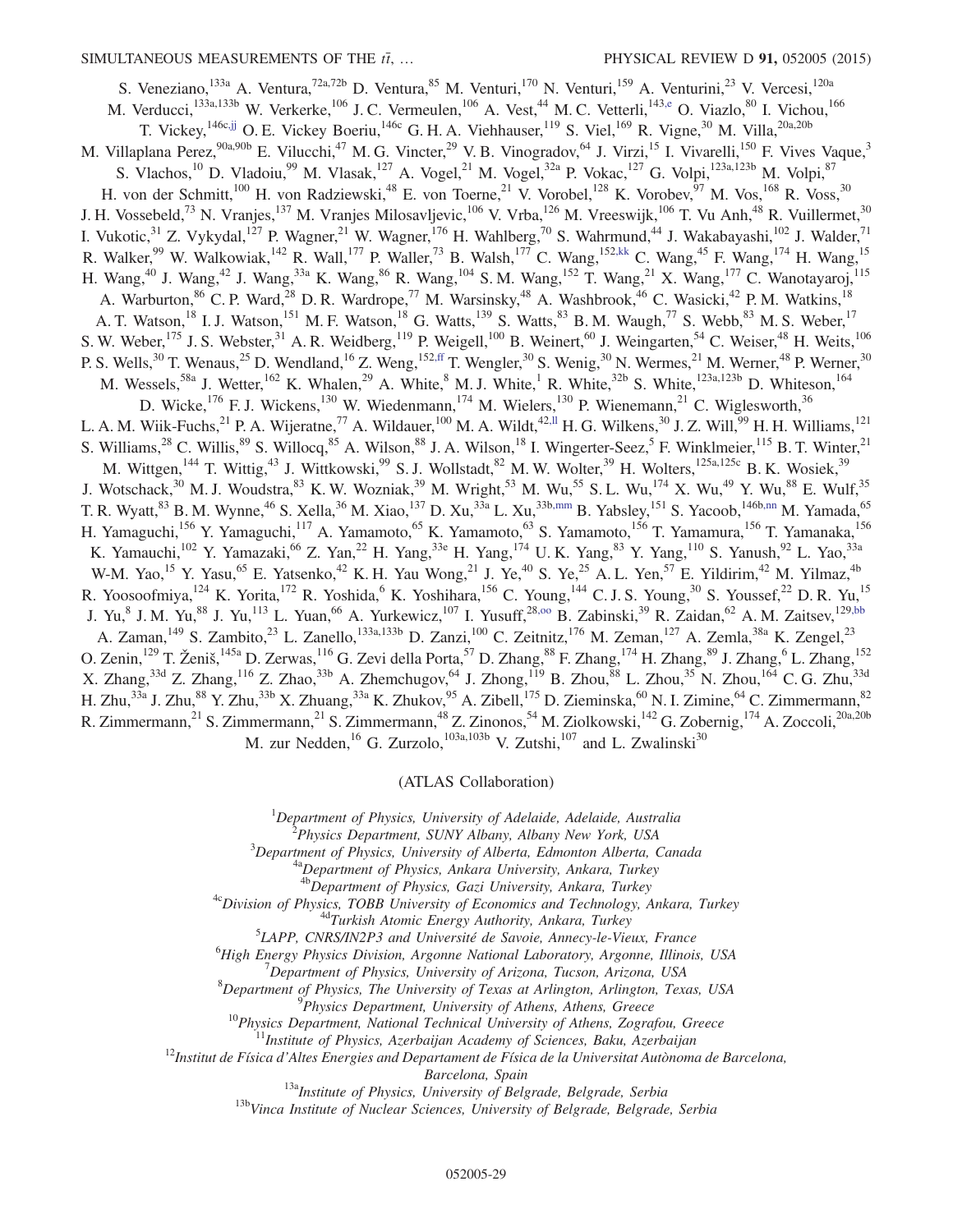S. Veneziano,[133a] A. Ventura,[72a,72b] D. Ventura,[85] M. Venturi,[170] N. Venturi,[159] A. Venturini,[23] V. Vercesi,[120a] M. Verducci,[133a,133b] W. Verkerke,[106] J. C. Vermeulen,[106] A. Vest,[44] M. C. Vetterli,[143,e] O. Viazlo,[80] I. Vichou,[166] T. Vickey,[146c,jj] O. E. Vickey Boeriu,[146c] G. H. A. Viehhauser,[119] S. Viel,[169] R. Vigne,[30] M. Villa,[20a,20b] M. Villaplana Perez,[90a,90b] E. Vilucchi,[47] M. G. Vincter,[29] V. B. Vinogradov,[64] J. Virzi,[15] I. Vivarelli,[150] F. Vives Vaque,[3] S. Vlachos,[10] D. Vladoiu,[99] M. Vlasak,[127] A. Vogel,[21] M. Vogel,[32a] P. Vokac,[127] G. Volpi,[123a,123b] M. Volpi,[87] H. von der Schmitt,[100] H. von Radziewski,[48] E. von Toerne,[21] V. Vorobel,[128] K. Vorobev,[97] M. Vos,[168] R. Voss,[30] J. H. Vossebeld,[73] N. Vranjes,[137] M. Vranjes Milosavljevic,[106] V. Vrba,[126] M. Vreeswijk,[106] T. Vu Anh,[48] R. Vuillermet,[30] I. Vukotic,[31] Z. Vykydal,[127] P. Wagner,[21] W. Wagner,[176] H. Wahlberg,[70] S. Wahrmund,[44] J. Wakabayashi,[102] J. Walder,[71] R. Walker,[99] W. Walkowiak,[142] R. Wall,[177] P. Waller,[73] B. Walsh,[177] C. Wang,[152,kk] C. Wang,[45] F. Wang,[174] H. Wang,[15] H. Wang,[40] J. Wang,[42] J. Wang,[33a] K. Wang,[86] R. Wang,[104] S. M. Wang,[152] T. Wang,[21] X. Wang,[177] C. Wanotayaroj,[115] A. Warburton,[86] C. P. Ward,[28] D. R. Wardrope,[77] M. Warsinsky,[48] A. Washbrook,[46] C. Wasicki,[42] P. M. Watkins,[18] A. T. Watson,[18] I. J. Watson,[151] M. F. Watson,[18] G. Watts,[139] S. Watts,[83] B. M. Waugh,[77] S. Webb,[83] M. S. Weber,[17] S. W. Weber,[175] J. S. Webster,[31] A. R. Weidberg,[119] P. Weigell,[100] B. Weinert,[60] J. Weingarten,[54] C. Weiser,[48] H. Weits,[106] P. S. Wells,[30] T. Wenaus,[25] D. Wendland,[16] Z. Weng,[152,ff] T. Wengler,[30] S. Wenig,[30] N. Wermes,[21] M. Werner,[48] P. Werner,[30] M. Wessels,[58a] J. Wetter,[162] K. Whalen,[29] A. White,[8] M. J. White,[1] R. White,[32b] S. White,[123a,123b] D. Whiteson,[164] D. Wicke,[176] F. J. Wickens,[130] W. Wiedenmann,[174] M. Wielers,[130] P. Wienemann,[21] C. Wiglesworth,[36] L. A. M. Wiik-Fuchs,[21] P. A. Wijeratne,[77] A. Wildauer,[100] M. A. Wildt,[42,ll] H. G. Wilkens,[30] J. Z. Will,[99] H. H. Williams,[121] S. Williams,[28] C. Willis,[89] S. Willocq,[85] A. Wilson,[88] J. A. Wilson,[18] I. Wingerter-Seez,[5] F. Winklmeier,[115] B. T. Winter,[21] M. Wittgen,[144] T. Wittig,[43] J. Wittkowski,[99] S. J. Wollstadt,[82] M. W. Wolter,[39] H. Wolters,[125a,125c] B. K. Wosiek,[39] J. Wotschack,[30] M. J. Woudstra,[83] K. W. Wozniak,[39] M. Wright,[53] M. Wu,[55] S. L. Wu,[174] X. Wu,[49] Y. Wu,[88] E. Wulf,[35] T. R. Wyatt,[83] B. M. Wynne,[46] S. Xella,[36] M. Xiao,[137] D. Xu,[33a] L. Xu,[33b,mm] B. Yabsley,[151] S. Yacoob,[146b,nn] M. Yamada,[65] H. Yamaguchi,[156] Y. Yamaguchi,[117] A. Yamamoto,[65] K. Yamamoto,[63] S. Yamamoto,[156] T. Yamamura,[156] T. Yamanaka,[156] K. Yamauchi,[102] Y. Yamazaki,[66] Z. Yan,[22] H. Yang,[33e] H. Yang,[174] U. K. Yang,[83] Y. Yang,[110] S. Yanush,[92] L. Yao,[33a] W-M. Yao,[15] Y. Yasu,[65] E. Yatsenko,[42] K. H. Yau Wong,[21] J. Ye,[40] S. Ye,[25] A. L. Yen,[57] E. Yildirim,[42] M. Yilmaz,[4b] R. Yoosoofmiya,[124] K. Yorita,[172] R. Yoshida,[6] K. Yoshihara,[156] C. Young,[144] C. J. S. Young,[30] S. Youssef,[22] D. R. Yu,[15] J. Yu,[8] J. M. Yu,[88] J. Yu,[113] L. Yuan,[66] A. Yurkewicz,[107] I. Yusuff,[28,oo] B. Zabinski,[39] R. Zaidan,[62] A. M. Zaitsev,[129,bb] A. Zaman,[149] S. Zambito,[23] L. Zanello,[133a,133b] D. Zanzi,[100] C. Zeitnitz,[176] M. Zeman,[127] A. Zemla,[38a] K. Zengel,[23] O. Zenin,[129] T. Ženiš,[145a] D. Zerwas,[116] G. Zevi della Porta,[57] D. Zhang,[88] F. Zhang,[174] H. Zhang,[89] J. Zhang,[6] L. Zhang,[152] X. Zhang,[33d] Z. Zhang,[116] Z. Zhao,[33b] A. Zhemchugov,[64] J. Zhong,[119] B. Zhou,[88] L. Zhou,[35] N. Zhou,[164] C. G. Zhu,[33d] H. Zhu,[33a] J. Zhu,[88] Y. Zhu,[33b] X. Zhuang,[33a] K. Zhukov,[95] A. Zibell,[175] D. Zieminska,[60] N. I. Zimine,[64] C. Zimmermann,[82] R. Zimmermann,[21] S. Zimmermann,[21] S. Zimmermann,[48] Z. Zinonos,[54] M. Ziolkowski,[142] G. Zobernig,[174] A. Zoccoli,[20a,20b] M. zur Nedden,[16] G. Zurzolo,[103a,103b] V. Zutshi,[107] and L. Zwalinski[30]

(ATLAS Collaboration)

[1] *Department of Physics, University of Adelaide, Adelaide, Australia*
[2] *Physics Department, SUNY Albany, Albany New York, USA*
[3] *Department of Physics, University of Alberta, Edmonton Alberta, Canada*
[4a] *Department of Physics, Ankara University, Ankara, Turkey*
[4b] *Department of Physics, Gazi University, Ankara, Turkey*
[4c] *Division of Physics, TOBB University of Economics and Technology, Ankara, Turkey*
[4d] *Turkish Atomic Energy Authority, Ankara, Turkey*
[5] *LAPP, CNRS/IN2P3 and Université de Savoie, Annecy-le-Vieux, France*
[6] *High Energy Physics Division, Argonne National Laboratory, Argonne, Illinois, USA*
[7] *Department of Physics, University of Arizona, Tucson, Arizona, USA*
[8] *Department of Physics, The University of Texas at Arlington, Arlington, Texas, USA*
[9] *Physics Department, University of Athens, Athens, Greece*
[10] *Physics Department, National Technical University of Athens, Zografou, Greece*
[11] *Institute of Physics, Azerbaijan Academy of Sciences, Baku, Azerbaijan*
[12] *Institut de Física d'Altes Energies and Departament de Física de la Universitat Autònoma de Barcelona, Barcelona, Spain*
[13a] *Institute of Physics, University of Belgrade, Belgrade, Serbia*
[13b] *Vinca Institute of Nuclear Sciences, University of Belgrade, Belgrade, Serbia*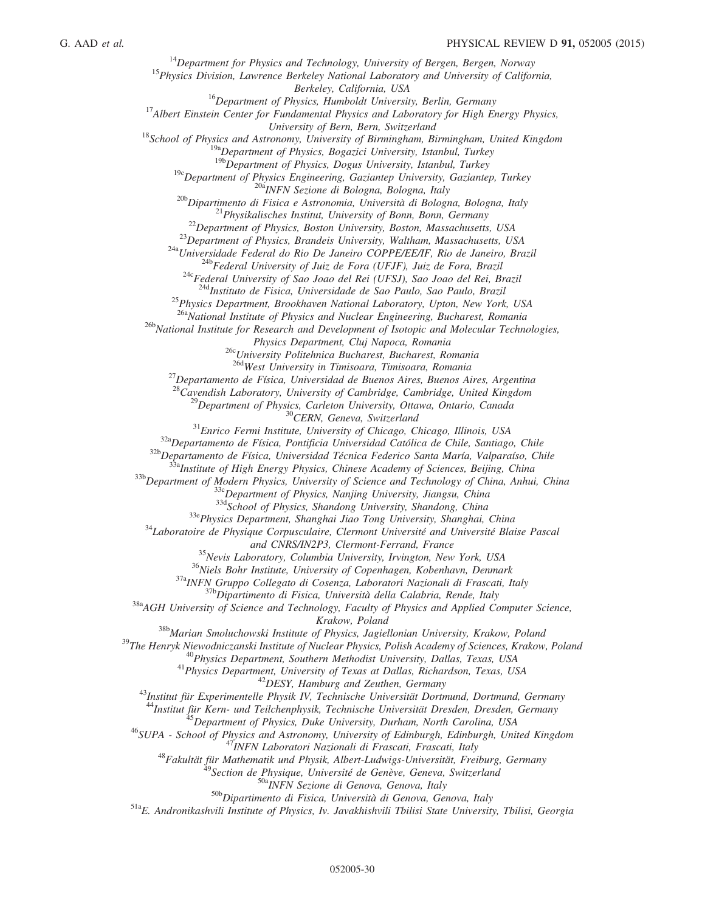[14]Department for Physics and Technology, University of Bergen, Bergen, Norway

[15]Physics Division, Lawrence Berkeley National Laboratory and University of California, Berkeley, California, USA

[16]Department of Physics, Humboldt University, Berlin, Germany

[17]Albert Einstein Center for Fundamental Physics and Laboratory for High Energy Physics, University of Bern, Bern, Switzerland

[18]School of Physics and Astronomy, University of Birmingham, Birmingham, United Kingdom

[19a]Department of Physics, Bogazici University, Istanbul, Turkey

[19b]Department of Physics, Dogus University, Istanbul, Turkey

[19c]Department of Physics Engineering, Gaziantep University, Gaziantep, Turkey

[20a]INFN Sezione di Bologna, Bologna, Italy

[20b]Dipartimento di Fisica e Astronomia, Università di Bologna, Bologna, Italy

[21]Physikalisches Institut, University of Bonn, Bonn, Germany

[22]Department of Physics, Boston University, Boston, Massachusetts, USA

[23]Department of Physics, Brandeis University, Waltham, Massachusetts, USA

[24a]Universidade Federal do Rio De Janeiro COPPE/EE/IF, Rio de Janeiro, Brazil

[24b]Federal University of Juiz de Fora (UFJF), Juiz de Fora, Brazil

[24c]Federal University of Sao Joao del Rei (UFSJ), Sao Joao del Rei, Brazil

[24d]Instituto de Fisica, Universidade de Sao Paulo, Sao Paulo, Brazil

[25]Physics Department, Brookhaven National Laboratory, Upton, New York, USA

[26a]National Institute of Physics and Nuclear Engineering, Bucharest, Romania

[26b]National Institute for Research and Development of Isotopic and Molecular Technologies, Physics Department, Cluj Napoca, Romania

[26c]University Politehnica Bucharest, Bucharest, Romania

[26d]West University in Timisoara, Timisoara, Romania

[27]Departamento de Física, Universidad de Buenos Aires, Buenos Aires, Argentina

[28]Cavendish Laboratory, University of Cambridge, Cambridge, United Kingdom

[29]Department of Physics, Carleton University, Ottawa, Ontario, Canada

[30]CERN, Geneva, Switzerland

[31]Enrico Fermi Institute, University of Chicago, Chicago, Illinois, USA

[32a]Departamento de Física, Pontificia Universidad Católica de Chile, Santiago, Chile

[32b]Departamento de Física, Universidad Técnica Federico Santa María, Valparaíso, Chile

[33a]Institute of High Energy Physics, Chinese Academy of Sciences, Beijing, China

[33b]Department of Modern Physics, University of Science and Technology of China, Anhui, China

[33c]Department of Physics, Nanjing University, Jiangsu, China

[33d]School of Physics, Shandong University, Shandong, China

[33e]Physics Department, Shanghai Jiao Tong University, Shanghai, China

[34]Laboratoire de Physique Corpusculaire, Clermont Université and Université Blaise Pascal and CNRS/IN2P3, Clermont-Ferrand, France

[35]Nevis Laboratory, Columbia University, Irvington, New York, USA

[36]Niels Bohr Institute, University of Copenhagen, Kobenhavn, Denmark

[37a]INFN Gruppo Collegato di Cosenza, Laboratori Nazionali di Frascati, Italy

[37b]Dipartimento di Fisica, Università della Calabria, Rende, Italy

[38a]AGH University of Science and Technology, Faculty of Physics and Applied Computer Science, Krakow, Poland

[38b]Marian Smoluchowski Institute of Physics, Jagiellonian University, Krakow, Poland

[39]The Henryk Niewodniczanski Institute of Nuclear Physics, Polish Academy of Sciences, Krakow, Poland

[40]Physics Department, Southern Methodist University, Dallas, Texas, USA

[41]Physics Department, University of Texas at Dallas, Richardson, Texas, USA

[42]DESY, Hamburg and Zeuthen, Germany

[43]Institut für Experimentelle Physik IV, Technische Universität Dortmund, Dortmund, Germany

[44]Institut für Kern- und Teilchenphysik, Technische Universität Dresden, Dresden, Germany

[45]Department of Physics, Duke University, Durham, North Carolina, USA

[46]SUPA - School of Physics and Astronomy, University of Edinburgh, Edinburgh, United Kingdom

[47]INFN Laboratori Nazionali di Frascati, Frascati, Italy

[48]Fakultät für Mathematik und Physik, Albert-Ludwigs-Universität, Freiburg, Germany

[49]Section de Physique, Université de Genève, Geneva, Switzerland

[50a]INFN Sezione di Genova, Genova, Italy

[50b]Dipartimento di Fisica, Università di Genova, Genova, Italy

[51a]E. Andronikashvili Institute of Physics, Iv. Javakhishvili Tbilisi State University, Tbilisi, Georgia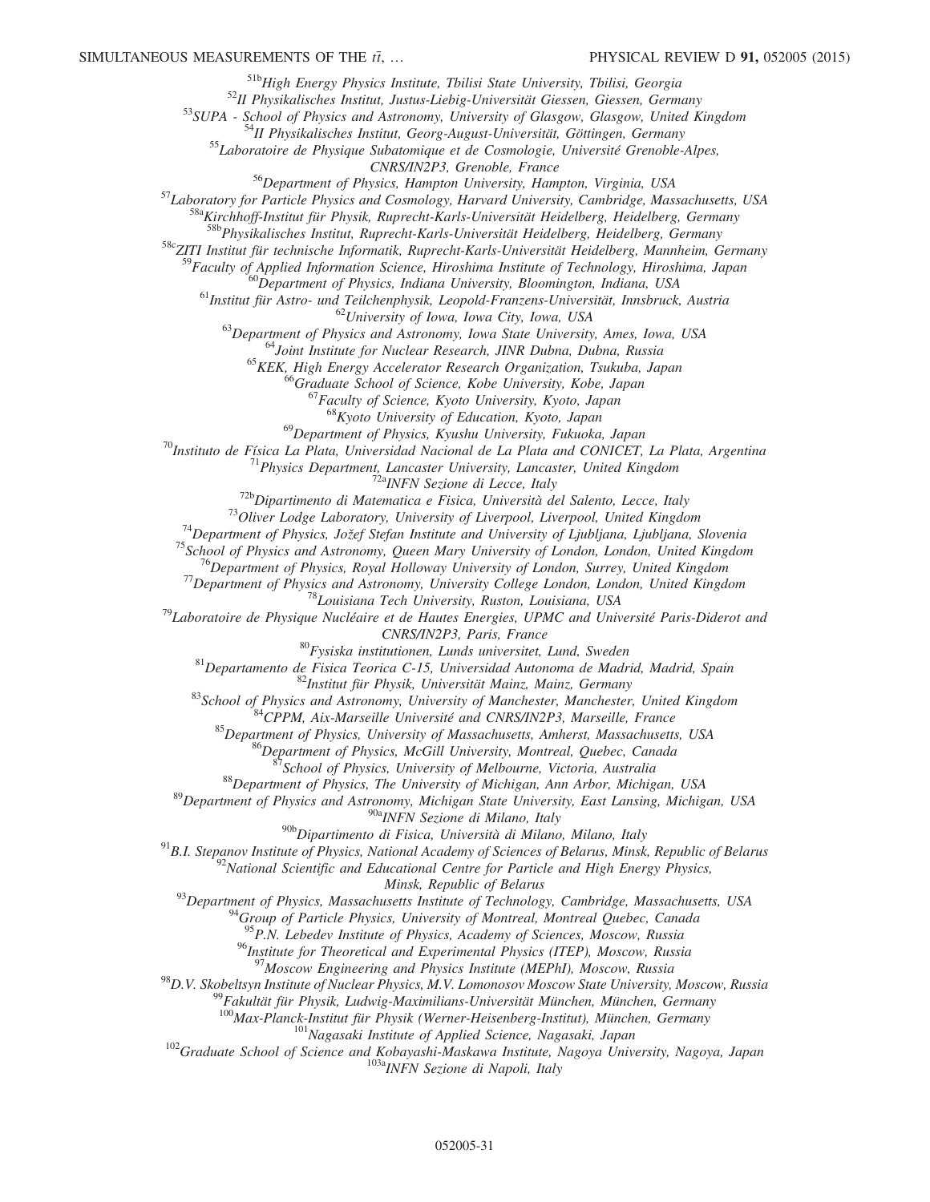[51b]High Energy Physics Institute, Tbilisi State University, Tbilisi, Georgia
[52]II Physikalisches Institut, Justus-Liebig-Universität Giessen, Giessen, Germany
[53]SUPA - School of Physics and Astronomy, University of Glasgow, Glasgow, United Kingdom
[54]II Physikalisches Institut, Georg-August-Universität, Göttingen, Germany
[55]Laboratoire de Physique Subatomique et de Cosmologie, Université Grenoble-Alpes, CNRS/IN2P3, Grenoble, France
[56]Department of Physics, Hampton University, Hampton, Virginia, USA
[57]Laboratory for Particle Physics and Cosmology, Harvard University, Cambridge, Massachusetts, USA
[58a]Kirchhoff-Institut für Physik, Ruprecht-Karls-Universität Heidelberg, Heidelberg, Germany
[58b]Physikalisches Institut, Ruprecht-Karls-Universität Heidelberg, Heidelberg, Germany
[58c]ZITI Institut für technische Informatik, Ruprecht-Karls-Universität Heidelberg, Mannheim, Germany
[59]Faculty of Applied Information Science, Hiroshima Institute of Technology, Hiroshima, Japan
[60]Department of Physics, Indiana University, Bloomington, Indiana, USA
[61]Institut für Astro- und Teilchenphysik, Leopold-Franzens-Universität, Innsbruck, Austria
[62]University of Iowa, Iowa City, Iowa, USA
[63]Department of Physics and Astronomy, Iowa State University, Ames, Iowa, USA
[64]Joint Institute for Nuclear Research, JINR Dubna, Dubna, Russia
[65]KEK, High Energy Accelerator Research Organization, Tsukuba, Japan
[66]Graduate School of Science, Kobe University, Kobe, Japan
[67]Faculty of Science, Kyoto University, Kyoto, Japan
[68]Kyoto University of Education, Kyoto, Japan
[69]Department of Physics, Kyushu University, Fukuoka, Japan
[70]Instituto de Física La Plata, Universidad Nacional de La Plata and CONICET, La Plata, Argentina
[71]Physics Department, Lancaster University, Lancaster, United Kingdom
[72a]INFN Sezione di Lecce, Italy
[72b]Dipartimento di Matematica e Fisica, Università del Salento, Lecce, Italy
[73]Oliver Lodge Laboratory, University of Liverpool, Liverpool, United Kingdom
[74]Department of Physics, Jožef Stefan Institute and University of Ljubljana, Ljubljana, Slovenia
[75]School of Physics and Astronomy, Queen Mary University of London, London, United Kingdom
[76]Department of Physics, Royal Holloway University of London, Surrey, United Kingdom
[77]Department of Physics and Astronomy, University College London, London, United Kingdom
[78]Louisiana Tech University, Ruston, Louisiana, USA
[79]Laboratoire de Physique Nucléaire et de Hautes Energies, UPMC and Université Paris-Diderot and CNRS/IN2P3, Paris, France
[80]Fysiska institutionen, Lunds universitet, Lund, Sweden
[81]Departamento de Fisica Teorica C-15, Universidad Autonoma de Madrid, Madrid, Spain
[82]Institut für Physik, Universität Mainz, Mainz, Germany
[83]School of Physics and Astronomy, University of Manchester, Manchester, United Kingdom
[84]CPPM, Aix-Marseille Université and CNRS/IN2P3, Marseille, France
[85]Department of Physics, University of Massachusetts, Amherst, Massachusetts, USA
[86]Department of Physics, McGill University, Montreal, Quebec, Canada
[87]School of Physics, University of Melbourne, Victoria, Australia
[88]Department of Physics, The University of Michigan, Ann Arbor, Michigan, USA
[89]Department of Physics and Astronomy, Michigan State University, East Lansing, Michigan, USA
[90a]INFN Sezione di Milano, Italy
[90b]Dipartimento di Fisica, Università di Milano, Milano, Italy
[91]B.I. Stepanov Institute of Physics, National Academy of Sciences of Belarus, Minsk, Republic of Belarus
[92]National Scientific and Educational Centre for Particle and High Energy Physics, Minsk, Republic of Belarus
[93]Department of Physics, Massachusetts Institute of Technology, Cambridge, Massachusetts, USA
[94]Group of Particle Physics, University of Montreal, Montreal Quebec, Canada
[95]P.N. Lebedev Institute of Physics, Academy of Sciences, Moscow, Russia
[96]Institute for Theoretical and Experimental Physics (ITEP), Moscow, Russia
[97]Moscow Engineering and Physics Institute (MEPhI), Moscow, Russia
[98]D.V. Skobeltsyn Institute of Nuclear Physics, M.V. Lomonosov Moscow State University, Moscow, Russia
[99]Fakultät für Physik, Ludwig-Maximilians-Universität München, München, Germany
[100]Max-Planck-Institut für Physik (Werner-Heisenberg-Institut), München, Germany
[101]Nagasaki Institute of Applied Science, Nagasaki, Japan
[102]Graduate School of Science and Kobayashi-Maskawa Institute, Nagoya University, Nagoya, Japan
[103a]INFN Sezione di Napoli, Italy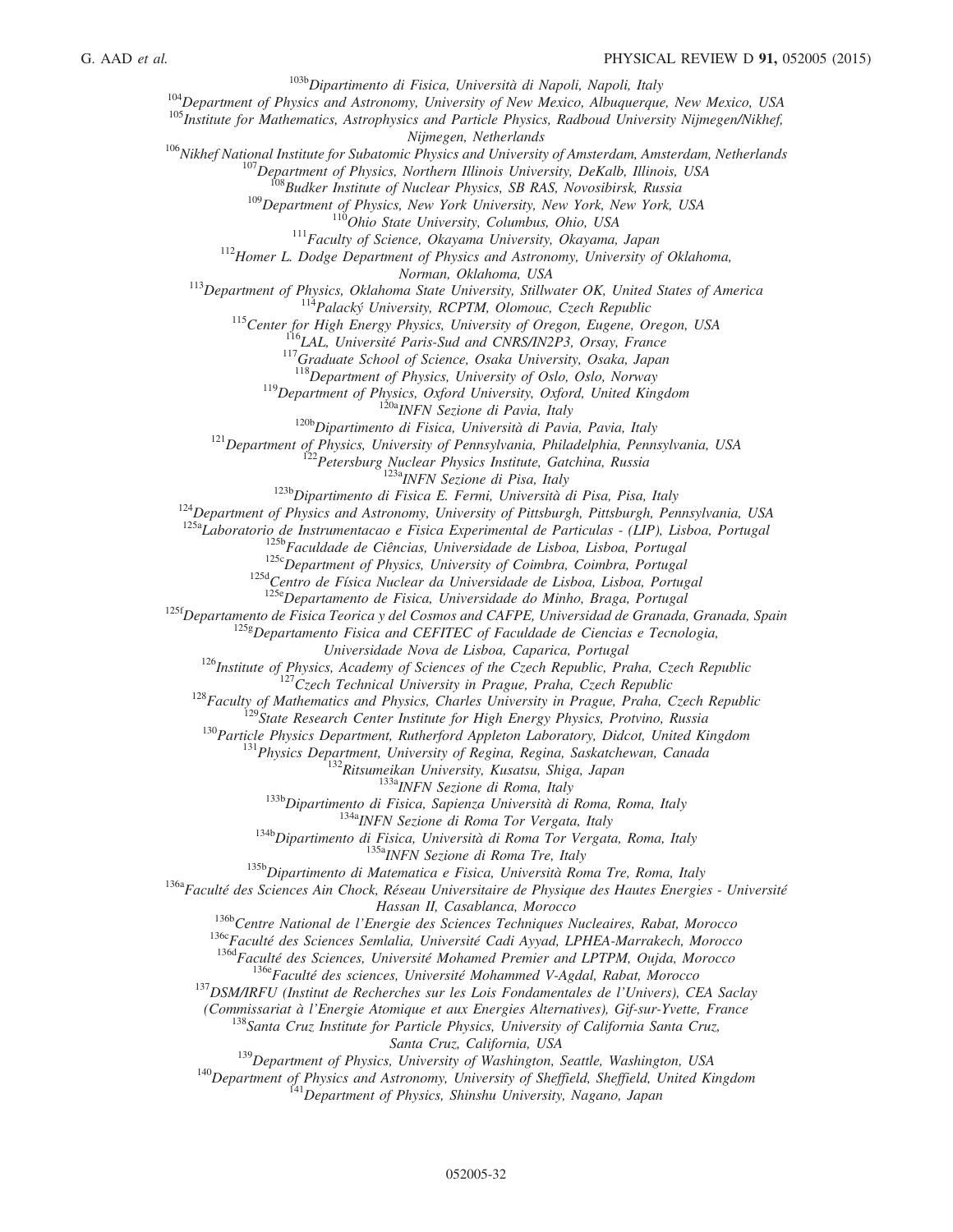[103b]*Dipartimento di Fisica, Università di Napoli, Napoli, Italy*
[104]*Department of Physics and Astronomy, University of New Mexico, Albuquerque, New Mexico, USA*
[105]*Institute for Mathematics, Astrophysics and Particle Physics, Radboud University Nijmegen/Nikhef, Nijmegen, Netherlands*
[106]*Nikhef National Institute for Subatomic Physics and University of Amsterdam, Amsterdam, Netherlands*
[107]*Department of Physics, Northern Illinois University, DeKalb, Illinois, USA*
[108]*Budker Institute of Nuclear Physics, SB RAS, Novosibirsk, Russia*
[109]*Department of Physics, New York University, New York, New York, USA*
[110]*Ohio State University, Columbus, Ohio, USA*
[111]*Faculty of Science, Okayama University, Okayama, Japan*
[112]*Homer L. Dodge Department of Physics and Astronomy, University of Oklahoma, Norman, Oklahoma, USA*
[113]*Department of Physics, Oklahoma State University, Stillwater OK, United States of America*
[114]*Palacký University, RCPTM, Olomouc, Czech Republic*
[115]*Center for High Energy Physics, University of Oregon, Eugene, Oregon, USA*
[116]*LAL, Université Paris-Sud and CNRS/IN2P3, Orsay, France*
[117]*Graduate School of Science, Osaka University, Osaka, Japan*
[118]*Department of Physics, University of Oslo, Oslo, Norway*
[119]*Department of Physics, Oxford University, Oxford, United Kingdom*
[120a]*INFN Sezione di Pavia, Italy*
[120b]*Dipartimento di Fisica, Università di Pavia, Pavia, Italy*
[121]*Department of Physics, University of Pennsylvania, Philadelphia, Pennsylvania, USA*
[122]*Petersburg Nuclear Physics Institute, Gatchina, Russia*
[123a]*INFN Sezione di Pisa, Italy*
[123b]*Dipartimento di Fisica E. Fermi, Università di Pisa, Pisa, Italy*
[124]*Department of Physics and Astronomy, University of Pittsburgh, Pittsburgh, Pennsylvania, USA*
[125a]*Laboratorio de Instrumentacao e Fisica Experimental de Particulas - (LIP), Lisboa, Portugal*
[125b]*Faculdade de Ciências, Universidade de Lisboa, Lisboa, Portugal*
[125c]*Department of Physics, University of Coimbra, Coimbra, Portugal*
[125d]*Centro de Física Nuclear da Universidade de Lisboa, Lisboa, Portugal*
[125e]*Departamento de Fisica, Universidade do Minho, Braga, Portugal*
[125f]*Departamento de Fisica Teorica y del Cosmos and CAFPE, Universidad de Granada, Granada, Spain*
[125g]*Departamento Fisica and CEFITEC of Faculdade de Ciencias e Tecnologia, Universidade Nova de Lisboa, Caparica, Portugal*
[126]*Institute of Physics, Academy of Sciences of the Czech Republic, Praha, Czech Republic*
[127]*Czech Technical University in Prague, Praha, Czech Republic*
[128]*Faculty of Mathematics and Physics, Charles University in Prague, Praha, Czech Republic*
[129]*State Research Center Institute for High Energy Physics, Protvino, Russia*
[130]*Particle Physics Department, Rutherford Appleton Laboratory, Didcot, United Kingdom*
[131]*Physics Department, University of Regina, Regina, Saskatchewan, Canada*
[132]*Ritsumeikan University, Kusatsu, Shiga, Japan*
[133a]*INFN Sezione di Roma, Italy*
[133b]*Dipartimento di Fisica, Sapienza Università di Roma, Roma, Italy*
[134a]*INFN Sezione di Roma Tor Vergata, Italy*
[134b]*Dipartimento di Fisica, Università di Roma Tor Vergata, Roma, Italy*
[135a]*INFN Sezione di Roma Tre, Italy*
[135b]*Dipartimento di Matematica e Fisica, Università Roma Tre, Roma, Italy*
[136a]*Faculté des Sciences Ain Chock, Réseau Universitaire de Physique des Hautes Energies - Université Hassan II, Casablanca, Morocco*
[136b]*Centre National de l'Energie des Sciences Techniques Nucleaires, Rabat, Morocco*
[136c]*Faculté des Sciences Semlalia, Université Cadi Ayyad, LPHEA-Marrakech, Morocco*
[136d]*Faculté des Sciences, Université Mohamed Premier and LPTPM, Oujda, Morocco*
[136e]*Faculté des sciences, Université Mohammed V-Agdal, Rabat, Morocco*
[137]*DSM/IRFU (Institut de Recherches sur les Lois Fondamentales de l'Univers), CEA Saclay (Commissariat à l'Energie Atomique et aux Energies Alternatives), Gif-sur-Yvette, France*
[138]*Santa Cruz Institute for Particle Physics, University of California Santa Cruz, Santa Cruz, California, USA*
[139]*Department of Physics, University of Washington, Seattle, Washington, USA*
[140]*Department of Physics and Astronomy, University of Sheffield, Sheffield, United Kingdom*
[141]*Department of Physics, Shinshu University, Nagano, Japan*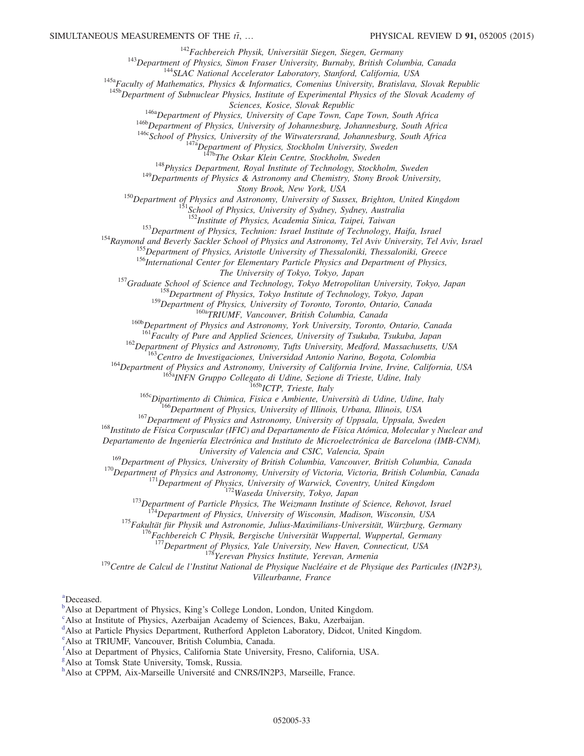[142]Fachbereich Physik, Universität Siegen, Siegen, Germany
[143]Department of Physics, Simon Fraser University, Burnaby, British Columbia, Canada
[144]SLAC National Accelerator Laboratory, Stanford, California, USA
[145a]Faculty of Mathematics, Physics & Informatics, Comenius University, Bratislava, Slovak Republic
[145b]Department of Subnuclear Physics, Institute of Experimental Physics of the Slovak Academy of Sciences, Kosice, Slovak Republic
[146a]Department of Physics, University of Cape Town, Cape Town, South Africa
[146b]Department of Physics, University of Johannesburg, Johannesburg, South Africa
[146c]School of Physics, University of the Witwatersrand, Johannesburg, South Africa
[147a]Department of Physics, Stockholm University, Sweden
[147b]The Oskar Klein Centre, Stockholm, Sweden
[148]Physics Department, Royal Institute of Technology, Stockholm, Sweden
[149]Departments of Physics & Astronomy and Chemistry, Stony Brook University, Stony Brook, New York, USA
[150]Department of Physics and Astronomy, University of Sussex, Brighton, United Kingdom
[151]School of Physics, University of Sydney, Sydney, Australia
[152]Institute of Physics, Academia Sinica, Taipei, Taiwan
[153]Department of Physics, Technion: Israel Institute of Technology, Haifa, Israel
[154]Raymond and Beverly Sackler School of Physics and Astronomy, Tel Aviv University, Tel Aviv, Israel
[155]Department of Physics, Aristotle University of Thessaloniki, Thessaloniki, Greece
[156]International Center for Elementary Particle Physics and Department of Physics, The University of Tokyo, Tokyo, Japan
[157]Graduate School of Science and Technology, Tokyo Metropolitan University, Tokyo, Japan
[158]Department of Physics, Tokyo Institute of Technology, Tokyo, Japan
[159]Department of Physics, University of Toronto, Toronto, Ontario, Canada
[160a]TRIUMF, Vancouver, British Columbia, Canada
[160b]Department of Physics and Astronomy, York University, Toronto, Ontario, Canada
[161]Faculty of Pure and Applied Sciences, University of Tsukuba, Tsukuba, Japan
[162]Department of Physics and Astronomy, Tufts University, Medford, Massachusetts, USA
[163]Centro de Investigaciones, Universidad Antonio Narino, Bogota, Colombia
[164]Department of Physics and Astronomy, University of California Irvine, Irvine, California, USA
[165a]INFN Gruppo Collegato di Udine, Sezione di Trieste, Udine, Italy
[165b]ICTP, Trieste, Italy
[165c]Dipartimento di Chimica, Fisica e Ambiente, Università di Udine, Udine, Italy
[166]Department of Physics, University of Illinois, Urbana, Illinois, USA
[167]Department of Physics and Astronomy, University of Uppsala, Uppsala, Sweden
[168]Instituto de Física Corpuscular (IFIC) and Departamento de Física Atómica, Molecular y Nuclear and Departamento de Ingeniería Electrónica and Instituto de Microelectrónica de Barcelona (IMB-CNM), University of Valencia and CSIC, Valencia, Spain
[169]Department of Physics, University of British Columbia, Vancouver, British Columbia, Canada
[170]Department of Physics and Astronomy, University of Victoria, Victoria, British Columbia, Canada
[171]Department of Physics, University of Warwick, Coventry, United Kingdom
[172]Waseda University, Tokyo, Japan
[173]Department of Particle Physics, The Weizmann Institute of Science, Rehovot, Israel
[174]Department of Physics, University of Wisconsin, Madison, Wisconsin, USA
[175]Fakultät für Physik und Astronomie, Julius-Maximilians-Universität, Würzburg, Germany
[176]Fachbereich C Physik, Bergische Universität Wuppertal, Wuppertal, Germany
[177]Department of Physics, Yale University, New Haven, Connecticut, USA
[178]Yerevan Physics Institute, Yerevan, Armenia
[179]Centre de Calcul de l'Institut National de Physique Nucléaire et de Physique des Particules (IN2P3), Villeurbanne, France

[a]Deceased.
[b]Also at Department of Physics, King's College London, London, United Kingdom.
[c]Also at Institute of Physics, Azerbaijan Academy of Sciences, Baku, Azerbaijan.
[d]Also at Particle Physics Department, Rutherford Appleton Laboratory, Didcot, United Kingdom.
[e]Also at TRIUMF, Vancouver, British Columbia, Canada.
[f]Also at Department of Physics, California State University, Fresno, California, USA.
[g]Also at Tomsk State University, Tomsk, Russia.
[h]Also at CPPM, Aix-Marseille Université and CNRS/IN2P3, Marseille, France.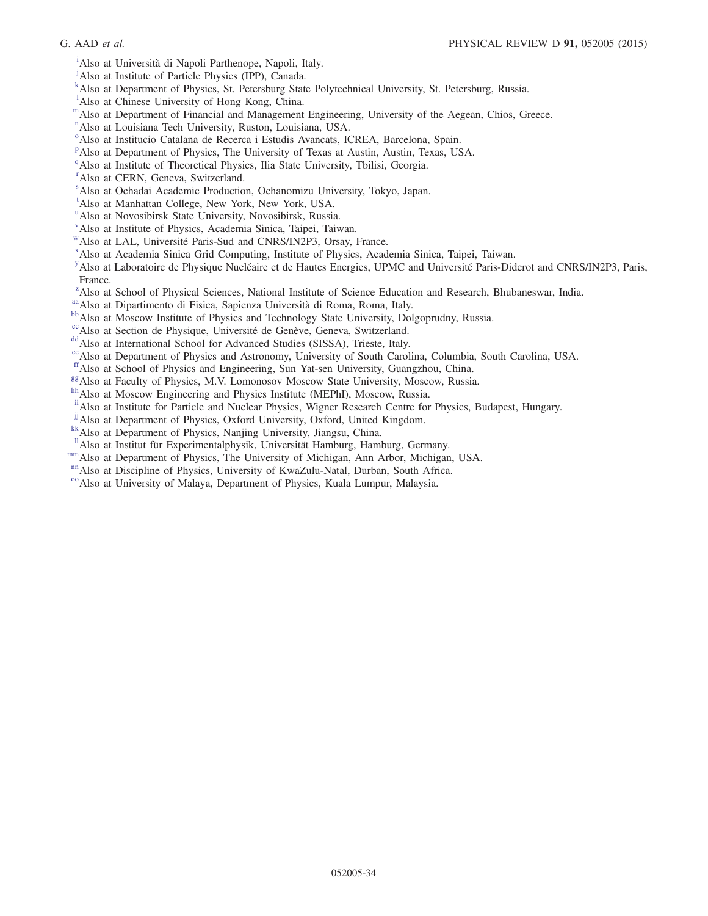[i]Also at Università di Napoli Parthenope, Napoli, Italy.
[j]Also at Institute of Particle Physics (IPP), Canada.
[k]Also at Department of Physics, St. Petersburg State Polytechnical University, St. Petersburg, Russia.
[l]Also at Chinese University of Hong Kong, China.
[m]Also at Department of Financial and Management Engineering, University of the Aegean, Chios, Greece.
[n]Also at Louisiana Tech University, Ruston, Louisiana, USA.
[o]Also at Institucio Catalana de Recerca i Estudis Avancats, ICREA, Barcelona, Spain.
[p]Also at Department of Physics, The University of Texas at Austin, Austin, Texas, USA.
[q]Also at Institute of Theoretical Physics, Ilia State University, Tbilisi, Georgia.
[r]Also at CERN, Geneva, Switzerland.
[s]Also at Ochadai Academic Production, Ochanomizu University, Tokyo, Japan.
[t]Also at Manhattan College, New York, New York, USA.
[u]Also at Novosibirsk State University, Novosibirsk, Russia.
[v]Also at Institute of Physics, Academia Sinica, Taipei, Taiwan.
[w]Also at LAL, Université Paris-Sud and CNRS/IN2P3, Orsay, France.
[x]Also at Academia Sinica Grid Computing, Institute of Physics, Academia Sinica, Taipei, Taiwan.
[y]Also at Laboratoire de Physique Nucléaire et de Hautes Energies, UPMC and Université Paris-Diderot and CNRS/IN2P3, Paris, France.
[z]Also at School of Physical Sciences, National Institute of Science Education and Research, Bhubaneswar, India.
[aa]Also at Dipartimento di Fisica, Sapienza Università di Roma, Roma, Italy.
[bb]Also at Moscow Institute of Physics and Technology State University, Dolgoprudny, Russia.
[cc]Also at Section de Physique, Université de Genève, Geneva, Switzerland.
[dd]Also at International School for Advanced Studies (SISSA), Trieste, Italy.
[ee]Also at Department of Physics and Astronomy, University of South Carolina, Columbia, South Carolina, USA.
[ff]Also at School of Physics and Engineering, Sun Yat-sen University, Guangzhou, China.
[gg]Also at Faculty of Physics, M.V. Lomonosov Moscow State University, Moscow, Russia.
[hh]Also at Moscow Engineering and Physics Institute (MEPhI), Moscow, Russia.
[ii]Also at Institute for Particle and Nuclear Physics, Wigner Research Centre for Physics, Budapest, Hungary.
[jj]Also at Department of Physics, Oxford University, Oxford, United Kingdom.
[kk]Also at Department of Physics, Nanjing University, Jiangsu, China.
[ll]Also at Institut für Experimentalphysik, Universität Hamburg, Hamburg, Germany.
[mm]Also at Department of Physics, The University of Michigan, Ann Arbor, Michigan, USA.
[nn]Also at Discipline of Physics, University of KwaZulu-Natal, Durban, South Africa.
[oo]Also at University of Malaya, Department of Physics, Kuala Lumpur, Malaysia.